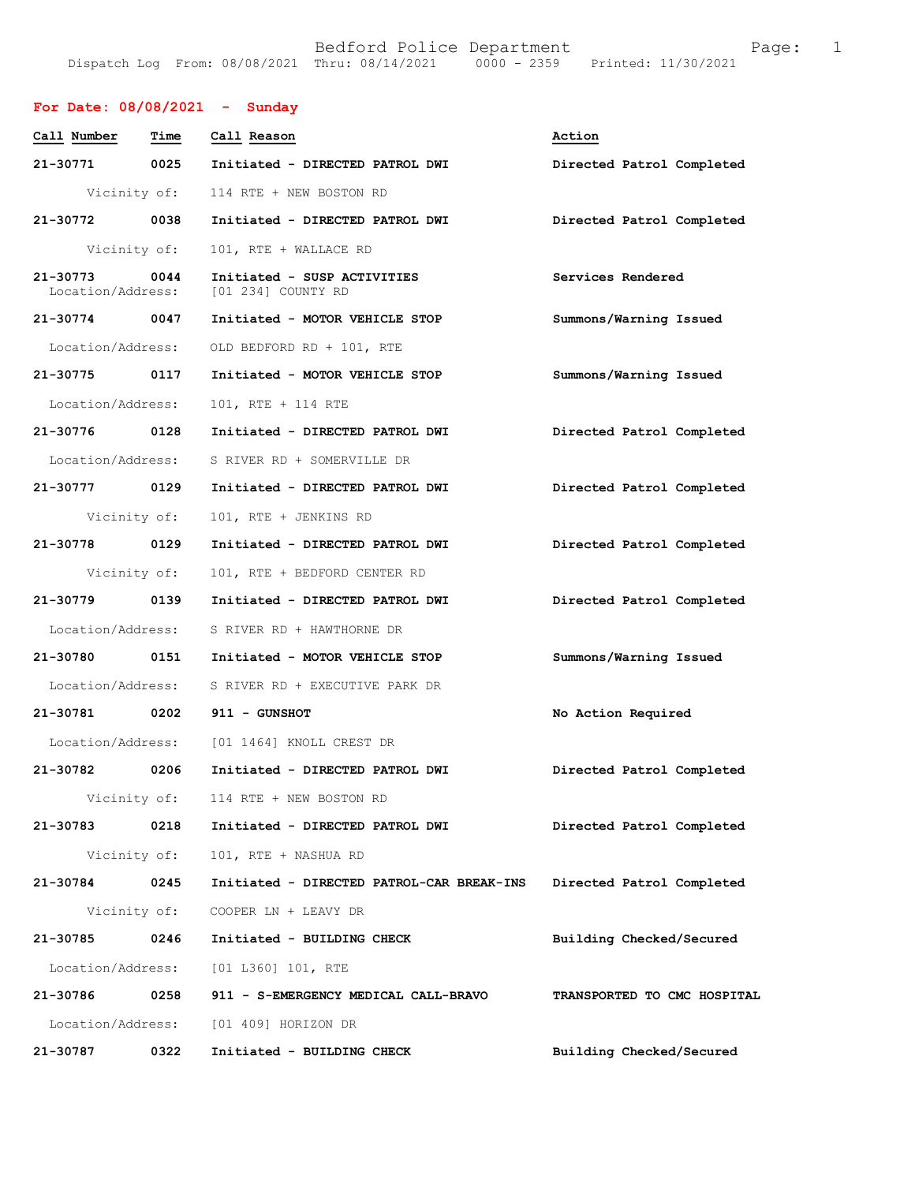Bedford Police Department

Dispatch Log From: 08/08/2021 Thru: 08/14/2021 0000 - 2359 Printed: 11/30/2021

## For Date: 08/08/2021 - Sunday

| Call Number | Time | Call Reason | Action |
|---|---|---|---|
| 21-30771 | 0025 | Initiated - DIRECTED PATROL DWI | Directed Patrol Completed |
| Vicinity of: | | 114 RTE + NEW BOSTON RD | |
| 21-30772 | 0038 | Initiated - DIRECTED PATROL DWI | Directed Patrol Completed |
| Vicinity of: | | 101, RTE + WALLACE RD | |
| 21-30773 | 0044 | Initiated - SUSP ACTIVITIES | Services Rendered |
| Location/Address: | | [01 234] COUNTY RD | |
| 21-30774 | 0047 | Initiated - MOTOR VEHICLE STOP | Summons/Warning Issued |
| Location/Address: | | OLD BEDFORD RD + 101, RTE | |
| 21-30775 | 0117 | Initiated - MOTOR VEHICLE STOP | Summons/Warning Issued |
| Location/Address: | | 101, RTE + 114 RTE | |
| 21-30776 | 0128 | Initiated - DIRECTED PATROL DWI | Directed Patrol Completed |
| Location/Address: | | S RIVER RD + SOMERVILLE DR | |
| 21-30777 | 0129 | Initiated - DIRECTED PATROL DWI | Directed Patrol Completed |
| Vicinity of: | | 101, RTE + JENKINS RD | |
| 21-30778 | 0129 | Initiated - DIRECTED PATROL DWI | Directed Patrol Completed |
| Vicinity of: | | 101, RTE + BEDFORD CENTER RD | |
| 21-30779 | 0139 | Initiated - DIRECTED PATROL DWI | Directed Patrol Completed |
| Location/Address: | | S RIVER RD + HAWTHORNE DR | |
| 21-30780 | 0151 | Initiated - MOTOR VEHICLE STOP | Summons/Warning Issued |
| Location/Address: | | S RIVER RD + EXECUTIVE PARK DR | |
| 21-30781 | 0202 | 911 - GUNSHOT | No Action Required |
| Location/Address: | | [01 1464] KNOLL CREST DR | |
| 21-30782 | 0206 | Initiated - DIRECTED PATROL DWI | Directed Patrol Completed |
| Vicinity of: | | 114 RTE + NEW BOSTON RD | |
| 21-30783 | 0218 | Initiated - DIRECTED PATROL DWI | Directed Patrol Completed |
| Vicinity of: | | 101, RTE + NASHUA RD | |
| 21-30784 | 0245 | Initiated - DIRECTED PATROL-CAR BREAK-INS | Directed Patrol Completed |
| Vicinity of: | | COOPER LN + LEAVY DR | |
| 21-30785 | 0246 | Initiated - BUILDING CHECK | Building Checked/Secured |
| Location/Address: | | [01 L360] 101, RTE | |
| 21-30786 | 0258 | 911 - S-EMERGENCY MEDICAL CALL-BRAVO | TRANSPORTED TO CMC HOSPITAL |
| Location/Address: | | [01 409] HORIZON DR | |
| 21-30787 | 0322 | Initiated - BUILDING CHECK | Building Checked/Secured |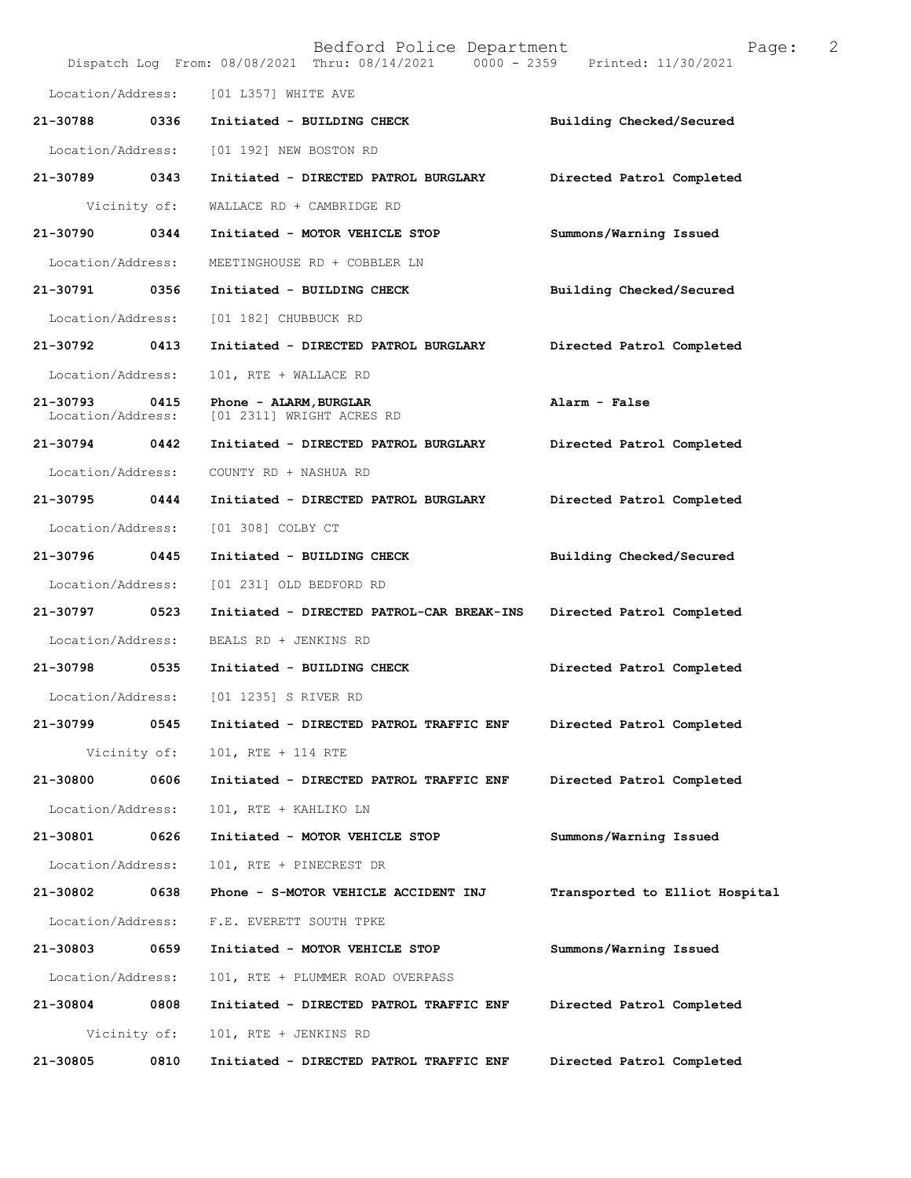Location/Address: [01 L357] WHITE AVE

**21-30788 0336 Initiated - BUILDING CHECK** **Building Checked/Secured**

Location/Address: [01 192] NEW BOSTON RD

**21-30789 0343 Initiated - DIRECTED PATROL BURGLARY** **Directed Patrol Completed**

Vicinity of: WALLACE RD + CAMBRIDGE RD

**21-30790 0344 Initiated - MOTOR VEHICLE STOP** **Summons/Warning Issued**

Location/Address: MEETINGHOUSE RD + COBBLER LN

**21-30791 0356 Initiated - BUILDING CHECK** **Building Checked/Secured**

Location/Address: [01 182] CHUBBUCK RD

**21-30792 0413 Initiated - DIRECTED PATROL BURGLARY** **Directed Patrol Completed**

Location/Address: 101, RTE + WALLACE RD

**21-30793 0415 Phone - ALARM,BURGLAR** **Alarm - False**
Location/Address: [01 2311] WRIGHT ACRES RD

**21-30794 0442 Initiated - DIRECTED PATROL BURGLARY** **Directed Patrol Completed**

Location/Address: COUNTY RD + NASHUA RD

**21-30795 0444 Initiated - DIRECTED PATROL BURGLARY** **Directed Patrol Completed**

Location/Address: [01 308] COLBY CT

**21-30796 0445 Initiated - BUILDING CHECK** **Building Checked/Secured**

Location/Address: [01 231] OLD BEDFORD RD

**21-30797 0523 Initiated - DIRECTED PATROL-CAR BREAK-INS** **Directed Patrol Completed**

Location/Address: BEALS RD + JENKINS RD

**21-30798 0535 Initiated - BUILDING CHECK** **Directed Patrol Completed**

Location/Address: [01 1235] S RIVER RD

**21-30799 0545 Initiated - DIRECTED PATROL TRAFFIC ENF** **Directed Patrol Completed**

Vicinity of: 101, RTE + 114 RTE

**21-30800 0606 Initiated - DIRECTED PATROL TRAFFIC ENF** **Directed Patrol Completed**

Location/Address: 101, RTE + KAHLIKO LN

**21-30801 0626 Initiated - MOTOR VEHICLE STOP** **Summons/Warning Issued**

Location/Address: 101, RTE + PINECREST DR

**21-30802 0638 Phone - S-MOTOR VEHICLE ACCIDENT INJ** **Transported to Elliot Hospital**

Location/Address: F.E. EVERETT SOUTH TPKE

**21-30803 0659 Initiated - MOTOR VEHICLE STOP** **Summons/Warning Issued**

Location/Address: 101, RTE + PLUMMER ROAD OVERPASS

**21-30804 0808 Initiated - DIRECTED PATROL TRAFFIC ENF** **Directed Patrol Completed**

Vicinity of: 101, RTE + JENKINS RD

**21-30805 0810 Initiated - DIRECTED PATROL TRAFFIC ENF** **Directed Patrol Completed**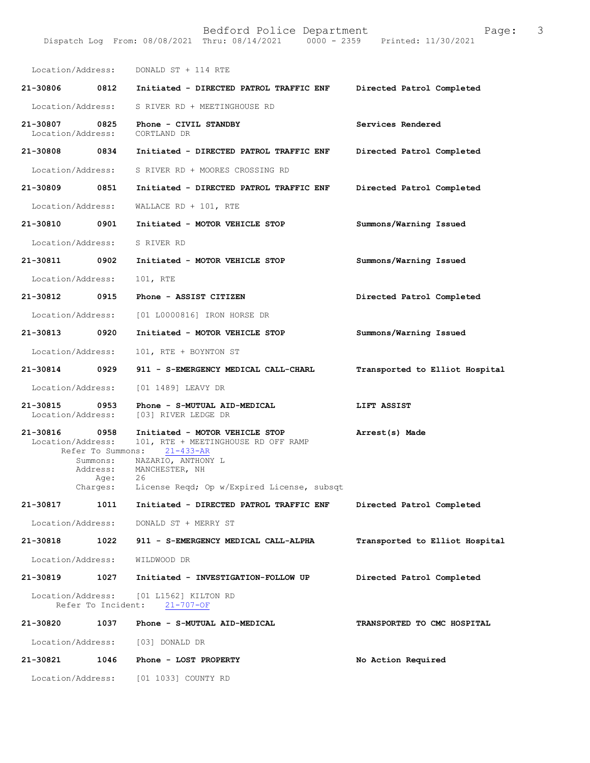Location/Address: DONALD ST + 114 RTE

**21-30806 0812 Initiated - DIRECTED PATROL TRAFFIC ENF** — **Directed Patrol Completed**

Location/Address: S RIVER RD + MEETINGHOUSE RD

**21-30807 0825 Phone - CIVIL STANDBY** — **Services Rendered**

Location/Address: CORTLAND DR

**21-30808 0834 Initiated - DIRECTED PATROL TRAFFIC ENF** — **Directed Patrol Completed**

Location/Address: S RIVER RD + MOORES CROSSING RD

**21-30809 0851 Initiated - DIRECTED PATROL TRAFFIC ENF** — **Directed Patrol Completed**

Location/Address: WALLACE RD + 101, RTE

**21-30810 0901 Initiated - MOTOR VEHICLE STOP** — **Summons/Warning Issued**

Location/Address: S RIVER RD

**21-30811 0902 Initiated - MOTOR VEHICLE STOP** — **Summons/Warning Issued**

Location/Address: 101, RTE

**21-30812 0915 Phone - ASSIST CITIZEN** — **Directed Patrol Completed**

Location/Address: [01 L0000816] IRON HORSE DR

**21-30813 0920 Initiated - MOTOR VEHICLE STOP** — **Summons/Warning Issued**

Location/Address: 101, RTE + BOYNTON ST

**21-30814 0929 911 - S-EMERGENCY MEDICAL CALL-CHARL** — **Transported to Elliot Hospital**

Location/Address: [01 1489] LEAVY DR

**21-30815 0953 Phone - S-MUTUAL AID-MEDICAL** — **LIFT ASSIST**

Location/Address: [03] RIVER LEDGE DR

**21-30816 0958 Initiated - MOTOR VEHICLE STOP** — **Arrest(s) Made**

Location/Address: 101, RTE + MEETINGHOUSE RD OFF RAMP
Refer To Summons: 21-433-AR
Summons: NAZARIO, ANTHONY L
Address: MANCHESTER, NH
Age: 26
Charges: License Reqd; Op w/Expired License, subsqt

**21-30817 1011 Initiated - DIRECTED PATROL TRAFFIC ENF** — **Directed Patrol Completed**

Location/Address: DONALD ST + MERRY ST

**21-30818 1022 911 - S-EMERGENCY MEDICAL CALL-ALPHA** — **Transported to Elliot Hospital**

Location/Address: WILDWOOD DR

**21-30819 1027 Initiated - INVESTIGATION-FOLLOW UP** — **Directed Patrol Completed**

Location/Address: [01 L1562] KILTON RD
Refer To Incident: 21-707-OF

**21-30820 1037 Phone - S-MUTUAL AID-MEDICAL** — **TRANSPORTED TO CMC HOSPITAL**

Location/Address: [03] DONALD DR

**21-30821 1046 Phone - LOST PROPERTY** — **No Action Required**

Location/Address: [01 1033] COUNTY RD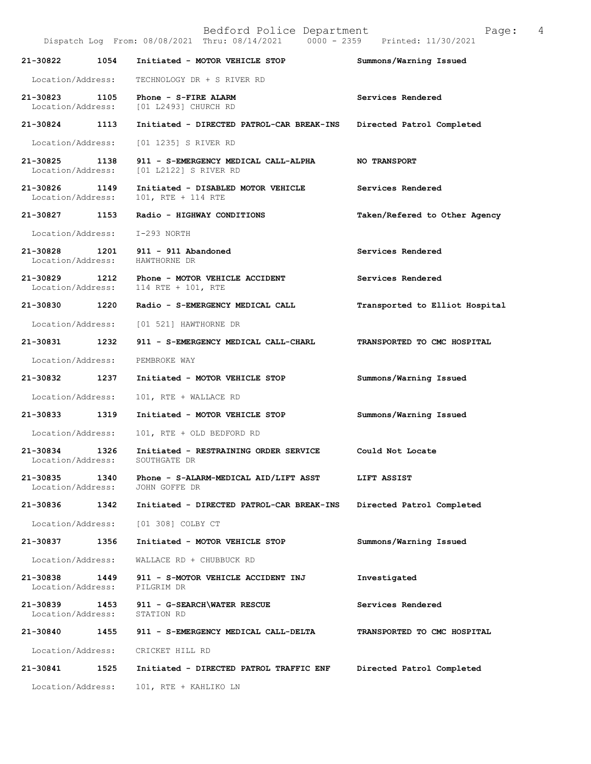| Call # | Time | Call Type | Disposition |
| --- | --- | --- | --- |
| **21-30822** | **1054** | **Initiated - MOTOR VEHICLE STOP** | **Summons/Warning Issued** |
| Location/Address: | | TECHNOLOGY DR + S RIVER RD | |
| **21-30823** | **1105** | **Phone - S-FIRE ALARM** | **Services Rendered** |
| Location/Address: | | [01 L2493] CHURCH RD | |
| **21-30824** | **1113** | **Initiated - DIRECTED PATROL-CAR BREAK-INS** | **Directed Patrol Completed** |
| Location/Address: | | [01 1235] S RIVER RD | |
| **21-30825** | **1138** | **911 - S-EMERGENCY MEDICAL CALL-ALPHA** | **NO TRANSPORT** |
| Location/Address: | | [01 L2122] S RIVER RD | |
| **21-30826** | **1149** | **Initiated - DISABLED MOTOR VEHICLE** | **Services Rendered** |
| Location/Address: | | 101, RTE + 114 RTE | |
| **21-30827** | **1153** | **Radio - HIGHWAY CONDITIONS** | **Taken/Refered to Other Agency** |
| Location/Address: | | I-293 NORTH | |
| **21-30828** | **1201** | **911 - 911 Abandoned** | **Services Rendered** |
| Location/Address: | | HAWTHORNE DR | |
| **21-30829** | **1212** | **Phone - MOTOR VEHICLE ACCIDENT** | **Services Rendered** |
| Location/Address: | | 114 RTE + 101, RTE | |
| **21-30830** | **1220** | **Radio - S-EMERGENCY MEDICAL CALL** | **Transported to Elliot Hospital** |
| Location/Address: | | [01 521] HAWTHORNE DR | |
| **21-30831** | **1232** | **911 - S-EMERGENCY MEDICAL CALL-CHARL** | **TRANSPORTED TO CMC HOSPITAL** |
| Location/Address: | | PEMBROKE WAY | |
| **21-30832** | **1237** | **Initiated - MOTOR VEHICLE STOP** | **Summons/Warning Issued** |
| Location/Address: | | 101, RTE + WALLACE RD | |
| **21-30833** | **1319** | **Initiated - MOTOR VEHICLE STOP** | **Summons/Warning Issued** |
| Location/Address: | | 101, RTE + OLD BEDFORD RD | |
| **21-30834** | **1326** | **Initiated - RESTRAINING ORDER SERVICE** | **Could Not Locate** |
| Location/Address: | | SOUTHGATE DR | |
| **21-30835** | **1340** | **Phone - S-ALARM-MEDICAL AID/LIFT ASST** | **LIFT ASSIST** |
| Location/Address: | | JOHN GOFFE DR | |
| **21-30836** | **1342** | **Initiated - DIRECTED PATROL-CAR BREAK-INS** | **Directed Patrol Completed** |
| Location/Address: | | [01 308] COLBY CT | |
| **21-30837** | **1356** | **Initiated - MOTOR VEHICLE STOP** | **Summons/Warning Issued** |
| Location/Address: | | WALLACE RD + CHUBBUCK RD | |
| **21-30838** | **1449** | **911 - S-MOTOR VEHICLE ACCIDENT INJ** | **Investigated** |
| Location/Address: | | PILGRIM DR | |
| **21-30839** | **1453** | **911 - G-SEARCH\WATER RESCUE** | **Services Rendered** |
| Location/Address: | | STATION RD | |
| **21-30840** | **1455** | **911 - S-EMERGENCY MEDICAL CALL-DELTA** | **TRANSPORTED TO CMC HOSPITAL** |
| Location/Address: | | CRICKET HILL RD | |
| **21-30841** | **1525** | **Initiated - DIRECTED PATROL TRAFFIC ENF** | **Directed Patrol Completed** |
| Location/Address: | | 101, RTE + KAHLIKO LN | |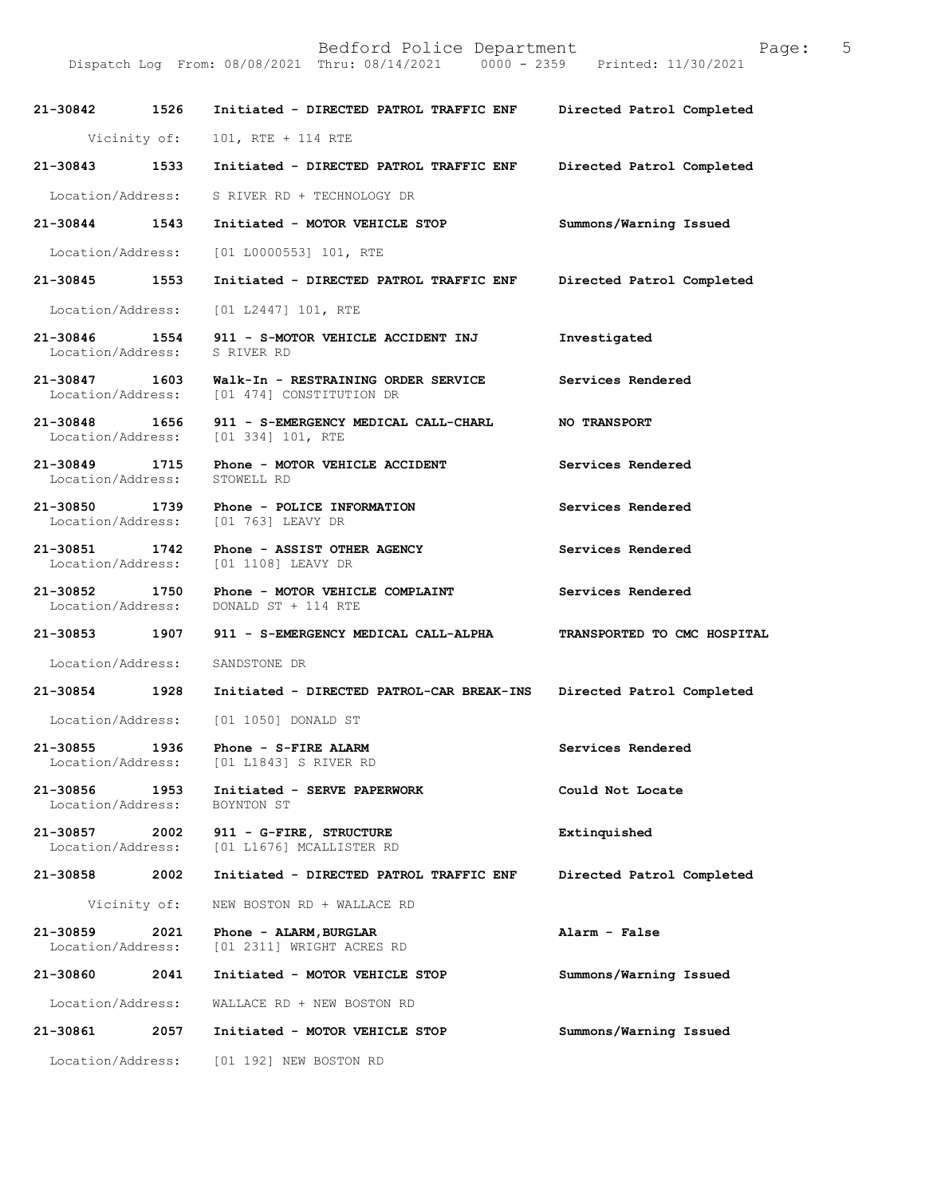Dispatch Log From: 08/08/2021 Thru: 08/14/2021 0000 - 2359 Printed: 11/30/2021

**21-30842 1526 Initiated - DIRECTED PATROL TRAFFIC ENF** — **Directed Patrol Completed**
Vicinity of: 101, RTE + 114 RTE

**21-30843 1533 Initiated - DIRECTED PATROL TRAFFIC ENF** — **Directed Patrol Completed**
Location/Address: S RIVER RD + TECHNOLOGY DR

**21-30844 1543 Initiated - MOTOR VEHICLE STOP** — **Summons/Warning Issued**
Location/Address: [01 L0000553] 101, RTE

**21-30845 1553 Initiated - DIRECTED PATROL TRAFFIC ENF** — **Directed Patrol Completed**
Location/Address: [01 L2447] 101, RTE

**21-30846 1554 911 - S-MOTOR VEHICLE ACCIDENT INJ** — **Investigated**
Location/Address: S RIVER RD

**21-30847 1603 Walk-In - RESTRAINING ORDER SERVICE** — **Services Rendered**
Location/Address: [01 474] CONSTITUTION DR

**21-30848 1656 911 - S-EMERGENCY MEDICAL CALL-CHARL** — **NO TRANSPORT**
Location/Address: [01 334] 101, RTE

**21-30849 1715 Phone - MOTOR VEHICLE ACCIDENT** — **Services Rendered**
Location/Address: STOWELL RD

**21-30850 1739 Phone - POLICE INFORMATION** — **Services Rendered**
Location/Address: [01 763] LEAVY DR

**21-30851 1742 Phone - ASSIST OTHER AGENCY** — **Services Rendered**
Location/Address: [01 1108] LEAVY DR

**21-30852 1750 Phone - MOTOR VEHICLE COMPLAINT** — **Services Rendered**
Location/Address: DONALD ST + 114 RTE

**21-30853 1907 911 - S-EMERGENCY MEDICAL CALL-ALPHA** — **TRANSPORTED TO CMC HOSPITAL**
Location/Address: SANDSTONE DR

**21-30854 1928 Initiated - DIRECTED PATROL-CAR BREAK-INS** — **Directed Patrol Completed**
Location/Address: [01 1050] DONALD ST

**21-30855 1936 Phone - S-FIRE ALARM** — **Services Rendered**
Location/Address: [01 L1843] S RIVER RD

**21-30856 1953 Initiated - SERVE PAPERWORK** — **Could Not Locate**
Location/Address: BOYNTON ST

**21-30857 2002 911 - G-FIRE, STRUCTURE** — **Extinquished**
Location/Address: [01 L1676] MCALLISTER RD

**21-30858 2002 Initiated - DIRECTED PATROL TRAFFIC ENF** — **Directed Patrol Completed**
Vicinity of: NEW BOSTON RD + WALLACE RD

**21-30859 2021 Phone - ALARM,BURGLAR** — **Alarm - False**
Location/Address: [01 2311] WRIGHT ACRES RD

**21-30860 2041 Initiated - MOTOR VEHICLE STOP** — **Summons/Warning Issued**
Location/Address: WALLACE RD + NEW BOSTON RD

**21-30861 2057 Initiated - MOTOR VEHICLE STOP** — **Summons/Warning Issued**
Location/Address: [01 192] NEW BOSTON RD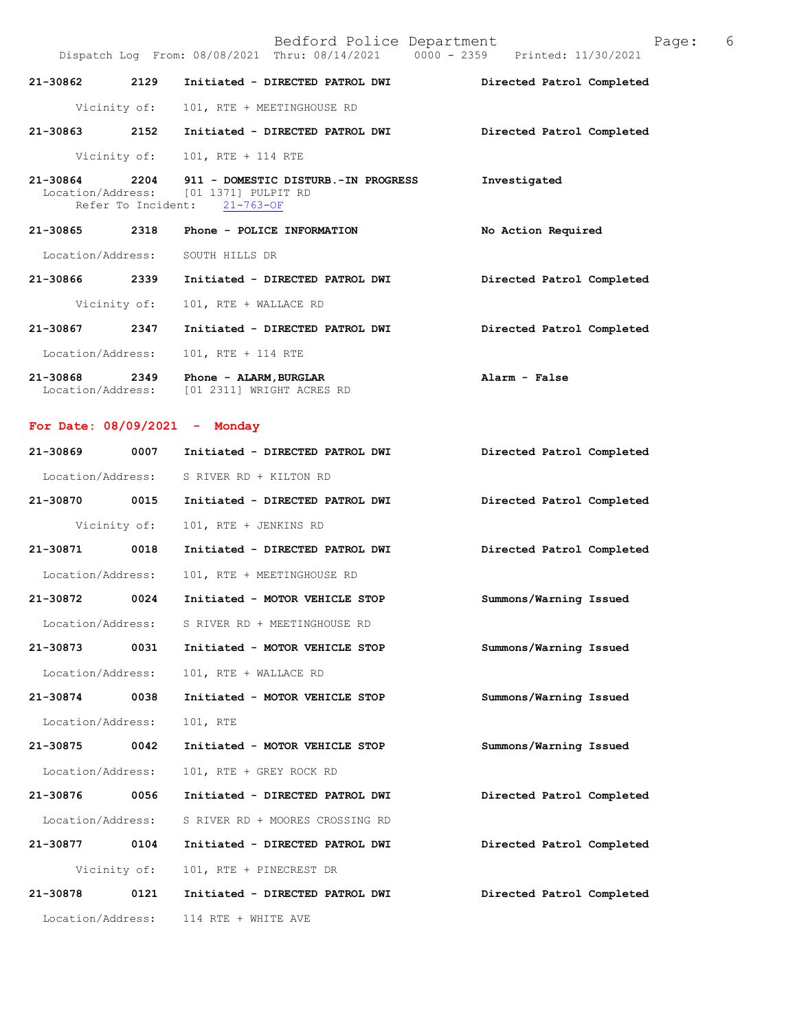**21-30862 2129 Initiated - DIRECTED PATROL DWI — Directed Patrol Completed**

Vicinity of: 101, RTE + MEETINGHOUSE RD

**21-30863 2152 Initiated - DIRECTED PATROL DWI — Directed Patrol Completed**

Vicinity of: 101, RTE + 114 RTE

**21-30864 2204 911 - DOMESTIC DISTURB.-IN PROGRESS — Investigated**

Location/Address: [01 1371] PULPIT RD
Refer To Incident: 21-763-OF

**21-30865 2318 Phone - POLICE INFORMATION — No Action Required**

Location/Address: SOUTH HILLS DR

**21-30866 2339 Initiated - DIRECTED PATROL DWI — Directed Patrol Completed**

Vicinity of: 101, RTE + WALLACE RD

**21-30867 2347 Initiated - DIRECTED PATROL DWI — Directed Patrol Completed**

Location/Address: 101, RTE + 114 RTE

**21-30868 2349 Phone - ALARM,BURGLAR — Alarm - False**

Location/Address: [01 2311] WRIGHT ACRES RD

## For Date: 08/09/2021 - Monday

**21-30869 0007 Initiated - DIRECTED PATROL DWI — Directed Patrol Completed**

Location/Address: S RIVER RD + KILTON RD

**21-30870 0015 Initiated - DIRECTED PATROL DWI — Directed Patrol Completed**

Vicinity of: 101, RTE + JENKINS RD

**21-30871 0018 Initiated - DIRECTED PATROL DWI — Directed Patrol Completed**

Location/Address: 101, RTE + MEETINGHOUSE RD

**21-30872 0024 Initiated - MOTOR VEHICLE STOP — Summons/Warning Issued**

Location/Address: S RIVER RD + MEETINGHOUSE RD

**21-30873 0031 Initiated - MOTOR VEHICLE STOP — Summons/Warning Issued**

Location/Address: 101, RTE + WALLACE RD

**21-30874 0038 Initiated - MOTOR VEHICLE STOP — Summons/Warning Issued**

Location/Address: 101, RTE

**21-30875 0042 Initiated - MOTOR VEHICLE STOP — Summons/Warning Issued**

Location/Address: 101, RTE + GREY ROCK RD

**21-30876 0056 Initiated - DIRECTED PATROL DWI — Directed Patrol Completed**

Location/Address: S RIVER RD + MOORES CROSSING RD

**21-30877 0104 Initiated - DIRECTED PATROL DWI — Directed Patrol Completed**

Vicinity of: 101, RTE + PINECREST DR

**21-30878 0121 Initiated - DIRECTED PATROL DWI — Directed Patrol Completed**

Location/Address: 114 RTE + WHITE AVE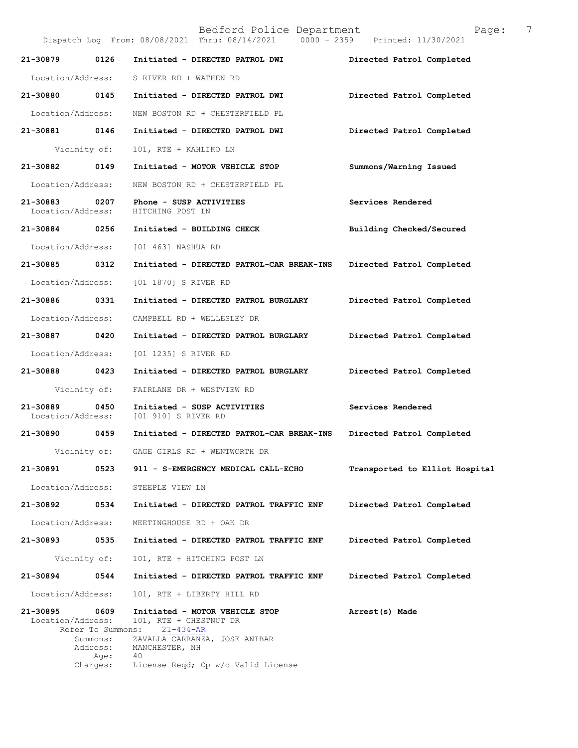Bedford Police Department

Dispatch Log From: 08/08/2021 Thru: 08/14/2021 0000 - 2359 Printed: 11/30/2021

**21-30879 0126 Initiated - DIRECTED PATROL DWI** — Directed Patrol Completed
Location/Address: S RIVER RD + WATHEN RD

**21-30880 0145 Initiated - DIRECTED PATROL DWI** — Directed Patrol Completed
Location/Address: NEW BOSTON RD + CHESTERFIELD PL

**21-30881 0146 Initiated - DIRECTED PATROL DWI** — Directed Patrol Completed
Vicinity of: 101, RTE + KAHLIKO LN

**21-30882 0149 Initiated - MOTOR VEHICLE STOP** — Summons/Warning Issued
Location/Address: NEW BOSTON RD + CHESTERFIELD PL

**21-30883 0207 Phone - SUSP ACTIVITIES** — Services Rendered
Location/Address: HITCHING POST LN

**21-30884 0256 Initiated - BUILDING CHECK** — Building Checked/Secured
Location/Address: [01 463] NASHUA RD

**21-30885 0312 Initiated - DIRECTED PATROL-CAR BREAK-INS** — Directed Patrol Completed
Location/Address: [01 1870] S RIVER RD

**21-30886 0331 Initiated - DIRECTED PATROL BURGLARY** — Directed Patrol Completed
Location/Address: CAMPBELL RD + WELLESLEY DR

**21-30887 0420 Initiated - DIRECTED PATROL BURGLARY** — Directed Patrol Completed
Location/Address: [01 1235] S RIVER RD

**21-30888 0423 Initiated - DIRECTED PATROL BURGLARY** — Directed Patrol Completed
Vicinity of: FAIRLANE DR + WESTVIEW RD

**21-30889 0450 Initiated - SUSP ACTIVITIES** — Services Rendered
Location/Address: [01 910] S RIVER RD

**21-30890 0459 Initiated - DIRECTED PATROL-CAR BREAK-INS** — Directed Patrol Completed
Vicinity of: GAGE GIRLS RD + WENTWORTH DR

**21-30891 0523 911 - S-EMERGENCY MEDICAL CALL-ECHO** — Transported to Elliot Hospital
Location/Address: STEEPLE VIEW LN

**21-30892 0534 Initiated - DIRECTED PATROL TRAFFIC ENF** — Directed Patrol Completed
Location/Address: MEETINGHOUSE RD + OAK DR

**21-30893 0535 Initiated - DIRECTED PATROL TRAFFIC ENF** — Directed Patrol Completed
Vicinity of: 101, RTE + HITCHING POST LN

**21-30894 0544 Initiated - DIRECTED PATROL TRAFFIC ENF** — Directed Patrol Completed
Location/Address: 101, RTE + LIBERTY HILL RD

**21-30895 0609 Initiated - MOTOR VEHICLE STOP** — Arrest(s) Made
Location/Address: 101, RTE + CHESTNUT DR
Refer To Summons: 21-434-AR
Summons: ZAVALLA CARRANZA, JOSE ANIBAR
Address: MANCHESTER, NH
Age: 40
Charges: License Reqd; Op w/o Valid License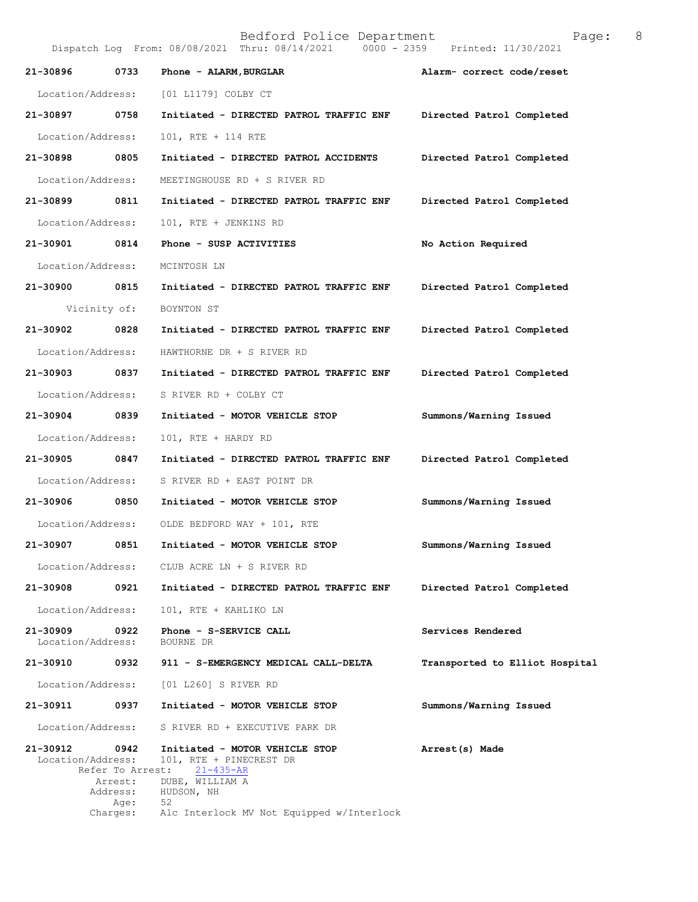| Call # | Time | Type | Disposition |
|---|---|---|---|
| 21-30896 | 0733 | Phone - ALARM,BURGLAR | Alarm- correct code/reset |
| Location/Address: | | [01 L1179] COLBY CT | |
| 21-30897 | 0758 | Initiated - DIRECTED PATROL TRAFFIC ENF | Directed Patrol Completed |
| Location/Address: | | 101, RTE + 114 RTE | |
| 21-30898 | 0805 | Initiated - DIRECTED PATROL ACCIDENTS | Directed Patrol Completed |
| Location/Address: | | MEETINGHOUSE RD + S RIVER RD | |
| 21-30899 | 0811 | Initiated - DIRECTED PATROL TRAFFIC ENF | Directed Patrol Completed |
| Location/Address: | | 101, RTE + JENKINS RD | |
| 21-30901 | 0814 | Phone - SUSP ACTIVITIES | No Action Required |
| Location/Address: | | MCINTOSH LN | |
| 21-30900 | 0815 | Initiated - DIRECTED PATROL TRAFFIC ENF | Directed Patrol Completed |
| Vicinity of: | | BOYNTON ST | |
| 21-30902 | 0828 | Initiated - DIRECTED PATROL TRAFFIC ENF | Directed Patrol Completed |
| Location/Address: | | HAWTHORNE DR + S RIVER RD | |
| 21-30903 | 0837 | Initiated - DIRECTED PATROL TRAFFIC ENF | Directed Patrol Completed |
| Location/Address: | | S RIVER RD + COLBY CT | |
| 21-30904 | 0839 | Initiated - MOTOR VEHICLE STOP | Summons/Warning Issued |
| Location/Address: | | 101, RTE + HARDY RD | |
| 21-30905 | 0847 | Initiated - DIRECTED PATROL TRAFFIC ENF | Directed Patrol Completed |
| Location/Address: | | S RIVER RD + EAST POINT DR | |
| 21-30906 | 0850 | Initiated - MOTOR VEHICLE STOP | Summons/Warning Issued |
| Location/Address: | | OLDE BEDFORD WAY + 101, RTE | |
| 21-30907 | 0851 | Initiated - MOTOR VEHICLE STOP | Summons/Warning Issued |
| Location/Address: | | CLUB ACRE LN + S RIVER RD | |
| 21-30908 | 0921 | Initiated - DIRECTED PATROL TRAFFIC ENF | Directed Patrol Completed |
| Location/Address: | | 101, RTE + KAHLIKO LN | |
| 21-30909 | 0922 | Phone - S-SERVICE CALL | Services Rendered |
| Location/Address: | | BOURNE DR | |
| 21-30910 | 0932 | 911 - S-EMERGENCY MEDICAL CALL-DELTA | Transported to Elliot Hospital |
| Location/Address: | | [01 L260] S RIVER RD | |
| 21-30911 | 0937 | Initiated - MOTOR VEHICLE STOP | Summons/Warning Issued |
| Location/Address: | | S RIVER RD + EXECUTIVE PARK DR | |
| 21-30912 | 0942 | Initiated - MOTOR VEHICLE STOP | Arrest(s) Made |
| Location/Address: | | 101, RTE + PINECREST DR | |
| Refer To Arrest: | | 21-435-AR | |
| Arrest: | | DUBE, WILLIAM A | |
| Address: | | HUDSON, NH | |
| Age: | | 52 | |
| Charges: | | Alc Interlock MV Not Equipped w/Interlock | |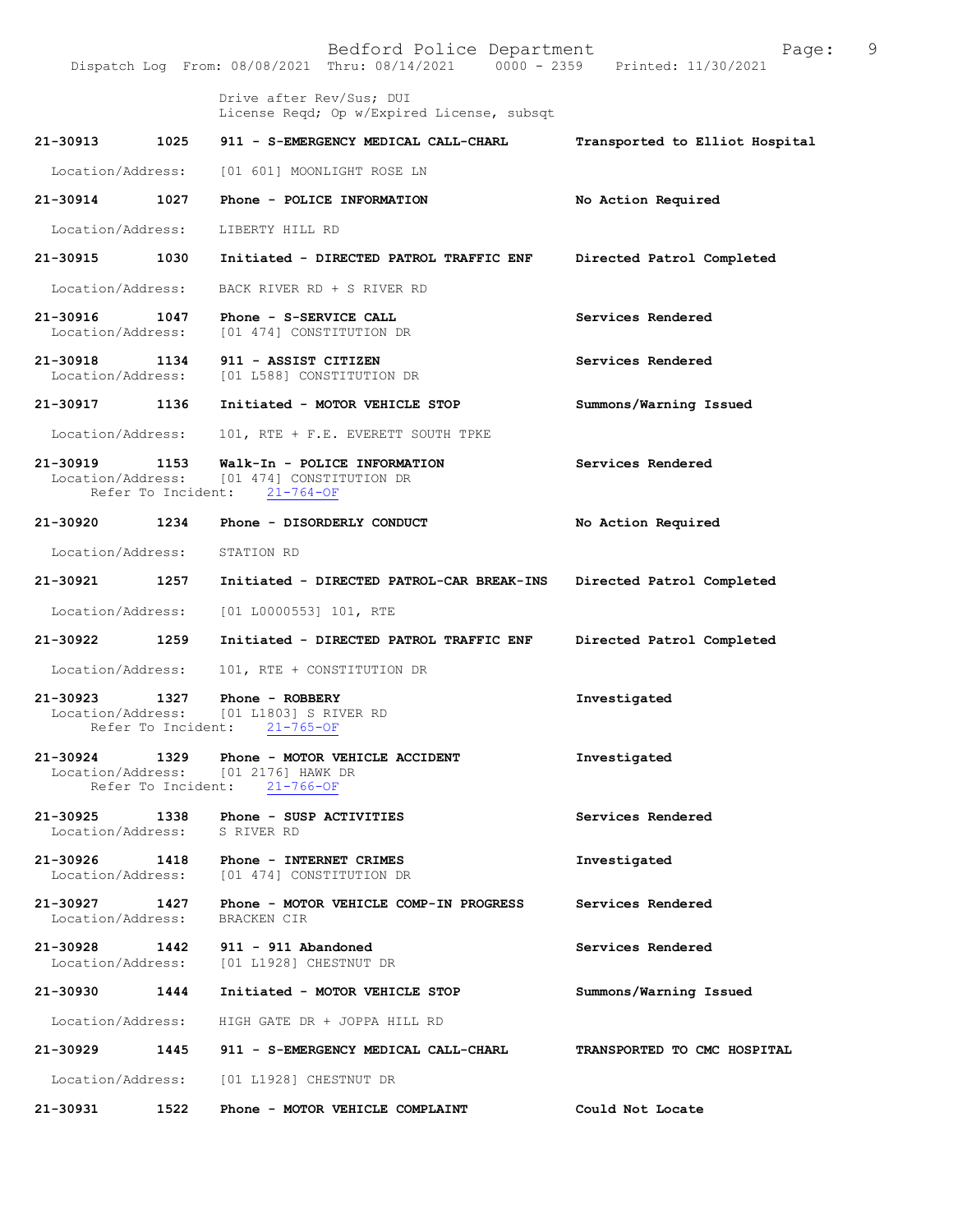Drive after Rev/Sus; DUI
License Reqd; Op w/Expired License, subsqt

**21-30913 1025 911 - S-EMERGENCY MEDICAL CALL-CHARL** **Transported to Elliot Hospital**

Location/Address: [01 601] MOONLIGHT ROSE LN

**21-30914 1027 Phone - POLICE INFORMATION** **No Action Required**

Location/Address: LIBERTY HILL RD

**21-30915 1030 Initiated - DIRECTED PATROL TRAFFIC ENF** **Directed Patrol Completed**

Location/Address: BACK RIVER RD + S RIVER RD

**21-30916 1047 Phone - S-SERVICE CALL** **Services Rendered**
Location/Address: [01 474] CONSTITUTION DR

**21-30918 1134 911 - ASSIST CITIZEN** **Services Rendered**
Location/Address: [01 L588] CONSTITUTION DR

**21-30917 1136 Initiated - MOTOR VEHICLE STOP** **Summons/Warning Issued**

Location/Address: 101, RTE + F.E. EVERETT SOUTH TPKE

**21-30919 1153 Walk-In - POLICE INFORMATION** **Services Rendered**
Location/Address: [01 474] CONSTITUTION DR
Refer To Incident: 21-764-OF

**21-30920 1234 Phone - DISORDERLY CONDUCT** **No Action Required**

Location/Address: STATION RD

**21-30921 1257 Initiated - DIRECTED PATROL-CAR BREAK-INS** **Directed Patrol Completed**

Location/Address: [01 L0000553] 101, RTE

**21-30922 1259 Initiated - DIRECTED PATROL TRAFFIC ENF** **Directed Patrol Completed**

Location/Address: 101, RTE + CONSTITUTION DR

**21-30923 1327 Phone - ROBBERY** **Investigated**
Location/Address: [01 L1803] S RIVER RD
Refer To Incident: 21-765-OF

**21-30924 1329 Phone - MOTOR VEHICLE ACCIDENT** **Investigated**
Location/Address: [01 2176] HAWK DR
Refer To Incident: 21-766-OF

**21-30925 1338 Phone - SUSP ACTIVITIES** **Services Rendered**
Location/Address: S RIVER RD

**21-30926 1418 Phone - INTERNET CRIMES** **Investigated**
Location/Address: [01 474] CONSTITUTION DR

**21-30927 1427 Phone - MOTOR VEHICLE COMP-IN PROGRESS** **Services Rendered**
Location/Address: BRACKEN CIR

**21-30928 1442 911 - 911 Abandoned** **Services Rendered**
Location/Address: [01 L1928] CHESTNUT DR

**21-30930 1444 Initiated - MOTOR VEHICLE STOP** **Summons/Warning Issued**

Location/Address: HIGH GATE DR + JOPPA HILL RD

**21-30929 1445 911 - S-EMERGENCY MEDICAL CALL-CHARL** **TRANSPORTED TO CMC HOSPITAL**

Location/Address: [01 L1928] CHESTNUT DR

**21-30931 1522 Phone - MOTOR VEHICLE COMPLAINT** **Could Not Locate**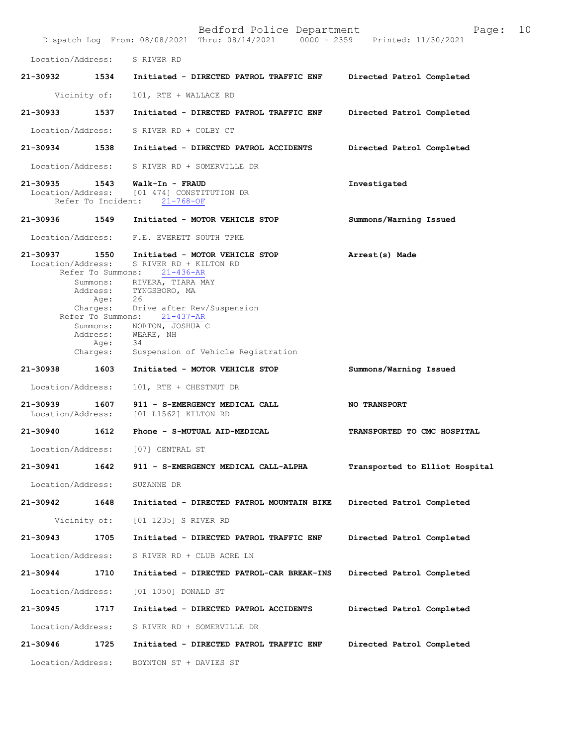Location/Address: S RIVER RD

**21-30932 1534 Initiated - DIRECTED PATROL TRAFFIC ENF — Directed Patrol Completed**

Vicinity of: 101, RTE + WALLACE RD

**21-30933 1537 Initiated - DIRECTED PATROL TRAFFIC ENF — Directed Patrol Completed**

Location/Address: S RIVER RD + COLBY CT

**21-30934 1538 Initiated - DIRECTED PATROL ACCIDENTS — Directed Patrol Completed**

Location/Address: S RIVER RD + SOMERVILLE DR

**21-30935 1543 Walk-In - FRAUD — Investigated**

Location/Address: [01 474] CONSTITUTION DR
Refer To Incident: 21-768-OF

**21-30936 1549 Initiated - MOTOR VEHICLE STOP — Summons/Warning Issued**

Location/Address: F.E. EVERETT SOUTH TPKE

**21-30937 1550 Initiated - MOTOR VEHICLE STOP — Arrest(s) Made**

Location/Address: S RIVER RD + KILTON RD
Refer To Summons: 21-436-AR
Summons: RIVERA, TIARA MAY
Address: TYNGSBORO, MA
Age: 26
Charges: Drive after Rev/Suspension
Refer To Summons: 21-437-AR
Summons: NORTON, JOSHUA C
Address: WEARE, NH
Age: 34
Charges: Suspension of Vehicle Registration

**21-30938 1603 Initiated - MOTOR VEHICLE STOP — Summons/Warning Issued**

Location/Address: 101, RTE + CHESTNUT DR

**21-30939 1607 911 - S-EMERGENCY MEDICAL CALL — NO TRANSPORT**

Location/Address: [01 L1562] KILTON RD

**21-30940 1612 Phone - S-MUTUAL AID-MEDICAL — TRANSPORTED TO CMC HOSPITAL**

Location/Address: [07] CENTRAL ST

**21-30941 1642 911 - S-EMERGENCY MEDICAL CALL-ALPHA — Transported to Elliot Hospital**

Location/Address: SUZANNE DR

**21-30942 1648 Initiated - DIRECTED PATROL MOUNTAIN BIKE — Directed Patrol Completed**

Vicinity of: [01 1235] S RIVER RD

**21-30943 1705 Initiated - DIRECTED PATROL TRAFFIC ENF — Directed Patrol Completed**

Location/Address: S RIVER RD + CLUB ACRE LN

**21-30944 1710 Initiated - DIRECTED PATROL-CAR BREAK-INS — Directed Patrol Completed**

Location/Address: [01 1050] DONALD ST

**21-30945 1717 Initiated - DIRECTED PATROL ACCIDENTS — Directed Patrol Completed**

Location/Address: S RIVER RD + SOMERVILLE DR

**21-30946 1725 Initiated - DIRECTED PATROL TRAFFIC ENF — Directed Patrol Completed**

Location/Address: BOYNTON ST + DAVIES ST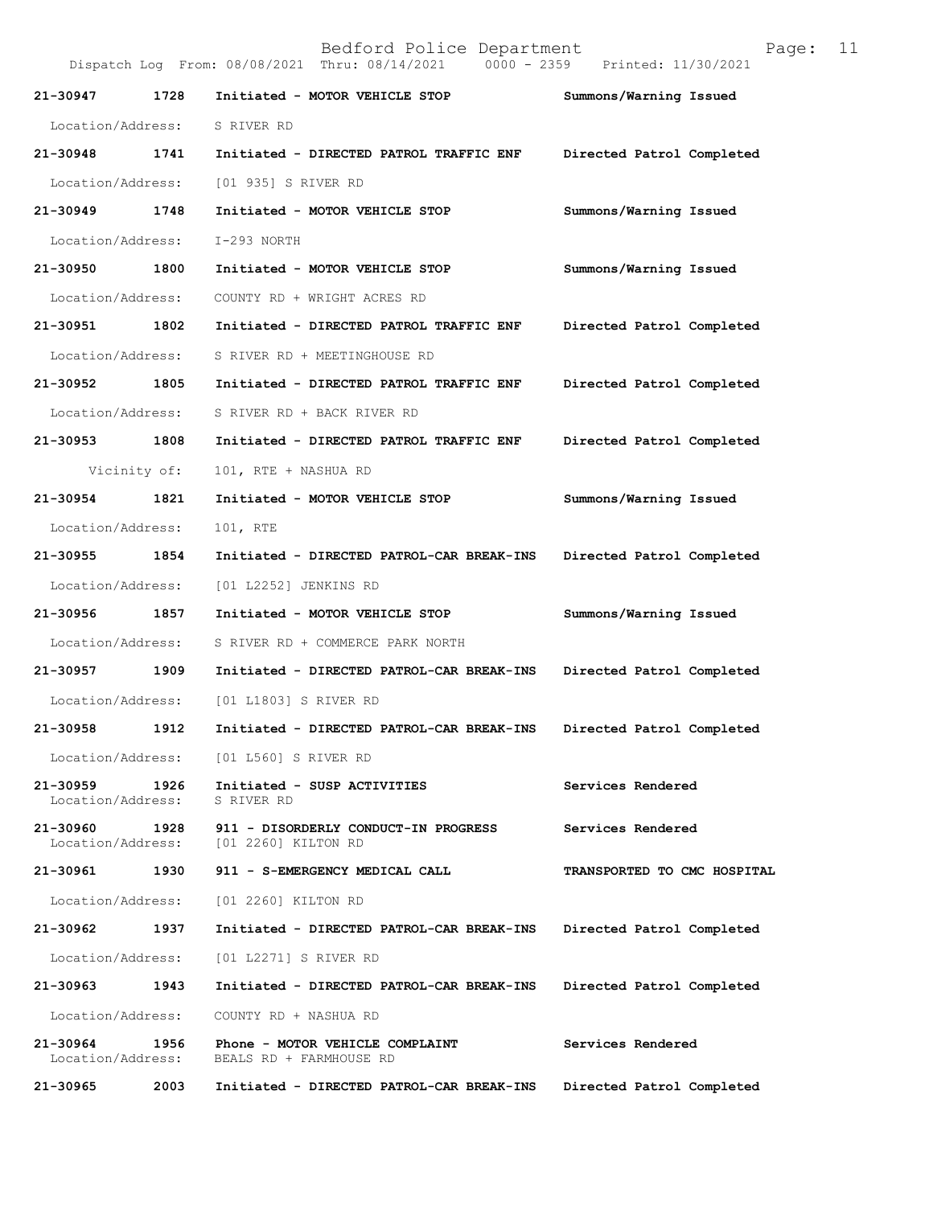| Call # | Time | Call Reason | Action |
|---|---|---|---|
| 21-30947 | 1728 | Initiated - MOTOR VEHICLE STOP | Summons/Warning Issued |
| Location/Address: | | S RIVER RD | |
| 21-30948 | 1741 | Initiated - DIRECTED PATROL TRAFFIC ENF | Directed Patrol Completed |
| Location/Address: | | [01 935] S RIVER RD | |
| 21-30949 | 1748 | Initiated - MOTOR VEHICLE STOP | Summons/Warning Issued |
| Location/Address: | | I-293 NORTH | |
| 21-30950 | 1800 | Initiated - MOTOR VEHICLE STOP | Summons/Warning Issued |
| Location/Address: | | COUNTY RD + WRIGHT ACRES RD | |
| 21-30951 | 1802 | Initiated - DIRECTED PATROL TRAFFIC ENF | Directed Patrol Completed |
| Location/Address: | | S RIVER RD + MEETINGHOUSE RD | |
| 21-30952 | 1805 | Initiated - DIRECTED PATROL TRAFFIC ENF | Directed Patrol Completed |
| Location/Address: | | S RIVER RD + BACK RIVER RD | |
| 21-30953 | 1808 | Initiated - DIRECTED PATROL TRAFFIC ENF | Directed Patrol Completed |
| Vicinity of: | | 101, RTE + NASHUA RD | |
| 21-30954 | 1821 | Initiated - MOTOR VEHICLE STOP | Summons/Warning Issued |
| Location/Address: | | 101, RTE | |
| 21-30955 | 1854 | Initiated - DIRECTED PATROL-CAR BREAK-INS | Directed Patrol Completed |
| Location/Address: | | [01 L2252] JENKINS RD | |
| 21-30956 | 1857 | Initiated - MOTOR VEHICLE STOP | Summons/Warning Issued |
| Location/Address: | | S RIVER RD + COMMERCE PARK NORTH | |
| 21-30957 | 1909 | Initiated - DIRECTED PATROL-CAR BREAK-INS | Directed Patrol Completed |
| Location/Address: | | [01 L1803] S RIVER RD | |
| 21-30958 | 1912 | Initiated - DIRECTED PATROL-CAR BREAK-INS | Directed Patrol Completed |
| Location/Address: | | [01 L560] S RIVER RD | |
| 21-30959 | 1926 | Initiated - SUSP ACTIVITIES | Services Rendered |
| Location/Address: | | S RIVER RD | |
| 21-30960 | 1928 | 911 - DISORDERLY CONDUCT-IN PROGRESS | Services Rendered |
| Location/Address: | | [01 2260] KILTON RD | |
| 21-30961 | 1930 | 911 - S-EMERGENCY MEDICAL CALL | TRANSPORTED TO CMC HOSPITAL |
| Location/Address: | | [01 2260] KILTON RD | |
| 21-30962 | 1937 | Initiated - DIRECTED PATROL-CAR BREAK-INS | Directed Patrol Completed |
| Location/Address: | | [01 L2271] S RIVER RD | |
| 21-30963 | 1943 | Initiated - DIRECTED PATROL-CAR BREAK-INS | Directed Patrol Completed |
| Location/Address: | | COUNTY RD + NASHUA RD | |
| 21-30964 | 1956 | Phone - MOTOR VEHICLE COMPLAINT | Services Rendered |
| Location/Address: | | BEALS RD + FARMHOUSE RD | |
| 21-30965 | 2003 | Initiated - DIRECTED PATROL-CAR BREAK-INS | Directed Patrol Completed |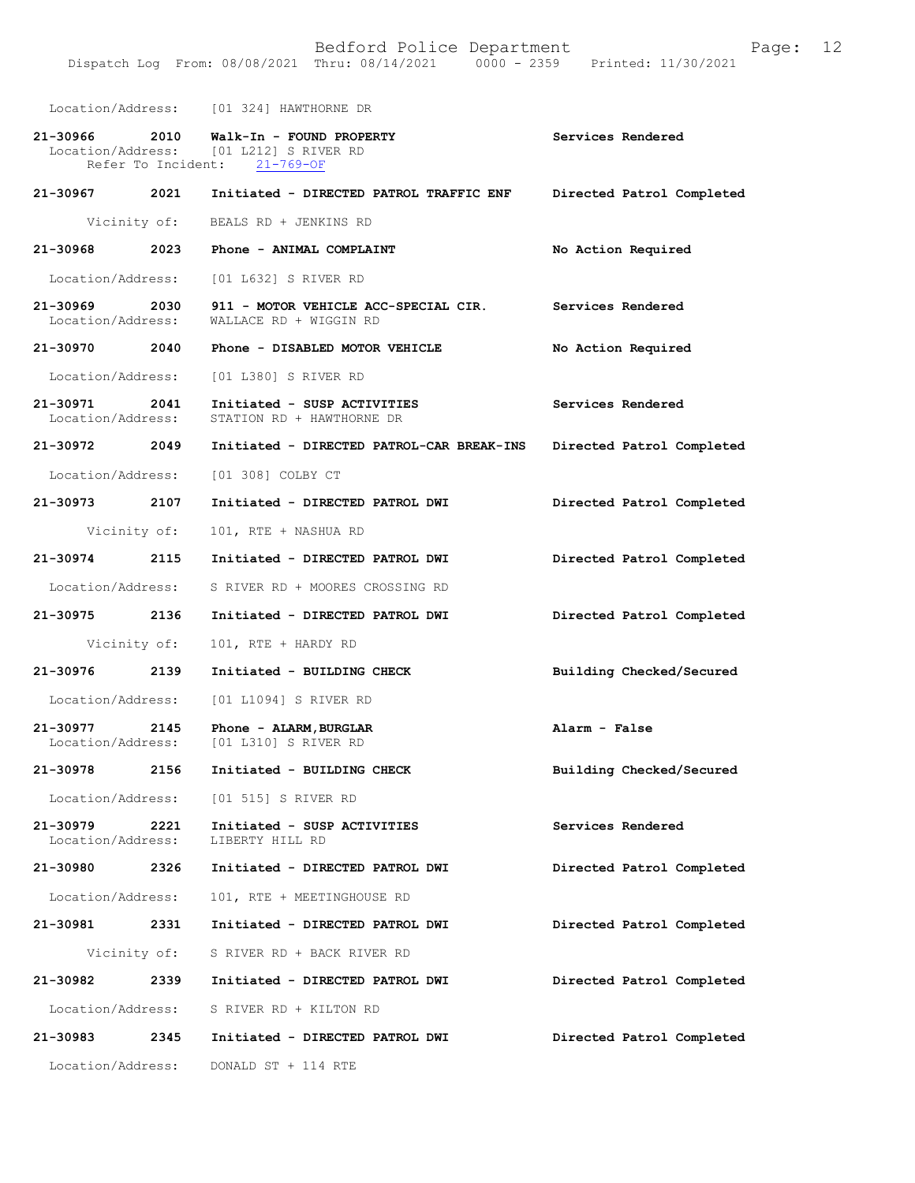Location/Address: [01 324] HAWTHORNE DR

**21-30966 2010 Walk-In - FOUND PROPERTY** — Services Rendered
Location/Address: [01 L212] S RIVER RD
Refer To Incident: 21-769-OF

**21-30967 2021 Initiated - DIRECTED PATROL TRAFFIC ENF** — Directed Patrol Completed
Vicinity of: BEALS RD + JENKINS RD

**21-30968 2023 Phone - ANIMAL COMPLAINT** — No Action Required
Location/Address: [01 L632] S RIVER RD

**21-30969 2030 911 - MOTOR VEHICLE ACC-SPECIAL CIR.** — Services Rendered
Location/Address: WALLACE RD + WIGGIN RD

**21-30970 2040 Phone - DISABLED MOTOR VEHICLE** — No Action Required
Location/Address: [01 L380] S RIVER RD

**21-30971 2041 Initiated - SUSP ACTIVITIES** — Services Rendered
Location/Address: STATION RD + HAWTHORNE DR

**21-30972 2049 Initiated - DIRECTED PATROL-CAR BREAK-INS** — Directed Patrol Completed
Location/Address: [01 308] COLBY CT

**21-30973 2107 Initiated - DIRECTED PATROL DWI** — Directed Patrol Completed
Vicinity of: 101, RTE + NASHUA RD

**21-30974 2115 Initiated - DIRECTED PATROL DWI** — Directed Patrol Completed
Location/Address: S RIVER RD + MOORES CROSSING RD

**21-30975 2136 Initiated - DIRECTED PATROL DWI** — Directed Patrol Completed
Vicinity of: 101, RTE + HARDY RD

**21-30976 2139 Initiated - BUILDING CHECK** — Building Checked/Secured
Location/Address: [01 L1094] S RIVER RD

**21-30977 2145 Phone - ALARM,BURGLAR** — Alarm - False
Location/Address: [01 L310] S RIVER RD

**21-30978 2156 Initiated - BUILDING CHECK** — Building Checked/Secured
Location/Address: [01 515] S RIVER RD

**21-30979 2221 Initiated - SUSP ACTIVITIES** — Services Rendered
Location/Address: LIBERTY HILL RD

**21-30980 2326 Initiated - DIRECTED PATROL DWI** — Directed Patrol Completed
Location/Address: 101, RTE + MEETINGHOUSE RD

**21-30981 2331 Initiated - DIRECTED PATROL DWI** — Directed Patrol Completed
Vicinity of: S RIVER RD + BACK RIVER RD

**21-30982 2339 Initiated - DIRECTED PATROL DWI** — Directed Patrol Completed
Location/Address: S RIVER RD + KILTON RD

**21-30983 2345 Initiated - DIRECTED PATROL DWI** — Directed Patrol Completed
Location/Address: DONALD ST + 114 RTE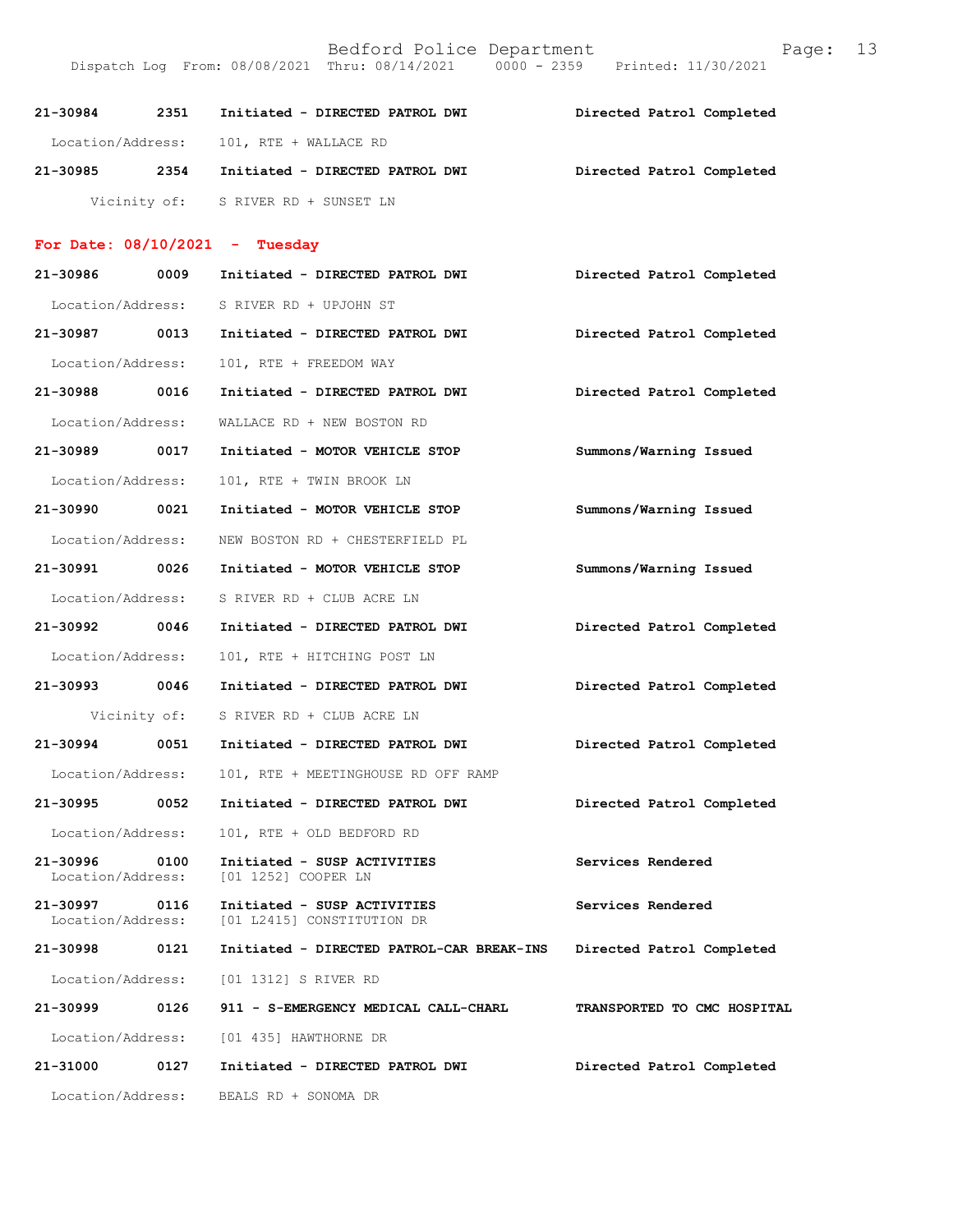**21-30984 2351 Initiated - DIRECTED PATROL DWI** — **Directed Patrol Completed**
Location/Address: 101, RTE + WALLACE RD

**21-30985 2354 Initiated - DIRECTED PATROL DWI** — **Directed Patrol Completed**
Vicinity of: S RIVER RD + SUNSET LN

## For Date: 08/10/2021 - Tuesday

**21-30986 0009 Initiated - DIRECTED PATROL DWI** — **Directed Patrol Completed**
Location/Address: S RIVER RD + UPJOHN ST

**21-30987 0013 Initiated - DIRECTED PATROL DWI** — **Directed Patrol Completed**
Location/Address: 101, RTE + FREEDOM WAY

**21-30988 0016 Initiated - DIRECTED PATROL DWI** — **Directed Patrol Completed**
Location/Address: WALLACE RD + NEW BOSTON RD

**21-30989 0017 Initiated - MOTOR VEHICLE STOP** — **Summons/Warning Issued**
Location/Address: 101, RTE + TWIN BROOK LN

**21-30990 0021 Initiated - MOTOR VEHICLE STOP** — **Summons/Warning Issued**
Location/Address: NEW BOSTON RD + CHESTERFIELD PL

**21-30991 0026 Initiated - MOTOR VEHICLE STOP** — **Summons/Warning Issued**
Location/Address: S RIVER RD + CLUB ACRE LN

**21-30992 0046 Initiated - DIRECTED PATROL DWI** — **Directed Patrol Completed**
Location/Address: 101, RTE + HITCHING POST LN

**21-30993 0046 Initiated - DIRECTED PATROL DWI** — **Directed Patrol Completed**
Vicinity of: S RIVER RD + CLUB ACRE LN

**21-30994 0051 Initiated - DIRECTED PATROL DWI** — **Directed Patrol Completed**
Location/Address: 101, RTE + MEETINGHOUSE RD OFF RAMP

**21-30995 0052 Initiated - DIRECTED PATROL DWI** — **Directed Patrol Completed**
Location/Address: 101, RTE + OLD BEDFORD RD

**21-30996 0100 Initiated - SUSP ACTIVITIES** — **Services Rendered**
Location/Address: [01 1252] COOPER LN

**21-30997 0116 Initiated - SUSP ACTIVITIES** — **Services Rendered**
Location/Address: [01 L2415] CONSTITUTION DR

**21-30998 0121 Initiated - DIRECTED PATROL-CAR BREAK-INS** — **Directed Patrol Completed**
Location/Address: [01 1312] S RIVER RD

**21-30999 0126 911 - S-EMERGENCY MEDICAL CALL-CHARL** — **TRANSPORTED TO CMC HOSPITAL**
Location/Address: [01 435] HAWTHORNE DR

**21-31000 0127 Initiated - DIRECTED PATROL DWI** — **Directed Patrol Completed**
Location/Address: BEALS RD + SONOMA DR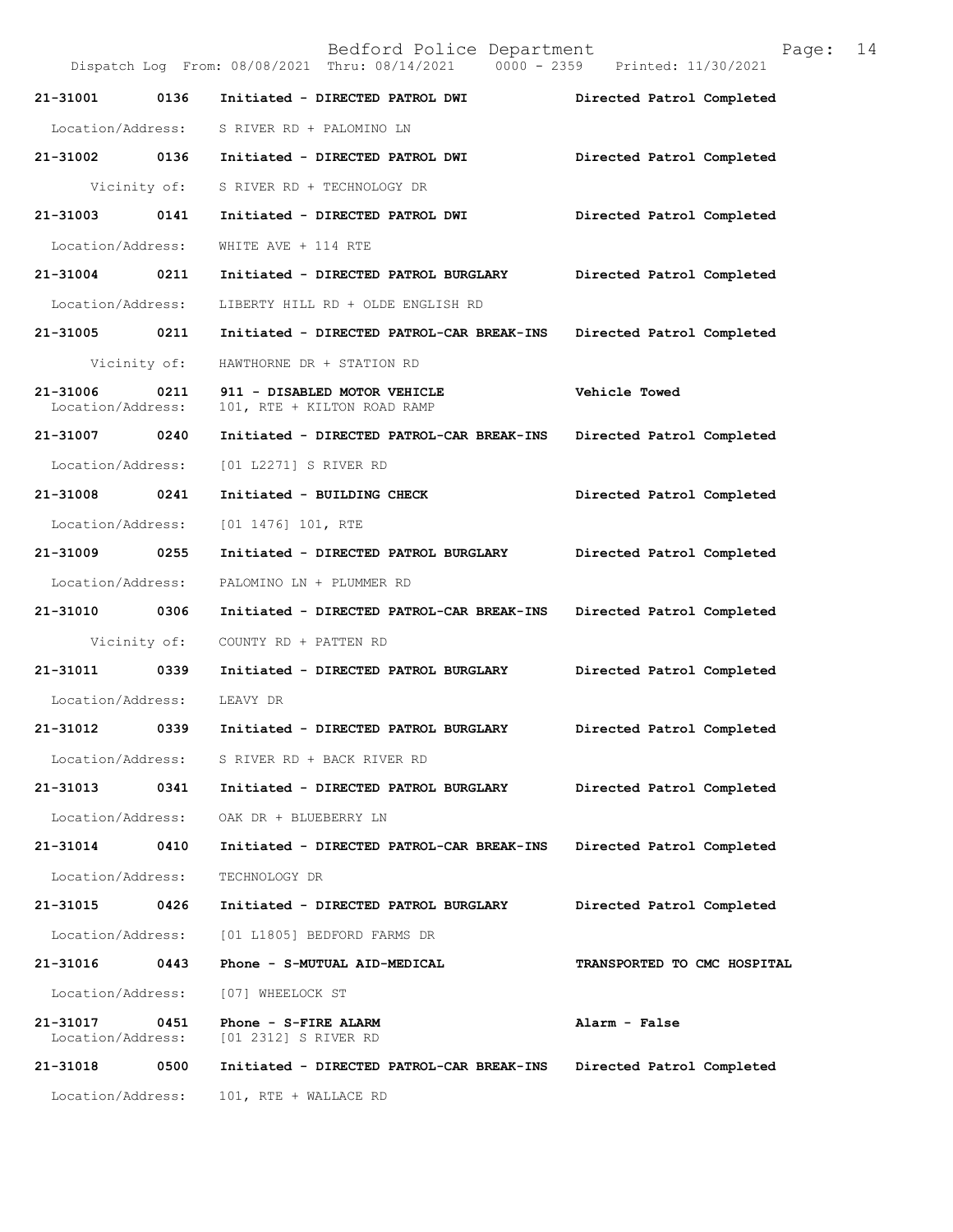Bedford Police Department

Dispatch Log From: 08/08/2021 Thru: 08/14/2021 0000 - 2359 Printed: 11/30/2021

**21-31001 0136 Initiated - DIRECTED PATROL DWI** **Directed Patrol Completed**
Location/Address: S RIVER RD + PALOMINO LN

**21-31002 0136 Initiated - DIRECTED PATROL DWI** **Directed Patrol Completed**
Vicinity of: S RIVER RD + TECHNOLOGY DR

**21-31003 0141 Initiated - DIRECTED PATROL DWI** **Directed Patrol Completed**
Location/Address: WHITE AVE + 114 RTE

**21-31004 0211 Initiated - DIRECTED PATROL BURGLARY** **Directed Patrol Completed**
Location/Address: LIBERTY HILL RD + OLDE ENGLISH RD

**21-31005 0211 Initiated - DIRECTED PATROL-CAR BREAK-INS** **Directed Patrol Completed**
Vicinity of: HAWTHORNE DR + STATION RD

**21-31006 0211 911 - DISABLED MOTOR VEHICLE** **Vehicle Towed**
Location/Address: 101, RTE + KILTON ROAD RAMP

**21-31007 0240 Initiated - DIRECTED PATROL-CAR BREAK-INS** **Directed Patrol Completed**
Location/Address: [01 L2271] S RIVER RD

**21-31008 0241 Initiated - BUILDING CHECK** **Directed Patrol Completed**
Location/Address: [01 1476] 101, RTE

**21-31009 0255 Initiated - DIRECTED PATROL BURGLARY** **Directed Patrol Completed**
Location/Address: PALOMINO LN + PLUMMER RD

**21-31010 0306 Initiated - DIRECTED PATROL-CAR BREAK-INS** **Directed Patrol Completed**
Vicinity of: COUNTY RD + PATTEN RD

**21-31011 0339 Initiated - DIRECTED PATROL BURGLARY** **Directed Patrol Completed**
Location/Address: LEAVY DR

**21-31012 0339 Initiated - DIRECTED PATROL BURGLARY** **Directed Patrol Completed**
Location/Address: S RIVER RD + BACK RIVER RD

**21-31013 0341 Initiated - DIRECTED PATROL BURGLARY** **Directed Patrol Completed**
Location/Address: OAK DR + BLUEBERRY LN

**21-31014 0410 Initiated - DIRECTED PATROL-CAR BREAK-INS** **Directed Patrol Completed**
Location/Address: TECHNOLOGY DR

**21-31015 0426 Initiated - DIRECTED PATROL BURGLARY** **Directed Patrol Completed**
Location/Address: [01 L1805] BEDFORD FARMS DR

**21-31016 0443 Phone - S-MUTUAL AID-MEDICAL** **TRANSPORTED TO CMC HOSPITAL**
Location/Address: [07] WHEELOCK ST

**21-31017 0451 Phone - S-FIRE ALARM** **Alarm - False**
Location/Address: [01 2312] S RIVER RD

**21-31018 0500 Initiated - DIRECTED PATROL-CAR BREAK-INS** **Directed Patrol Completed**
Location/Address: 101, RTE + WALLACE RD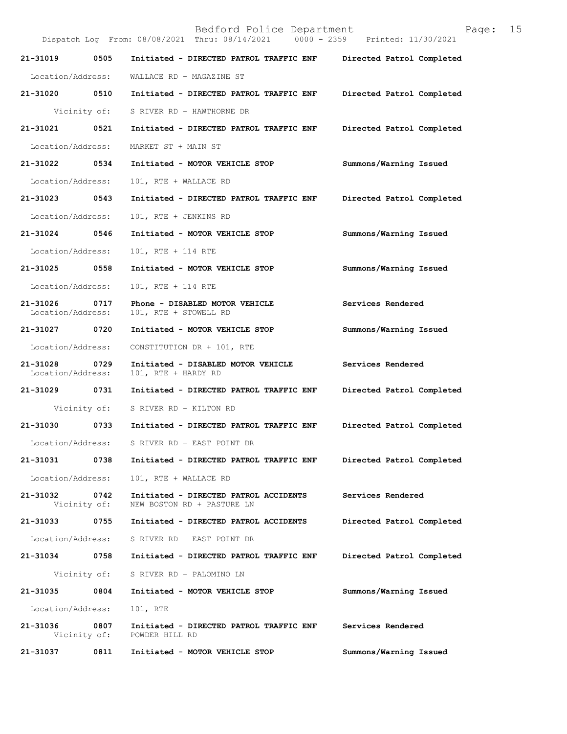Bedford Police Department

Dispatch Log From: 08/08/2021 Thru: 08/14/2021 0000 - 2359 Printed: 11/30/2021

**21-31019 0505 Initiated - DIRECTED PATROL TRAFFIC ENF** **Directed Patrol Completed**

Location/Address: WALLACE RD + MAGAZINE ST

**21-31020 0510 Initiated - DIRECTED PATROL TRAFFIC ENF** **Directed Patrol Completed**

Vicinity of: S RIVER RD + HAWTHORNE DR

**21-31021 0521 Initiated - DIRECTED PATROL TRAFFIC ENF** **Directed Patrol Completed**

Location/Address: MARKET ST + MAIN ST

**21-31022 0534 Initiated - MOTOR VEHICLE STOP** **Summons/Warning Issued**

Location/Address: 101, RTE + WALLACE RD

**21-31023 0543 Initiated - DIRECTED PATROL TRAFFIC ENF** **Directed Patrol Completed**

Location/Address: 101, RTE + JENKINS RD

**21-31024 0546 Initiated - MOTOR VEHICLE STOP** **Summons/Warning Issued**

Location/Address: 101, RTE + 114 RTE

**21-31025 0558 Initiated - MOTOR VEHICLE STOP** **Summons/Warning Issued**

Location/Address: 101, RTE + 114 RTE

**21-31026 0717 Phone - DISABLED MOTOR VEHICLE** **Services Rendered**

Location/Address: 101, RTE + STOWELL RD

**21-31027 0720 Initiated - MOTOR VEHICLE STOP** **Summons/Warning Issued**

Location/Address: CONSTITUTION DR + 101, RTE

**21-31028 0729 Initiated - DISABLED MOTOR VEHICLE** **Services Rendered**

Location/Address: 101, RTE + HARDY RD

**21-31029 0731 Initiated - DIRECTED PATROL TRAFFIC ENF** **Directed Patrol Completed**

Vicinity of: S RIVER RD + KILTON RD

**21-31030 0733 Initiated - DIRECTED PATROL TRAFFIC ENF** **Directed Patrol Completed**

Location/Address: S RIVER RD + EAST POINT DR

**21-31031 0738 Initiated - DIRECTED PATROL TRAFFIC ENF** **Directed Patrol Completed**

Location/Address: 101, RTE + WALLACE RD

**21-31032 0742 Initiated - DIRECTED PATROL ACCIDENTS** **Services Rendered**

Vicinity of: NEW BOSTON RD + PASTURE LN

**21-31033 0755 Initiated - DIRECTED PATROL ACCIDENTS** **Directed Patrol Completed**

Location/Address: S RIVER RD + EAST POINT DR

**21-31034 0758 Initiated - DIRECTED PATROL TRAFFIC ENF** **Directed Patrol Completed**

Vicinity of: S RIVER RD + PALOMINO LN

**21-31035 0804 Initiated - MOTOR VEHICLE STOP** **Summons/Warning Issued**

Location/Address: 101, RTE

**21-31036 0807 Initiated - DIRECTED PATROL TRAFFIC ENF** **Services Rendered**

Vicinity of: POWDER HILL RD

**21-31037 0811 Initiated - MOTOR VEHICLE STOP** **Summons/Warning Issued**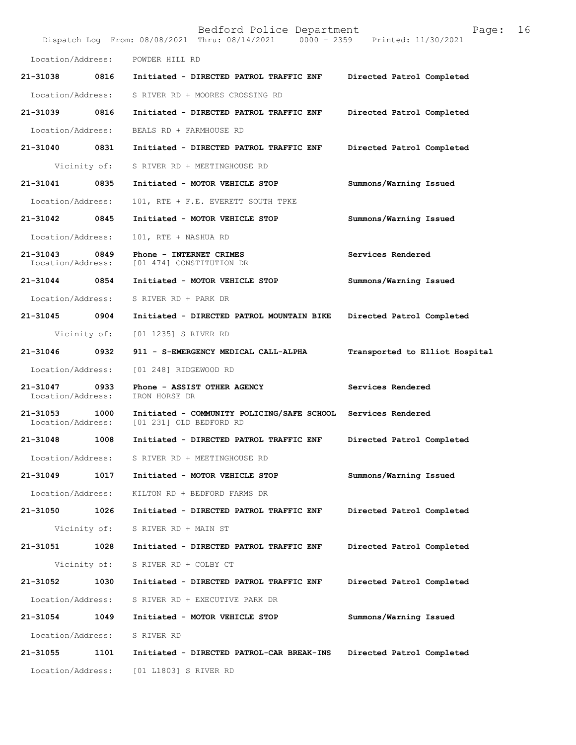Location/Address: POWDER HILL RD

**21-31038 0816 Initiated - DIRECTED PATROL TRAFFIC ENF Directed Patrol Completed**

Location/Address: S RIVER RD + MOORES CROSSING RD

**21-31039 0816 Initiated - DIRECTED PATROL TRAFFIC ENF Directed Patrol Completed**

Location/Address: BEALS RD + FARMHOUSE RD

**21-31040 0831 Initiated - DIRECTED PATROL TRAFFIC ENF Directed Patrol Completed**

Vicinity of: S RIVER RD + MEETINGHOUSE RD

**21-31041 0835 Initiated - MOTOR VEHICLE STOP Summons/Warning Issued**

Location/Address: 101, RTE + F.E. EVERETT SOUTH TPKE

**21-31042 0845 Initiated - MOTOR VEHICLE STOP Summons/Warning Issued**

Location/Address: 101, RTE + NASHUA RD

**21-31043 0849 Phone - INTERNET CRIMES Services Rendered**
Location/Address: [01 474] CONSTITUTION DR

**21-31044 0854 Initiated - MOTOR VEHICLE STOP Summons/Warning Issued**

Location/Address: S RIVER RD + PARK DR

**21-31045 0904 Initiated - DIRECTED PATROL MOUNTAIN BIKE Directed Patrol Completed**

Vicinity of: [01 1235] S RIVER RD

**21-31046 0932 911 - S-EMERGENCY MEDICAL CALL-ALPHA Transported to Elliot Hospital**

Location/Address: [01 248] RIDGEWOOD RD

**21-31047 0933 Phone - ASSIST OTHER AGENCY Services Rendered**
Location/Address: IRON HORSE DR

**21-31053 1000 Initiated - COMMUNITY POLICING/SAFE SCHOOL Services Rendered**
Location/Address: [01 231] OLD BEDFORD RD

**21-31048 1008 Initiated - DIRECTED PATROL TRAFFIC ENF Directed Patrol Completed**

Location/Address: S RIVER RD + MEETINGHOUSE RD

**21-31049 1017 Initiated - MOTOR VEHICLE STOP Summons/Warning Issued**

Location/Address: KILTON RD + BEDFORD FARMS DR

**21-31050 1026 Initiated - DIRECTED PATROL TRAFFIC ENF Directed Patrol Completed**

Vicinity of: S RIVER RD + MAIN ST

**21-31051 1028 Initiated - DIRECTED PATROL TRAFFIC ENF Directed Patrol Completed**

Vicinity of: S RIVER RD + COLBY CT

**21-31052 1030 Initiated - DIRECTED PATROL TRAFFIC ENF Directed Patrol Completed**

Location/Address: S RIVER RD + EXECUTIVE PARK DR

**21-31054 1049 Initiated - MOTOR VEHICLE STOP Summons/Warning Issued**

Location/Address: S RIVER RD

**21-31055 1101 Initiated - DIRECTED PATROL-CAR BREAK-INS Directed Patrol Completed**

Location/Address: [01 L1803] S RIVER RD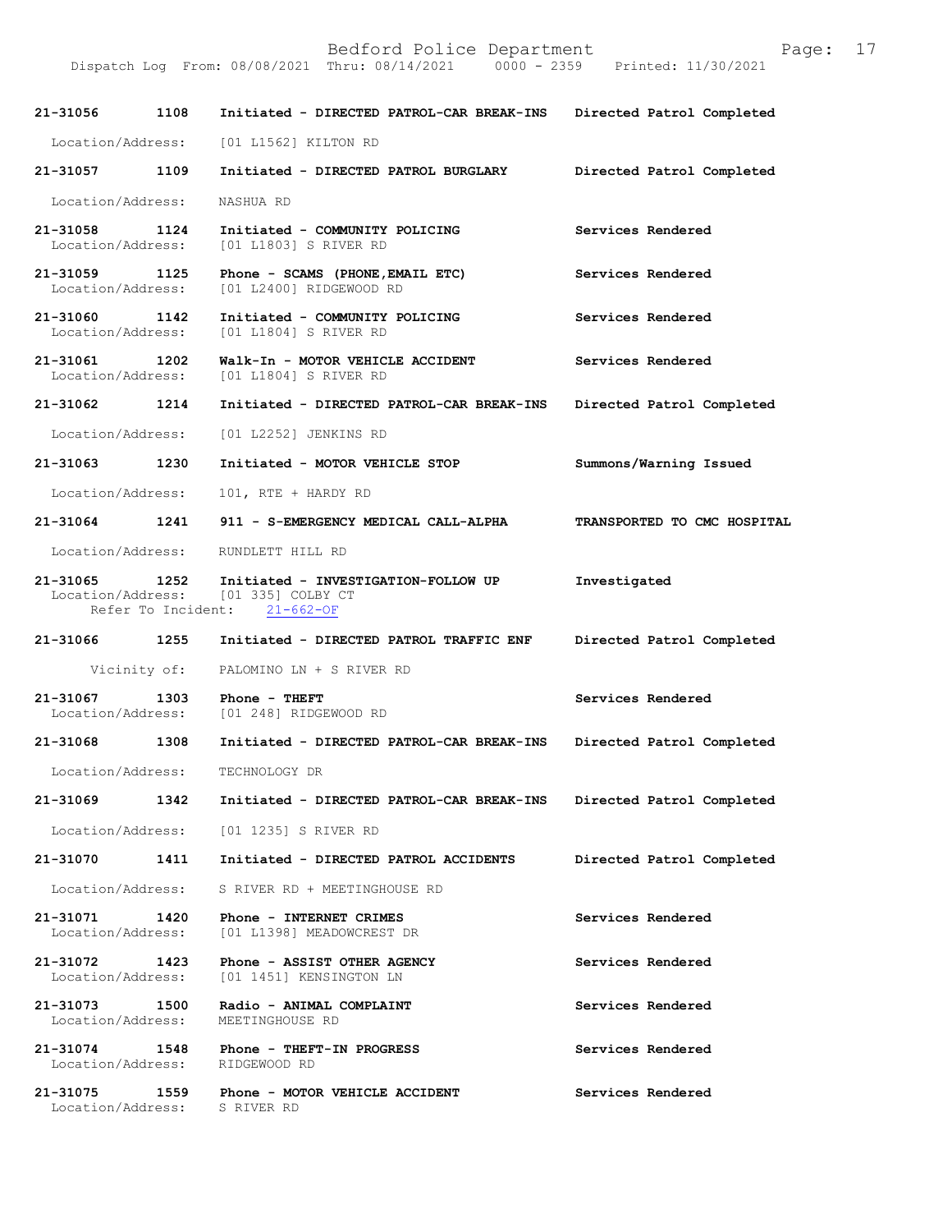| Call # | Time | Call Type | Disposition |
|---|---|---|---|
| **21-31056** | **1108** | **Initiated - DIRECTED PATROL-CAR BREAK-INS** | **Directed Patrol Completed** |
| Location/Address: | | [01 L1562] KILTON RD | |
| **21-31057** | **1109** | **Initiated - DIRECTED PATROL BURGLARY** | **Directed Patrol Completed** |
| Location/Address: | | NASHUA RD | |
| **21-31058** | **1124** | **Initiated - COMMUNITY POLICING** | **Services Rendered** |
| Location/Address: | | [01 L1803] S RIVER RD | |
| **21-31059** | **1125** | **Phone - SCAMS (PHONE,EMAIL ETC)** | **Services Rendered** |
| Location/Address: | | [01 L2400] RIDGEWOOD RD | |
| **21-31060** | **1142** | **Initiated - COMMUNITY POLICING** | **Services Rendered** |
| Location/Address: | | [01 L1804] S RIVER RD | |
| **21-31061** | **1202** | **Walk-In - MOTOR VEHICLE ACCIDENT** | **Services Rendered** |
| Location/Address: | | [01 L1804] S RIVER RD | |
| **21-31062** | **1214** | **Initiated - DIRECTED PATROL-CAR BREAK-INS** | **Directed Patrol Completed** |
| Location/Address: | | [01 L2252] JENKINS RD | |
| **21-31063** | **1230** | **Initiated - MOTOR VEHICLE STOP** | **Summons/Warning Issued** |
| Location/Address: | | 101, RTE + HARDY RD | |
| **21-31064** | **1241** | **911 - S-EMERGENCY MEDICAL CALL-ALPHA** | **TRANSPORTED TO CMC HOSPITAL** |
| Location/Address: | | RUNDLETT HILL RD | |
| **21-31065** | **1252** | **Initiated - INVESTIGATION-FOLLOW UP** | **Investigated** |
| Location/Address: | | [01 335] COLBY CT | |
| Refer To Incident: | | 21-662-OF | |
| **21-31066** | **1255** | **Initiated - DIRECTED PATROL TRAFFIC ENF** | **Directed Patrol Completed** |
| Vicinity of: | | PALOMINO LN + S RIVER RD | |
| **21-31067** | **1303** | **Phone - THEFT** | **Services Rendered** |
| Location/Address: | | [01 248] RIDGEWOOD RD | |
| **21-31068** | **1308** | **Initiated - DIRECTED PATROL-CAR BREAK-INS** | **Directed Patrol Completed** |
| Location/Address: | | TECHNOLOGY DR | |
| **21-31069** | **1342** | **Initiated - DIRECTED PATROL-CAR BREAK-INS** | **Directed Patrol Completed** |
| Location/Address: | | [01 1235] S RIVER RD | |
| **21-31070** | **1411** | **Initiated - DIRECTED PATROL ACCIDENTS** | **Directed Patrol Completed** |
| Location/Address: | | S RIVER RD + MEETINGHOUSE RD | |
| **21-31071** | **1420** | **Phone - INTERNET CRIMES** | **Services Rendered** |
| Location/Address: | | [01 L1398] MEADOWCREST DR | |
| **21-31072** | **1423** | **Phone - ASSIST OTHER AGENCY** | **Services Rendered** |
| Location/Address: | | [01 1451] KENSINGTON LN | |
| **21-31073** | **1500** | **Radio - ANIMAL COMPLAINT** | **Services Rendered** |
| Location/Address: | | MEETINGHOUSE RD | |
| **21-31074** | **1548** | **Phone - THEFT-IN PROGRESS** | **Services Rendered** |
| Location/Address: | | RIDGEWOOD RD | |
| **21-31075** | **1559** | **Phone - MOTOR VEHICLE ACCIDENT** | **Services Rendered** |
| Location/Address: | | S RIVER RD | |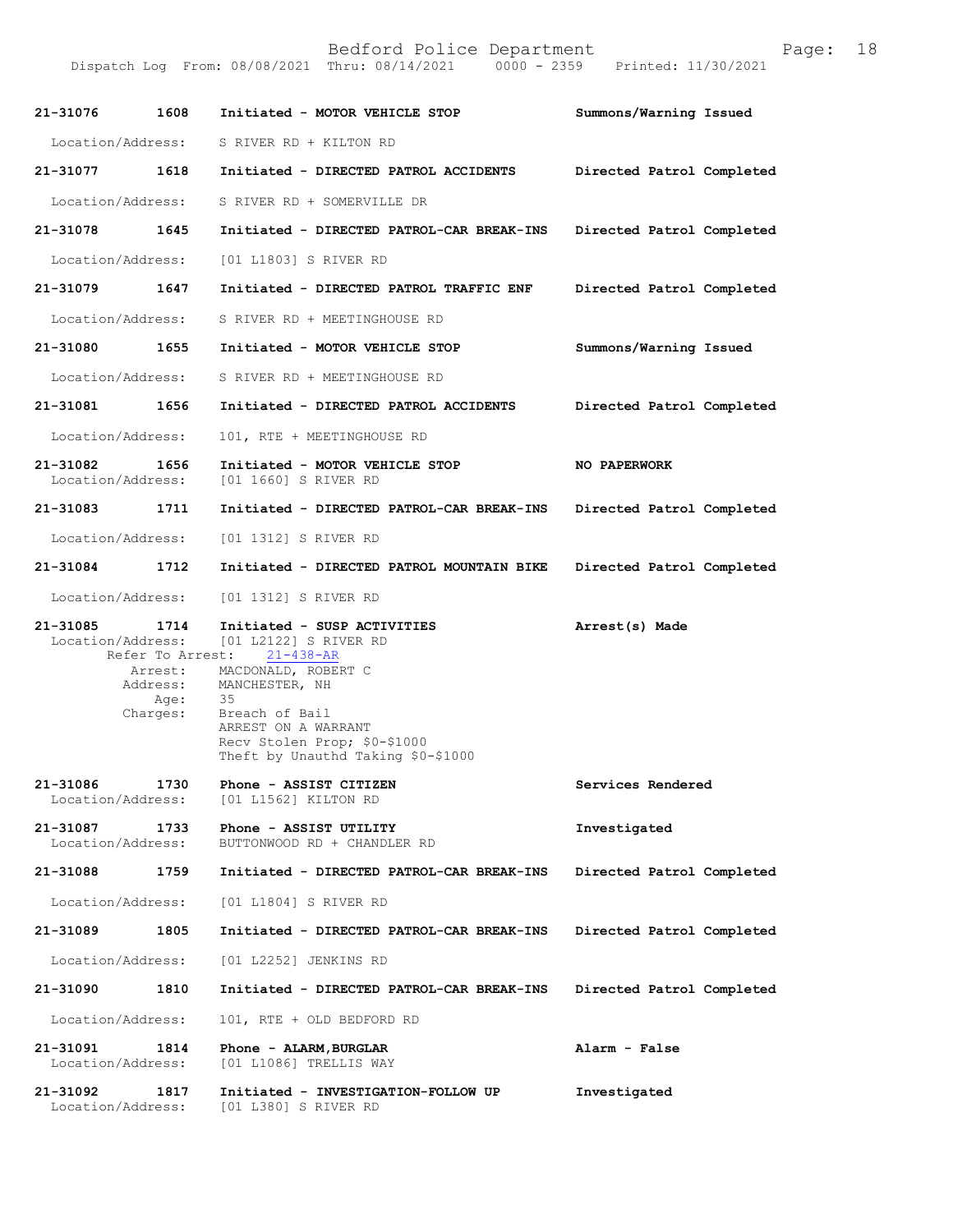21-31076 1608 Initiated - MOTOR VEHICLE STOP Summons/Warning Issued

Location/Address: S RIVER RD + KILTON RD

21-31077 1618 Initiated - DIRECTED PATROL ACCIDENTS Directed Patrol Completed

Location/Address: S RIVER RD + SOMERVILLE DR

21-31078 1645 Initiated - DIRECTED PATROL-CAR BREAK-INS Directed Patrol Completed

Location/Address: [01 L1803] S RIVER RD

21-31079 1647 Initiated - DIRECTED PATROL TRAFFIC ENF Directed Patrol Completed

Location/Address: S RIVER RD + MEETINGHOUSE RD

21-31080 1655 Initiated - MOTOR VEHICLE STOP Summons/Warning Issued

Location/Address: S RIVER RD + MEETINGHOUSE RD

21-31081 1656 Initiated - DIRECTED PATROL ACCIDENTS Directed Patrol Completed

Location/Address: 101, RTE + MEETINGHOUSE RD

21-31082 1656 Initiated - MOTOR VEHICLE STOP NO PAPERWORK
Location/Address: [01 1660] S RIVER RD

21-31083 1711 Initiated - DIRECTED PATROL-CAR BREAK-INS Directed Patrol Completed

Location/Address: [01 1312] S RIVER RD

21-31084 1712 Initiated - DIRECTED PATROL MOUNTAIN BIKE Directed Patrol Completed

Location/Address: [01 1312] S RIVER RD

21-31085 1714 Initiated - SUSP ACTIVITIES Arrest(s) Made
Location/Address: [01 L2122] S RIVER RD
Refer To Arrest: 21-438-AR
Arrest: MACDONALD, ROBERT C
Address: MANCHESTER, NH
Age: 35
Charges: Breach of Bail
ARREST ON A WARRANT
Recv Stolen Prop; $0-$1000
Theft by Unauthd Taking $0-$1000

21-31086 1730 Phone - ASSIST CITIZEN Services Rendered
Location/Address: [01 L1562] KILTON RD

21-31087 1733 Phone - ASSIST UTILITY Investigated
Location/Address: BUTTONWOOD RD + CHANDLER RD

21-31088 1759 Initiated - DIRECTED PATROL-CAR BREAK-INS Directed Patrol Completed

Location/Address: [01 L1804] S RIVER RD

21-31089 1805 Initiated - DIRECTED PATROL-CAR BREAK-INS Directed Patrol Completed

Location/Address: [01 L2252] JENKINS RD

21-31090 1810 Initiated - DIRECTED PATROL-CAR BREAK-INS Directed Patrol Completed

Location/Address: 101, RTE + OLD BEDFORD RD

21-31091 1814 Phone - ALARM,BURGLAR Alarm - False
Location/Address: [01 L1086] TRELLIS WAY

21-31092 1817 Initiated - INVESTIGATION-FOLLOW UP Investigated
Location/Address: [01 L380] S RIVER RD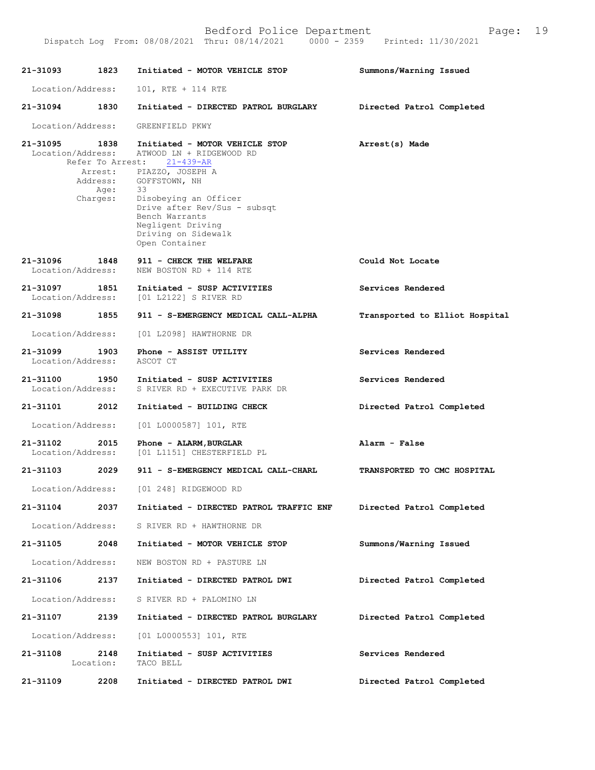**21-31093 1823 Initiated - MOTOR VEHICLE STOP** — **Summons/Warning Issued**

Location/Address: 101, RTE + 114 RTE

**21-31094 1830 Initiated - DIRECTED PATROL BURGLARY** — **Directed Patrol Completed**

Location/Address: GREENFIELD PKWY

**21-31095 1838 Initiated - MOTOR VEHICLE STOP** — **Arrest(s) Made**

Location/Address: ATWOOD LN + RIDGEWOOD RD
Refer To Arrest: 21-439-AR
Arrest: PIAZZO, JOSEPH A
Address: GOFFSTOWN, NH
Age: 33
Charges: Disobeying an Officer
Drive after Rev/Sus - subsqt
Bench Warrants
Negligent Driving
Driving on Sidewalk
Open Container

**21-31096 1848 911 - CHECK THE WELFARE** — **Could Not Locate**

Location/Address: NEW BOSTON RD + 114 RTE

**21-31097 1851 Initiated - SUSP ACTIVITIES** — **Services Rendered**

Location/Address: [01 L2122] S RIVER RD

**21-31098 1855 911 - S-EMERGENCY MEDICAL CALL-ALPHA** — **Transported to Elliot Hospital**

Location/Address: [01 L2098] HAWTHORNE DR

**21-31099 1903 Phone - ASSIST UTILITY** — **Services Rendered**

Location/Address: ASCOT CT

**21-31100 1950 Initiated - SUSP ACTIVITIES** — **Services Rendered**

Location/Address: S RIVER RD + EXECUTIVE PARK DR

**21-31101 2012 Initiated - BUILDING CHECK** — **Directed Patrol Completed**

Location/Address: [01 L0000587] 101, RTE

**21-31102 2015 Phone - ALARM,BURGLAR** — **Alarm - False**

Location/Address: [01 L1151] CHESTERFIELD PL

**21-31103 2029 911 - S-EMERGENCY MEDICAL CALL-CHARL** — **TRANSPORTED TO CMC HOSPITAL**

Location/Address: [01 248] RIDGEWOOD RD

**21-31104 2037 Initiated - DIRECTED PATROL TRAFFIC ENF** — **Directed Patrol Completed**

Location/Address: S RIVER RD + HAWTHORNE DR

**21-31105 2048 Initiated - MOTOR VEHICLE STOP** — **Summons/Warning Issued**

Location/Address: NEW BOSTON RD + PASTURE LN

**21-31106 2137 Initiated - DIRECTED PATROL DWI** — **Directed Patrol Completed**

Location/Address: S RIVER RD + PALOMINO LN

**21-31107 2139 Initiated - DIRECTED PATROL BURGLARY** — **Directed Patrol Completed**

Location/Address: [01 L0000553] 101, RTE

**21-31108 2148 Initiated - SUSP ACTIVITIES** — **Services Rendered**

Location: TACO BELL

**21-31109 2208 Initiated - DIRECTED PATROL DWI** — **Directed Patrol Completed**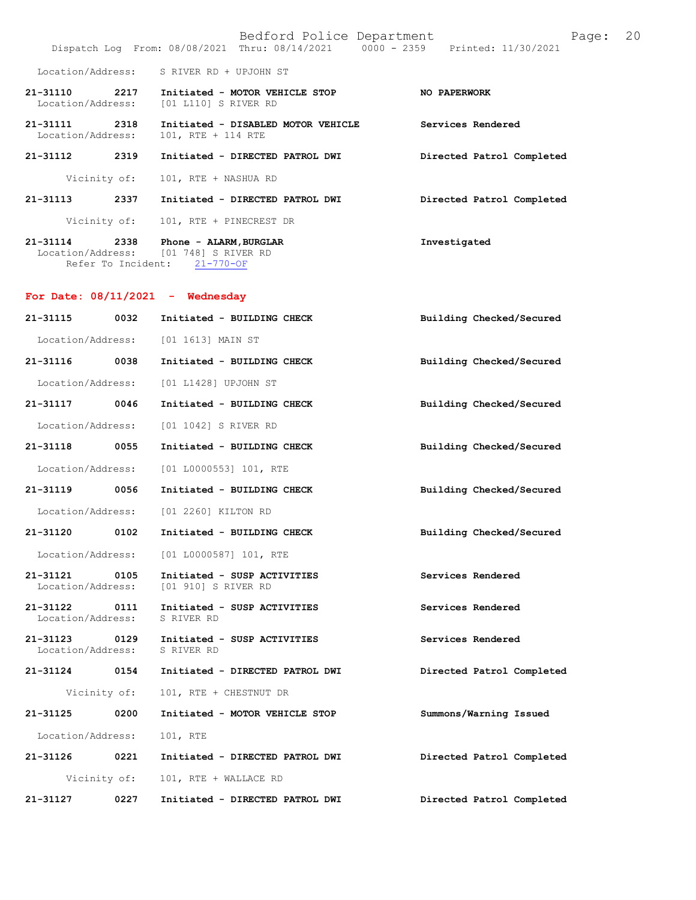Location/Address: S RIVER RD + UPJOHN ST

| | | | |
|---|---|---|---|
| **21-31110** | **2217** | Initiated - **MOTOR VEHICLE STOP** | **NO PAPERWORK** |
| Location/Address: | | [01 L110] S RIVER RD | |
| **21-31111** | **2318** | Initiated - **DISABLED MOTOR VEHICLE** | **Services Rendered** |
| Location/Address: | | 101, RTE + 114 RTE | |
| **21-31112** | **2319** | Initiated - **DIRECTED PATROL DWI** | **Directed Patrol Completed** |
| Vicinity of: | | 101, RTE + NASHUA RD | |
| **21-31113** | **2337** | Initiated - **DIRECTED PATROL DWI** | **Directed Patrol Completed** |
| Vicinity of: | | 101, RTE + PINECREST DR | |
| **21-31114** | **2338** | Phone - **ALARM,BURGLAR** | **Investigated** |
| Location/Address: | | [01 748] S RIVER RD | |
| Refer To Incident: | | 21-770-OF | |

## For Date: 08/11/2021 - Wednesday

| | | | |
|---|---|---|---|
| **21-31115** | **0032** | Initiated - **BUILDING CHECK** | **Building Checked/Secured** |
| Location/Address: | | [01 1613] MAIN ST | |
| **21-31116** | **0038** | Initiated - **BUILDING CHECK** | **Building Checked/Secured** |
| Location/Address: | | [01 L1428] UPJOHN ST | |
| **21-31117** | **0046** | Initiated - **BUILDING CHECK** | **Building Checked/Secured** |
| Location/Address: | | [01 1042] S RIVER RD | |
| **21-31118** | **0055** | Initiated - **BUILDING CHECK** | **Building Checked/Secured** |
| Location/Address: | | [01 L0000553] 101, RTE | |
| **21-31119** | **0056** | Initiated - **BUILDING CHECK** | **Building Checked/Secured** |
| Location/Address: | | [01 2260] KILTON RD | |
| **21-31120** | **0102** | Initiated - **BUILDING CHECK** | **Building Checked/Secured** |
| Location/Address: | | [01 L0000587] 101, RTE | |
| **21-31121** | **0105** | Initiated - **SUSP ACTIVITIES** | **Services Rendered** |
| Location/Address: | | [01 910] S RIVER RD | |
| **21-31122** | **0111** | Initiated - **SUSP ACTIVITIES** | **Services Rendered** |
| Location/Address: | | S RIVER RD | |
| **21-31123** | **0129** | Initiated - **SUSP ACTIVITIES** | **Services Rendered** |
| Location/Address: | | S RIVER RD | |
| **21-31124** | **0154** | Initiated - **DIRECTED PATROL DWI** | **Directed Patrol Completed** |
| Vicinity of: | | 101, RTE + CHESTNUT DR | |
| **21-31125** | **0200** | Initiated - **MOTOR VEHICLE STOP** | **Summons/Warning Issued** |
| Location/Address: | | 101, RTE | |
| **21-31126** | **0221** | Initiated - **DIRECTED PATROL DWI** | **Directed Patrol Completed** |
| Vicinity of: | | 101, RTE + WALLACE RD | |
| **21-31127** | **0227** | Initiated - **DIRECTED PATROL DWI** | **Directed Patrol Completed** |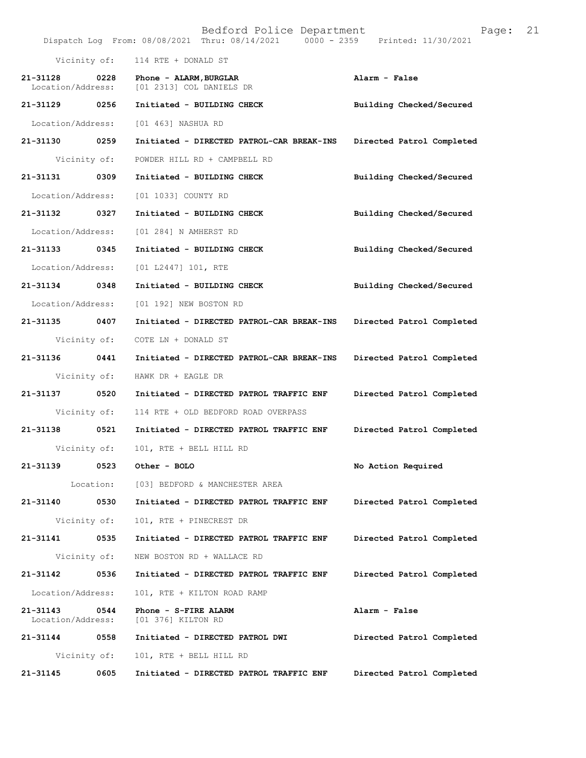Vicinity of: 114 RTE + DONALD ST

**21-31128 0228 Phone - ALARM,BURGLAR** **Alarm - False**
Location/Address: [01 2313] COL DANIELS DR

**21-31129 0256 Initiated - BUILDING CHECK** **Building Checked/Secured**
Location/Address: [01 463] NASHUA RD

**21-31130 0259 Initiated - DIRECTED PATROL-CAR BREAK-INS** **Directed Patrol Completed**
Vicinity of: POWDER HILL RD + CAMPBELL RD

**21-31131 0309 Initiated - BUILDING CHECK** **Building Checked/Secured**
Location/Address: [01 1033] COUNTY RD

**21-31132 0327 Initiated - BUILDING CHECK** **Building Checked/Secured**
Location/Address: [01 284] N AMHERST RD

**21-31133 0345 Initiated - BUILDING CHECK** **Building Checked/Secured**
Location/Address: [01 L2447] 101, RTE

**21-31134 0348 Initiated - BUILDING CHECK** **Building Checked/Secured**
Location/Address: [01 192] NEW BOSTON RD

**21-31135 0407 Initiated - DIRECTED PATROL-CAR BREAK-INS** **Directed Patrol Completed**
Vicinity of: COTE LN + DONALD ST

**21-31136 0441 Initiated - DIRECTED PATROL-CAR BREAK-INS** **Directed Patrol Completed**
Vicinity of: HAWK DR + EAGLE DR

**21-31137 0520 Initiated - DIRECTED PATROL TRAFFIC ENF** **Directed Patrol Completed**
Vicinity of: 114 RTE + OLD BEDFORD ROAD OVERPASS

**21-31138 0521 Initiated - DIRECTED PATROL TRAFFIC ENF** **Directed Patrol Completed**
Vicinity of: 101, RTE + BELL HILL RD

**21-31139 0523 Other - BOLO** **No Action Required**
Location: [03] BEDFORD & MANCHESTER AREA

**21-31140 0530 Initiated - DIRECTED PATROL TRAFFIC ENF** **Directed Patrol Completed**
Vicinity of: 101, RTE + PINECREST DR

**21-31141 0535 Initiated - DIRECTED PATROL TRAFFIC ENF** **Directed Patrol Completed**
Vicinity of: NEW BOSTON RD + WALLACE RD

**21-31142 0536 Initiated - DIRECTED PATROL TRAFFIC ENF** **Directed Patrol Completed**
Location/Address: 101, RTE + KILTON ROAD RAMP

**21-31143 0544 Phone - S-FIRE ALARM** **Alarm - False**
Location/Address: [01 376] KILTON RD

**21-31144 0558 Initiated - DIRECTED PATROL DWI** **Directed Patrol Completed**
Vicinity of: 101, RTE + BELL HILL RD

**21-31145 0605 Initiated - DIRECTED PATROL TRAFFIC ENF** **Directed Patrol Completed**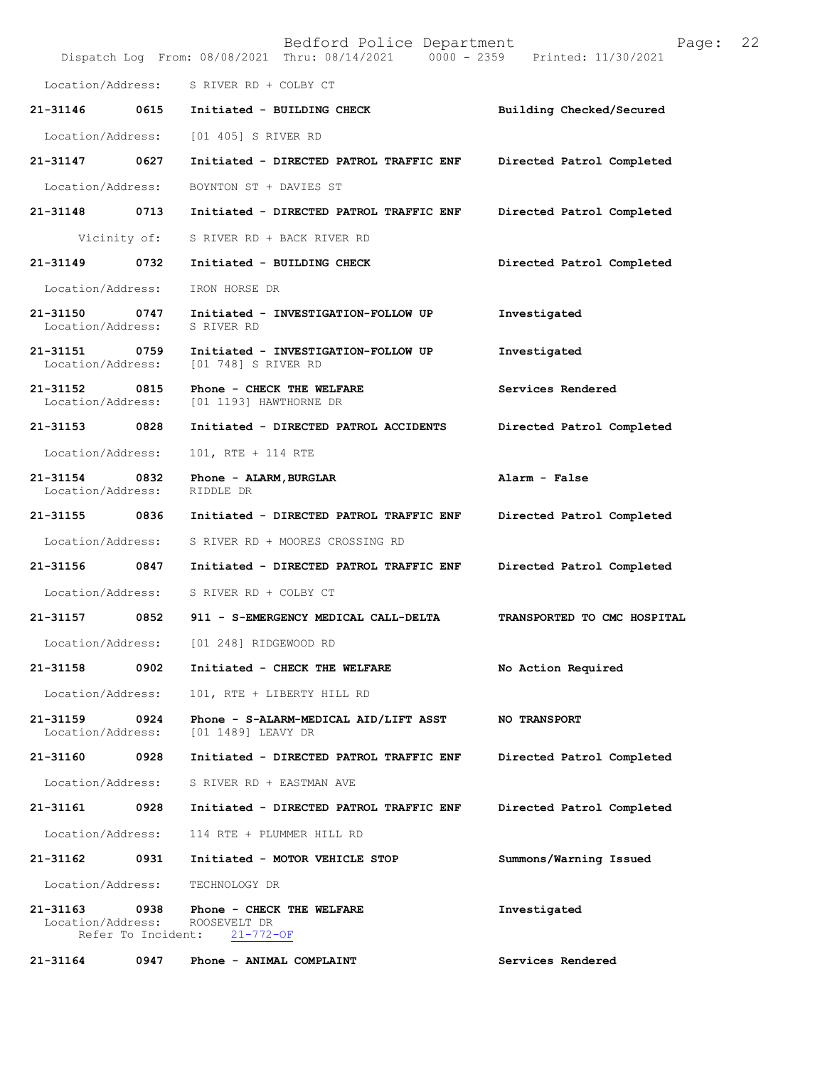Location/Address: S RIVER RD + COLBY CT

**21-31146 0615 Initiated - BUILDING CHECK** **Building Checked/Secured**

Location/Address: [01 405] S RIVER RD

**21-31147 0627 Initiated - DIRECTED PATROL TRAFFIC ENF** **Directed Patrol Completed**

Location/Address: BOYNTON ST + DAVIES ST

**21-31148 0713 Initiated - DIRECTED PATROL TRAFFIC ENF** **Directed Patrol Completed**

Vicinity of: S RIVER RD + BACK RIVER RD

**21-31149 0732 Initiated - BUILDING CHECK** **Directed Patrol Completed**

Location/Address: IRON HORSE DR

**21-31150 0747 Initiated - INVESTIGATION-FOLLOW UP** **Investigated**
Location/Address: S RIVER RD

**21-31151 0759 Initiated - INVESTIGATION-FOLLOW UP** **Investigated**
Location/Address: [01 748] S RIVER RD

**21-31152 0815 Phone - CHECK THE WELFARE** **Services Rendered**
Location/Address: [01 1193] HAWTHORNE DR

**21-31153 0828 Initiated - DIRECTED PATROL ACCIDENTS** **Directed Patrol Completed**

Location/Address: 101, RTE + 114 RTE

**21-31154 0832 Phone - ALARM,BURGLAR** **Alarm - False**
Location/Address: RIDDLE DR

**21-31155 0836 Initiated - DIRECTED PATROL TRAFFIC ENF** **Directed Patrol Completed**

Location/Address: S RIVER RD + MOORES CROSSING RD

**21-31156 0847 Initiated - DIRECTED PATROL TRAFFIC ENF** **Directed Patrol Completed**

Location/Address: S RIVER RD + COLBY CT

**21-31157 0852 911 - S-EMERGENCY MEDICAL CALL-DELTA** **TRANSPORTED TO CMC HOSPITAL**

Location/Address: [01 248] RIDGEWOOD RD

**21-31158 0902 Initiated - CHECK THE WELFARE** **No Action Required**

Location/Address: 101, RTE + LIBERTY HILL RD

**21-31159 0924 Phone - S-ALARM-MEDICAL AID/LIFT ASST** **NO TRANSPORT**
Location/Address: [01 1489] LEAVY DR

**21-31160 0928 Initiated - DIRECTED PATROL TRAFFIC ENF** **Directed Patrol Completed**

Location/Address: S RIVER RD + EASTMAN AVE

**21-31161 0928 Initiated - DIRECTED PATROL TRAFFIC ENF** **Directed Patrol Completed**

Location/Address: 114 RTE + PLUMMER HILL RD

**21-31162 0931 Initiated - MOTOR VEHICLE STOP** **Summons/Warning Issued**

Location/Address: TECHNOLOGY DR

**21-31163 0938 Phone - CHECK THE WELFARE** **Investigated**
Location/Address: ROOSEVELT DR
Refer To Incident: 21-772-OF

**21-31164 0947 Phone - ANIMAL COMPLAINT** **Services Rendered**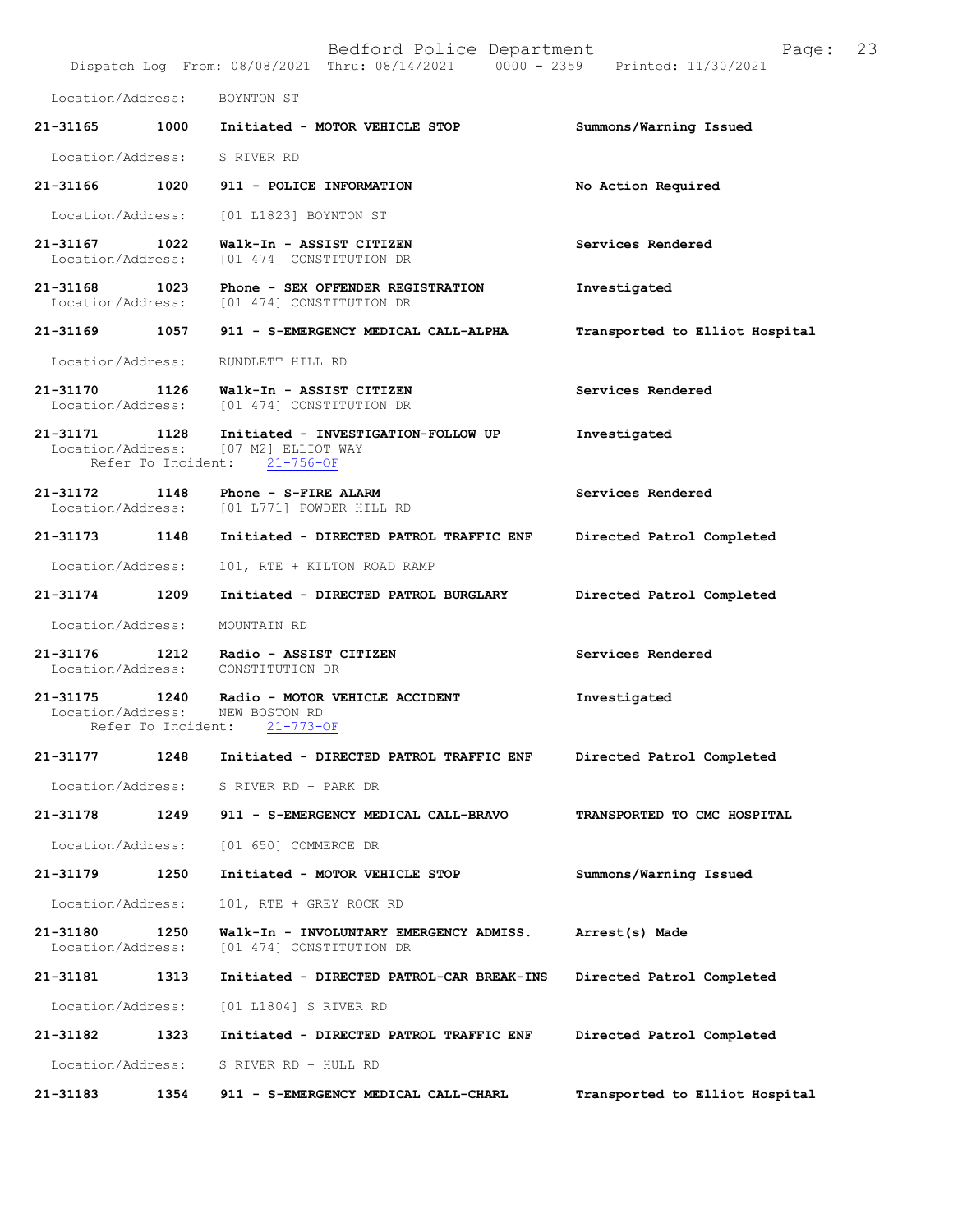Location/Address: BOYNTON ST

| | | | |
|---|---|---|---|
| **21-31165** | **1000** | **Initiated - MOTOR VEHICLE STOP** | **Summons/Warning Issued** |
| Location/Address: | S RIVER RD | | |
| **21-31166** | **1020** | **911 - POLICE INFORMATION** | **No Action Required** |
| Location/Address: | [01 L1823] BOYNTON ST | | |
| **21-31167** | **1022** | **Walk-In - ASSIST CITIZEN** | **Services Rendered** |
| Location/Address: | [01 474] CONSTITUTION DR | | |
| **21-31168** | **1023** | **Phone - SEX OFFENDER REGISTRATION** | **Investigated** |
| Location/Address: | [01 474] CONSTITUTION DR | | |
| **21-31169** | **1057** | **911 - S-EMERGENCY MEDICAL CALL-ALPHA** | **Transported to Elliot Hospital** |
| Location/Address: | RUNDLETT HILL RD | | |
| **21-31170** | **1126** | **Walk-In - ASSIST CITIZEN** | **Services Rendered** |
| Location/Address: | [01 474] CONSTITUTION DR | | |
| **21-31171** | **1128** | **Initiated - INVESTIGATION-FOLLOW UP** | **Investigated** |
| Location/Address: | [07 M2] ELLIOT WAY | | |
| Refer To Incident: | 21-756-OF | | |
| **21-31172** | **1148** | **Phone - S-FIRE ALARM** | **Services Rendered** |
| Location/Address: | [01 L771] POWDER HILL RD | | |
| **21-31173** | **1148** | **Initiated - DIRECTED PATROL TRAFFIC ENF** | **Directed Patrol Completed** |
| Location/Address: | 101, RTE + KILTON ROAD RAMP | | |
| **21-31174** | **1209** | **Initiated - DIRECTED PATROL BURGLARY** | **Directed Patrol Completed** |
| Location/Address: | MOUNTAIN RD | | |
| **21-31176** | **1212** | **Radio - ASSIST CITIZEN** | **Services Rendered** |
| Location/Address: | CONSTITUTION DR | | |
| **21-31175** | **1240** | **Radio - MOTOR VEHICLE ACCIDENT** | **Investigated** |
| Location/Address: | NEW BOSTON RD | | |
| Refer To Incident: | 21-773-OF | | |
| **21-31177** | **1248** | **Initiated - DIRECTED PATROL TRAFFIC ENF** | **Directed Patrol Completed** |
| Location/Address: | S RIVER RD + PARK DR | | |
| **21-31178** | **1249** | **911 - S-EMERGENCY MEDICAL CALL-BRAVO** | **TRANSPORTED TO CMC HOSPITAL** |
| Location/Address: | [01 650] COMMERCE DR | | |
| **21-31179** | **1250** | **Initiated - MOTOR VEHICLE STOP** | **Summons/Warning Issued** |
| Location/Address: | 101, RTE + GREY ROCK RD | | |
| **21-31180** | **1250** | **Walk-In - INVOLUNTARY EMERGENCY ADMISS.** | **Arrest(s) Made** |
| Location/Address: | [01 474] CONSTITUTION DR | | |
| **21-31181** | **1313** | **Initiated - DIRECTED PATROL-CAR BREAK-INS** | **Directed Patrol Completed** |
| Location/Address: | [01 L1804] S RIVER RD | | |
| **21-31182** | **1323** | **Initiated - DIRECTED PATROL TRAFFIC ENF** | **Directed Patrol Completed** |
| Location/Address: | S RIVER RD + HULL RD | | |
| **21-31183** | **1354** | **911 - S-EMERGENCY MEDICAL CALL-CHARL** | **Transported to Elliot Hospital** |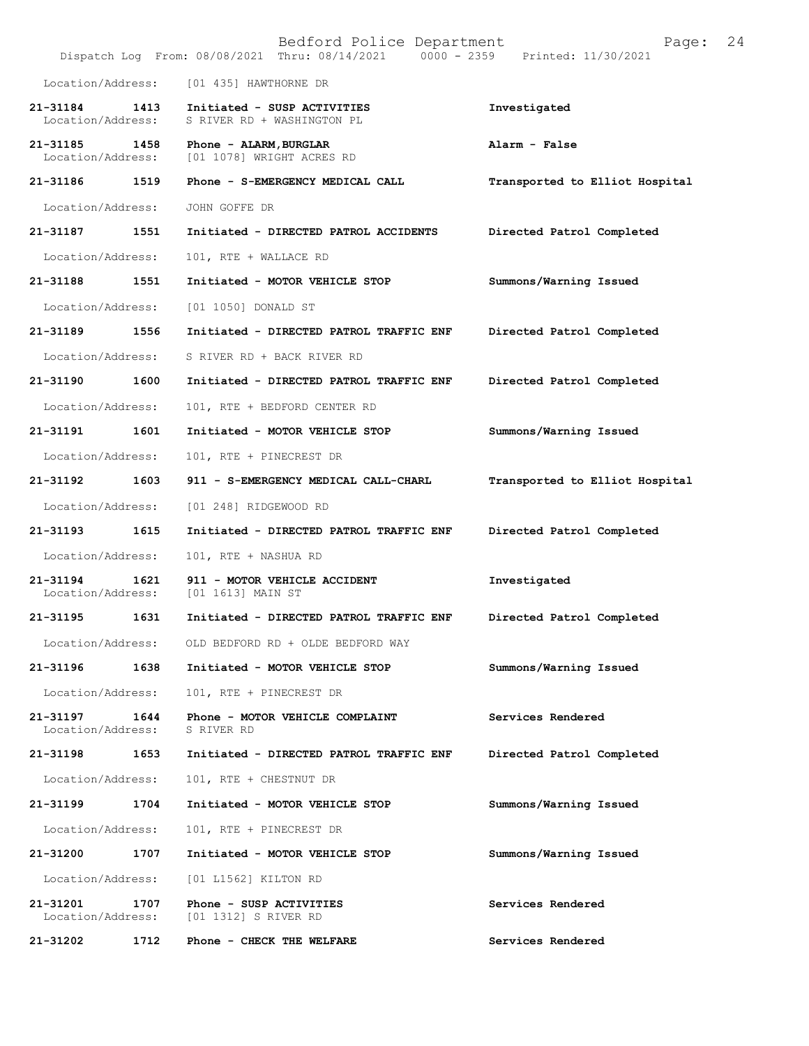Location/Address: [01 435] HAWTHORNE DR

**21-31184 1413 Initiated - SUSP ACTIVITIES** — **Investigated**
Location/Address: S RIVER RD + WASHINGTON PL

**21-31185 1458 Phone - ALARM,BURGLAR** — **Alarm - False**
Location/Address: [01 1078] WRIGHT ACRES RD

**21-31186 1519 Phone - S-EMERGENCY MEDICAL CALL** — **Transported to Elliot Hospital**
Location/Address: JOHN GOFFE DR

**21-31187 1551 Initiated - DIRECTED PATROL ACCIDENTS** — **Directed Patrol Completed**
Location/Address: 101, RTE + WALLACE RD

**21-31188 1551 Initiated - MOTOR VEHICLE STOP** — **Summons/Warning Issued**
Location/Address: [01 1050] DONALD ST

**21-31189 1556 Initiated - DIRECTED PATROL TRAFFIC ENF** — **Directed Patrol Completed**
Location/Address: S RIVER RD + BACK RIVER RD

**21-31190 1600 Initiated - DIRECTED PATROL TRAFFIC ENF** — **Directed Patrol Completed**
Location/Address: 101, RTE + BEDFORD CENTER RD

**21-31191 1601 Initiated - MOTOR VEHICLE STOP** — **Summons/Warning Issued**
Location/Address: 101, RTE + PINECREST DR

**21-31192 1603 911 - S-EMERGENCY MEDICAL CALL-CHARL** — **Transported to Elliot Hospital**
Location/Address: [01 248] RIDGEWOOD RD

**21-31193 1615 Initiated - DIRECTED PATROL TRAFFIC ENF** — **Directed Patrol Completed**
Location/Address: 101, RTE + NASHUA RD

**21-31194 1621 911 - MOTOR VEHICLE ACCIDENT** — **Investigated**
Location/Address: [01 1613] MAIN ST

**21-31195 1631 Initiated - DIRECTED PATROL TRAFFIC ENF** — **Directed Patrol Completed**
Location/Address: OLD BEDFORD RD + OLDE BEDFORD WAY

**21-31196 1638 Initiated - MOTOR VEHICLE STOP** — **Summons/Warning Issued**
Location/Address: 101, RTE + PINECREST DR

**21-31197 1644 Phone - MOTOR VEHICLE COMPLAINT** — **Services Rendered**
Location/Address: S RIVER RD

**21-31198 1653 Initiated - DIRECTED PATROL TRAFFIC ENF** — **Directed Patrol Completed**
Location/Address: 101, RTE + CHESTNUT DR

**21-31199 1704 Initiated - MOTOR VEHICLE STOP** — **Summons/Warning Issued**
Location/Address: 101, RTE + PINECREST DR

**21-31200 1707 Initiated - MOTOR VEHICLE STOP** — **Summons/Warning Issued**
Location/Address: [01 L1562] KILTON RD

**21-31201 1707 Phone - SUSP ACTIVITIES** — **Services Rendered**
Location/Address: [01 1312] S RIVER RD

**21-31202 1712 Phone - CHECK THE WELFARE** — **Services Rendered**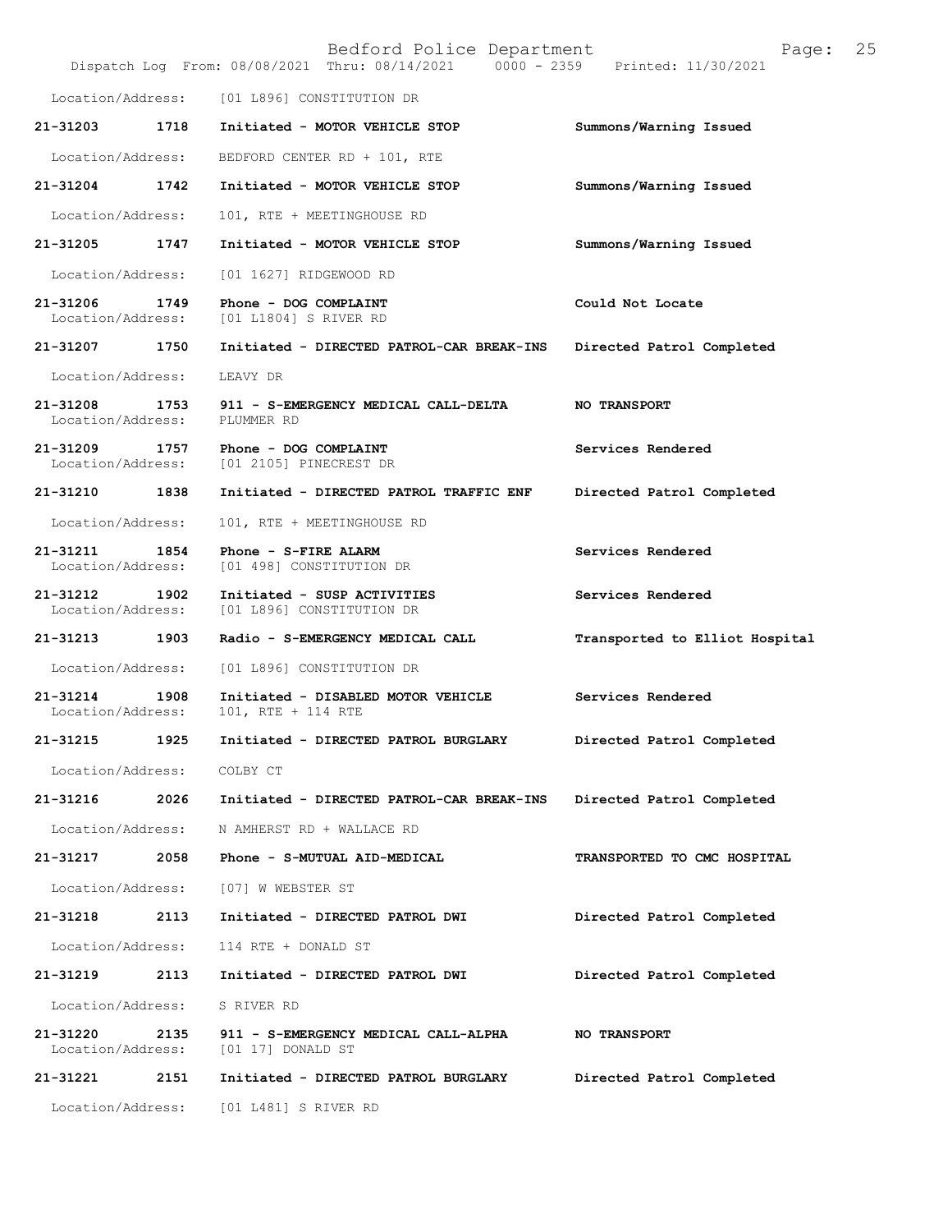Location/Address: [01 L896] CONSTITUTION DR

| Call # | Time | Call Reason | Action |
|---|---|---|---|
| 21-31203 | 1718 | Initiated - MOTOR VEHICLE STOP | Summons/Warning Issued |
| Location/Address: | | BEDFORD CENTER RD + 101, RTE | |
| 21-31204 | 1742 | Initiated - MOTOR VEHICLE STOP | Summons/Warning Issued |
| Location/Address: | | 101, RTE + MEETINGHOUSE RD | |
| 21-31205 | 1747 | Initiated - MOTOR VEHICLE STOP | Summons/Warning Issued |
| Location/Address: | | [01 1627] RIDGEWOOD RD | |
| 21-31206 | 1749 | Phone - DOG COMPLAINT | Could Not Locate |
| Location/Address: | | [01 L1804] S RIVER RD | |
| 21-31207 | 1750 | Initiated - DIRECTED PATROL-CAR BREAK-INS | Directed Patrol Completed |
| Location/Address: | | LEAVY DR | |
| 21-31208 | 1753 | 911 - S-EMERGENCY MEDICAL CALL-DELTA | NO TRANSPORT |
| Location/Address: | | PLUMMER RD | |
| 21-31209 | 1757 | Phone - DOG COMPLAINT | Services Rendered |
| Location/Address: | | [01 2105] PINECREST DR | |
| 21-31210 | 1838 | Initiated - DIRECTED PATROL TRAFFIC ENF | Directed Patrol Completed |
| Location/Address: | | 101, RTE + MEETINGHOUSE RD | |
| 21-31211 | 1854 | Phone - S-FIRE ALARM | Services Rendered |
| Location/Address: | | [01 498] CONSTITUTION DR | |
| 21-31212 | 1902 | Initiated - SUSP ACTIVITIES | Services Rendered |
| Location/Address: | | [01 L896] CONSTITUTION DR | |
| 21-31213 | 1903 | Radio - S-EMERGENCY MEDICAL CALL | Transported to Elliot Hospital |
| Location/Address: | | [01 L896] CONSTITUTION DR | |
| 21-31214 | 1908 | Initiated - DISABLED MOTOR VEHICLE | Services Rendered |
| Location/Address: | | 101, RTE + 114 RTE | |
| 21-31215 | 1925 | Initiated - DIRECTED PATROL BURGLARY | Directed Patrol Completed |
| Location/Address: | | COLBY CT | |
| 21-31216 | 2026 | Initiated - DIRECTED PATROL-CAR BREAK-INS | Directed Patrol Completed |
| Location/Address: | | N AMHERST RD + WALLACE RD | |
| 21-31217 | 2058 | Phone - S-MUTUAL AID-MEDICAL | TRANSPORTED TO CMC HOSPITAL |
| Location/Address: | | [07] W WEBSTER ST | |
| 21-31218 | 2113 | Initiated - DIRECTED PATROL DWI | Directed Patrol Completed |
| Location/Address: | | 114 RTE + DONALD ST | |
| 21-31219 | 2113 | Initiated - DIRECTED PATROL DWI | Directed Patrol Completed |
| Location/Address: | | S RIVER RD | |
| 21-31220 | 2135 | 911 - S-EMERGENCY MEDICAL CALL-ALPHA | NO TRANSPORT |
| Location/Address: | | [01 17] DONALD ST | |
| 21-31221 | 2151 | Initiated - DIRECTED PATROL BURGLARY | Directed Patrol Completed |
| Location/Address: | | [01 L481] S RIVER RD | |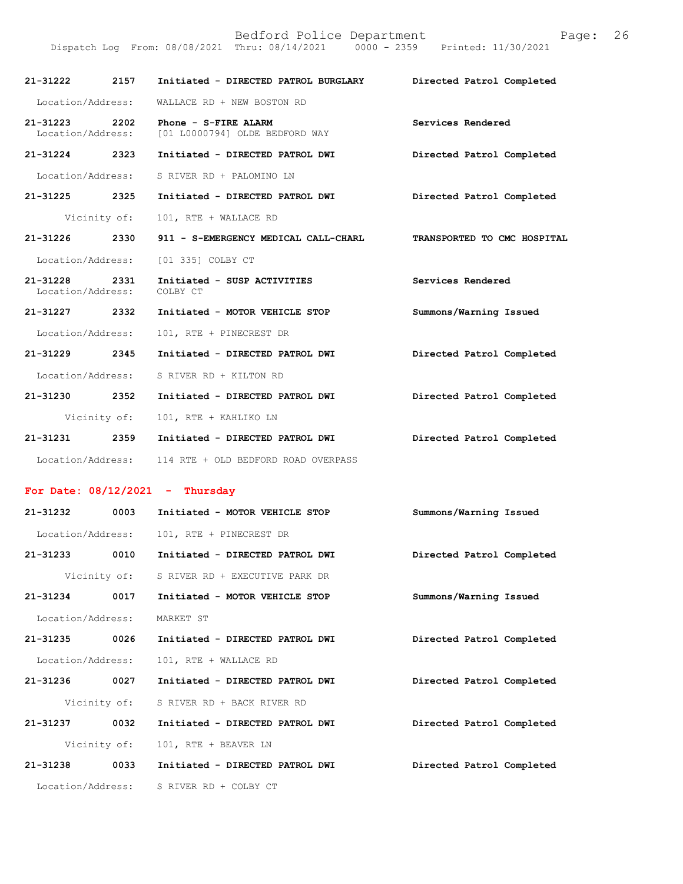| Call # | Time | Call Reason / Action | Disposition |
|---|---|---|---|
| 21-31222 | 2157 | Initiated - DIRECTED PATROL BURGLARY | Directed Patrol Completed |
| | | Location/Address: WALLACE RD + NEW BOSTON RD | |
| 21-31223 | 2202 | Phone - S-FIRE ALARM | Services Rendered |
| | | Location/Address: [01 L0000794] OLDE BEDFORD WAY | |
| 21-31224 | 2323 | Initiated - DIRECTED PATROL DWI | Directed Patrol Completed |
| | | Location/Address: S RIVER RD + PALOMINO LN | |
| 21-31225 | 2325 | Initiated - DIRECTED PATROL DWI | Directed Patrol Completed |
| | | Vicinity of: 101, RTE + WALLACE RD | |
| 21-31226 | 2330 | 911 - S-EMERGENCY MEDICAL CALL-CHARL | TRANSPORTED TO CMC HOSPITAL |
| | | Location/Address: [01 335] COLBY CT | |
| 21-31228 | 2331 | Initiated - SUSP ACTIVITIES | Services Rendered |
| | | Location/Address: COLBY CT | |
| 21-31227 | 2332 | Initiated - MOTOR VEHICLE STOP | Summons/Warning Issued |
| | | Location/Address: 101, RTE + PINECREST DR | |
| 21-31229 | 2345 | Initiated - DIRECTED PATROL DWI | Directed Patrol Completed |
| | | Location/Address: S RIVER RD + KILTON RD | |
| 21-31230 | 2352 | Initiated - DIRECTED PATROL DWI | Directed Patrol Completed |
| | | Vicinity of: 101, RTE + KAHLIKO LN | |
| 21-31231 | 2359 | Initiated - DIRECTED PATROL DWI | Directed Patrol Completed |
| | | Location/Address: 114 RTE + OLD BEDFORD ROAD OVERPASS | |

## For Date: 08/12/2021 - Thursday

| Call # | Time | Call Reason / Action | Disposition |
|---|---|---|---|
| 21-31232 | 0003 | Initiated - MOTOR VEHICLE STOP | Summons/Warning Issued |
| | | Location/Address: 101, RTE + PINECREST DR | |
| 21-31233 | 0010 | Initiated - DIRECTED PATROL DWI | Directed Patrol Completed |
| | | Vicinity of: S RIVER RD + EXECUTIVE PARK DR | |
| 21-31234 | 0017 | Initiated - MOTOR VEHICLE STOP | Summons/Warning Issued |
| | | Location/Address: MARKET ST | |
| 21-31235 | 0026 | Initiated - DIRECTED PATROL DWI | Directed Patrol Completed |
| | | Location/Address: 101, RTE + WALLACE RD | |
| 21-31236 | 0027 | Initiated - DIRECTED PATROL DWI | Directed Patrol Completed |
| | | Vicinity of: S RIVER RD + BACK RIVER RD | |
| 21-31237 | 0032 | Initiated - DIRECTED PATROL DWI | Directed Patrol Completed |
| | | Vicinity of: 101, RTE + BEAVER LN | |
| 21-31238 | 0033 | Initiated - DIRECTED PATROL DWI | Directed Patrol Completed |
| | | Location/Address: S RIVER RD + COLBY CT | |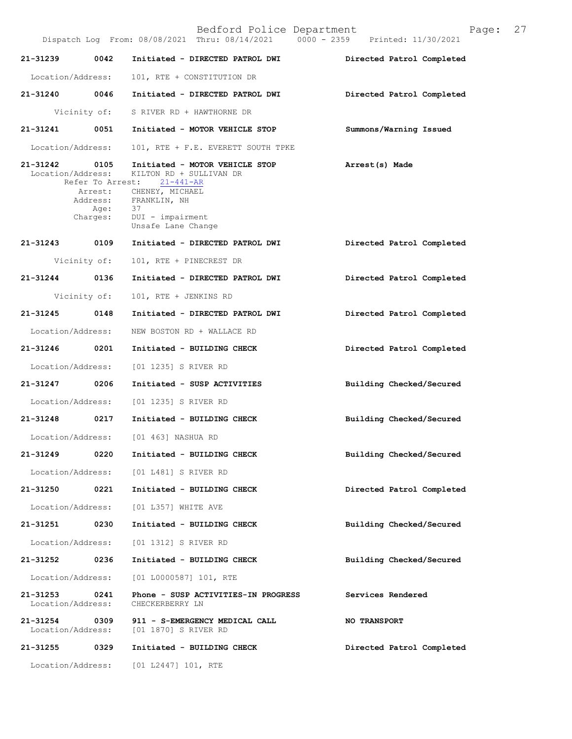**21-31239 0042 Initiated - DIRECTED PATROL DWI** — **Directed Patrol Completed**

Location/Address: 101, RTE + CONSTITUTION DR

**21-31240 0046 Initiated - DIRECTED PATROL DWI** — **Directed Patrol Completed**

Vicinity of: S RIVER RD + HAWTHORNE DR

**21-31241 0051 Initiated - MOTOR VEHICLE STOP** — **Summons/Warning Issued**

Location/Address: 101, RTE + F.E. EVERETT SOUTH TPKE

**21-31242 0105 Initiated - MOTOR VEHICLE STOP** — **Arrest(s) Made**

Location/Address: KILTON RD + SULLIVAN DR
Refer To Arrest: 21-441-AR
Arrest: CHENEY, MICHAEL
Address: FRANKLIN, NH
Age: 37
Charges: DUI - impairment
Unsafe Lane Change

**21-31243 0109 Initiated - DIRECTED PATROL DWI** — **Directed Patrol Completed**

Vicinity of: 101, RTE + PINECREST DR

**21-31244 0136 Initiated - DIRECTED PATROL DWI** — **Directed Patrol Completed**

Vicinity of: 101, RTE + JENKINS RD

**21-31245 0148 Initiated - DIRECTED PATROL DWI** — **Directed Patrol Completed**

Location/Address: NEW BOSTON RD + WALLACE RD

**21-31246 0201 Initiated - BUILDING CHECK** — **Directed Patrol Completed**

Location/Address: [01 1235] S RIVER RD

**21-31247 0206 Initiated - SUSP ACTIVITIES** — **Building Checked/Secured**

Location/Address: [01 1235] S RIVER RD

**21-31248 0217 Initiated - BUILDING CHECK** — **Building Checked/Secured**

Location/Address: [01 463] NASHUA RD

**21-31249 0220 Initiated - BUILDING CHECK** — **Building Checked/Secured**

Location/Address: [01 L481] S RIVER RD

**21-31250 0221 Initiated - BUILDING CHECK** — **Directed Patrol Completed**

Location/Address: [01 L357] WHITE AVE

**21-31251 0230 Initiated - BUILDING CHECK** — **Building Checked/Secured**

Location/Address: [01 1312] S RIVER RD

**21-31252 0236 Initiated - BUILDING CHECK** — **Building Checked/Secured**

Location/Address: [01 L0000587] 101, RTE

**21-31253 0241 Phone - SUSP ACTIVITIES-IN PROGRESS** — **Services Rendered**

Location/Address: CHECKERBERRY LN

**21-31254 0309 911 - S-EMERGENCY MEDICAL CALL** — **NO TRANSPORT**

Location/Address: [01 1870] S RIVER RD

**21-31255 0329 Initiated - BUILDING CHECK** — **Directed Patrol Completed**

Location/Address: [01 L2447] 101, RTE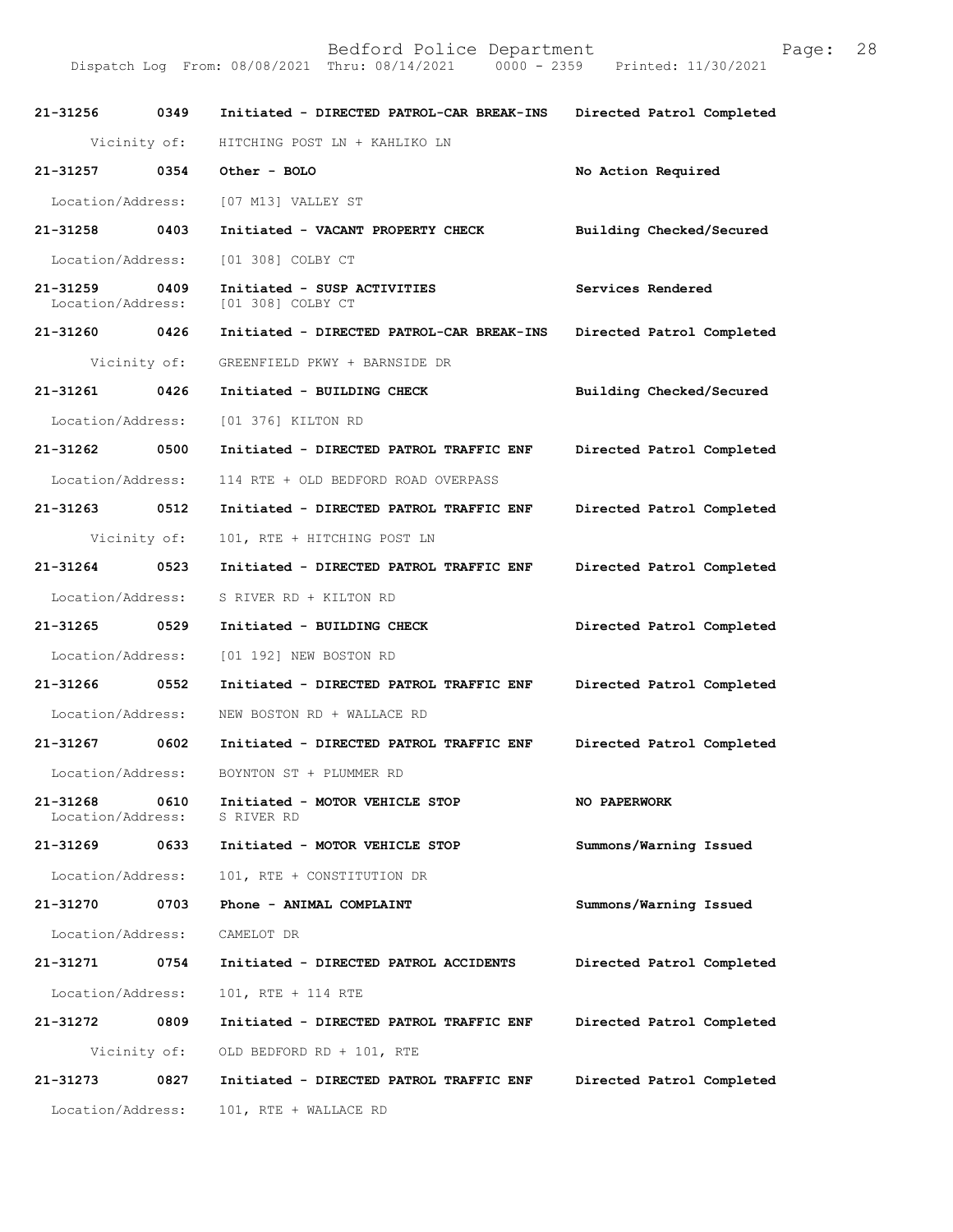| Call # | Time | Call Type | Disposition |
|---|---|---|---|
| 21-31256 | 0349 | Initiated - DIRECTED PATROL-CAR BREAK-INS | Directed Patrol Completed |
| Vicinity of: | | HITCHING POST LN + KAHLIKO LN | |
| 21-31257 | 0354 | Other - BOLO | No Action Required |
| Location/Address: | | [07 M13] VALLEY ST | |
| 21-31258 | 0403 | Initiated - VACANT PROPERTY CHECK | Building Checked/Secured |
| Location/Address: | | [01 308] COLBY CT | |
| 21-31259 | 0409 | Initiated - SUSP ACTIVITIES | Services Rendered |
| Location/Address: | | [01 308] COLBY CT | |
| 21-31260 | 0426 | Initiated - DIRECTED PATROL-CAR BREAK-INS | Directed Patrol Completed |
| Vicinity of: | | GREENFIELD PKWY + BARNSIDE DR | |
| 21-31261 | 0426 | Initiated - BUILDING CHECK | Building Checked/Secured |
| Location/Address: | | [01 376] KILTON RD | |
| 21-31262 | 0500 | Initiated - DIRECTED PATROL TRAFFIC ENF | Directed Patrol Completed |
| Location/Address: | | 114 RTE + OLD BEDFORD ROAD OVERPASS | |
| 21-31263 | 0512 | Initiated - DIRECTED PATROL TRAFFIC ENF | Directed Patrol Completed |
| Vicinity of: | | 101, RTE + HITCHING POST LN | |
| 21-31264 | 0523 | Initiated - DIRECTED PATROL TRAFFIC ENF | Directed Patrol Completed |
| Location/Address: | | S RIVER RD + KILTON RD | |
| 21-31265 | 0529 | Initiated - BUILDING CHECK | Directed Patrol Completed |
| Location/Address: | | [01 192] NEW BOSTON RD | |
| 21-31266 | 0552 | Initiated - DIRECTED PATROL TRAFFIC ENF | Directed Patrol Completed |
| Location/Address: | | NEW BOSTON RD + WALLACE RD | |
| 21-31267 | 0602 | Initiated - DIRECTED PATROL TRAFFIC ENF | Directed Patrol Completed |
| Location/Address: | | BOYNTON ST + PLUMMER RD | |
| 21-31268 | 0610 | Initiated - MOTOR VEHICLE STOP | NO PAPERWORK |
| Location/Address: | | S RIVER RD | |
| 21-31269 | 0633 | Initiated - MOTOR VEHICLE STOP | Summons/Warning Issued |
| Location/Address: | | 101, RTE + CONSTITUTION DR | |
| 21-31270 | 0703 | Phone - ANIMAL COMPLAINT | Summons/Warning Issued |
| Location/Address: | | CAMELOT DR | |
| 21-31271 | 0754 | Initiated - DIRECTED PATROL ACCIDENTS | Directed Patrol Completed |
| Location/Address: | | 101, RTE + 114 RTE | |
| 21-31272 | 0809 | Initiated - DIRECTED PATROL TRAFFIC ENF | Directed Patrol Completed |
| Vicinity of: | | OLD BEDFORD RD + 101, RTE | |
| 21-31273 | 0827 | Initiated - DIRECTED PATROL TRAFFIC ENF | Directed Patrol Completed |
| Location/Address: | | 101, RTE + WALLACE RD | |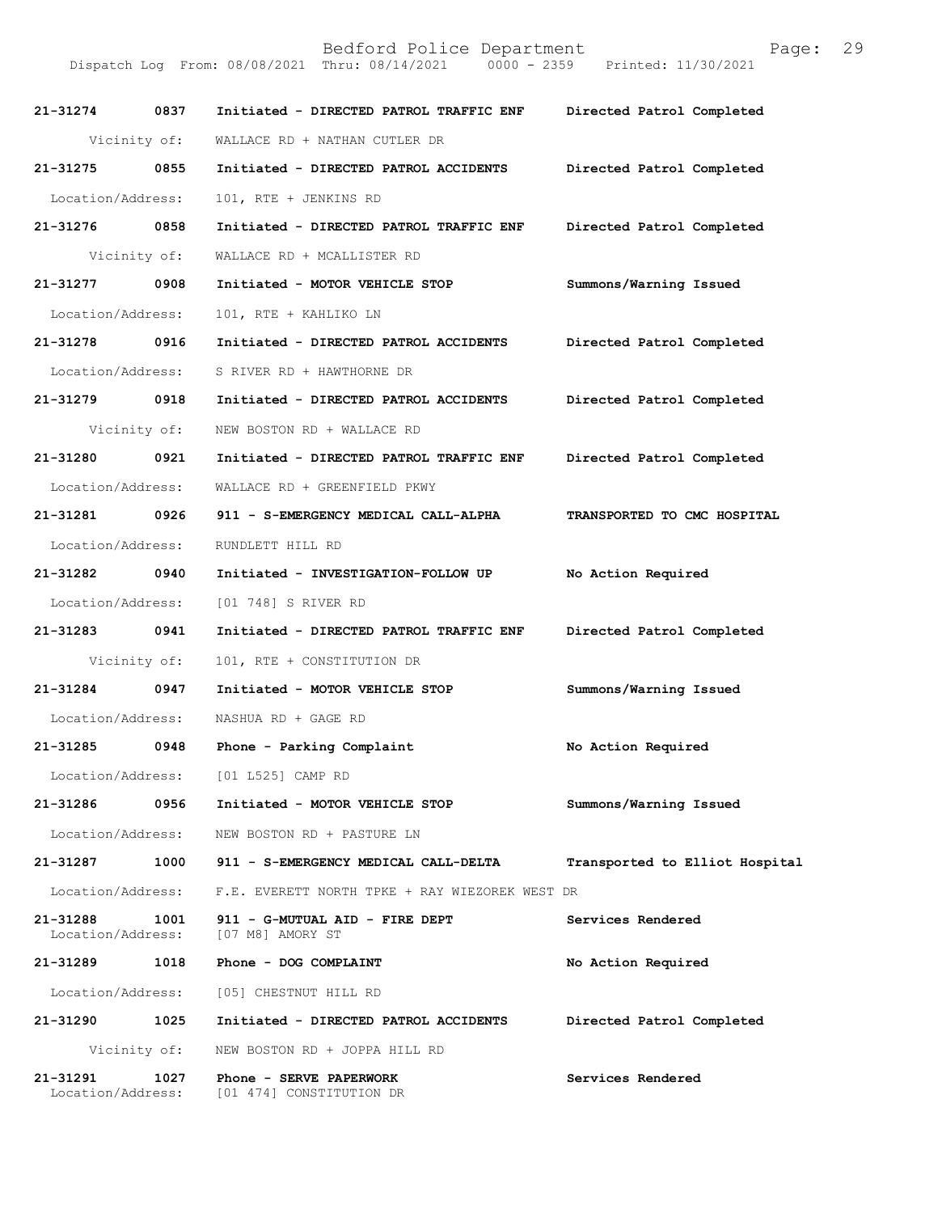Dispatch Log From: 08/08/2021 Thru: 08/14/2021 0000 - 2359 Printed: 11/30/2021

**21-31274 0837 Initiated - DIRECTED PATROL TRAFFIC ENF Directed Patrol Completed**
Vicinity of: WALLACE RD + NATHAN CUTLER DR

**21-31275 0855 Initiated - DIRECTED PATROL ACCIDENTS Directed Patrol Completed**
Location/Address: 101, RTE + JENKINS RD

**21-31276 0858 Initiated - DIRECTED PATROL TRAFFIC ENF Directed Patrol Completed**
Vicinity of: WALLACE RD + MCALLISTER RD

**21-31277 0908 Initiated - MOTOR VEHICLE STOP Summons/Warning Issued**
Location/Address: 101, RTE + KAHLIKO LN

**21-31278 0916 Initiated - DIRECTED PATROL ACCIDENTS Directed Patrol Completed**
Location/Address: S RIVER RD + HAWTHORNE DR

**21-31279 0918 Initiated - DIRECTED PATROL ACCIDENTS Directed Patrol Completed**
Vicinity of: NEW BOSTON RD + WALLACE RD

**21-31280 0921 Initiated - DIRECTED PATROL TRAFFIC ENF Directed Patrol Completed**
Location/Address: WALLACE RD + GREENFIELD PKWY

**21-31281 0926 911 - S-EMERGENCY MEDICAL CALL-ALPHA TRANSPORTED TO CMC HOSPITAL**
Location/Address: RUNDLETT HILL RD

**21-31282 0940 Initiated - INVESTIGATION-FOLLOW UP No Action Required**
Location/Address: [01 748] S RIVER RD

**21-31283 0941 Initiated - DIRECTED PATROL TRAFFIC ENF Directed Patrol Completed**
Vicinity of: 101, RTE + CONSTITUTION DR

**21-31284 0947 Initiated - MOTOR VEHICLE STOP Summons/Warning Issued**
Location/Address: NASHUA RD + GAGE RD

**21-31285 0948 Phone - Parking Complaint No Action Required**
Location/Address: [01 L525] CAMP RD

**21-31286 0956 Initiated - MOTOR VEHICLE STOP Summons/Warning Issued**
Location/Address: NEW BOSTON RD + PASTURE LN

**21-31287 1000 911 - S-EMERGENCY MEDICAL CALL-DELTA Transported to Elliot Hospital**
Location/Address: F.E. EVERETT NORTH TPKE + RAY WIEZOREK WEST DR

**21-31288 1001 911 - G-MUTUAL AID - FIRE DEPT Services Rendered**
Location/Address: [07 M8] AMORY ST

**21-31289 1018 Phone - DOG COMPLAINT No Action Required**
Location/Address: [05] CHESTNUT HILL RD

**21-31290 1025 Initiated - DIRECTED PATROL ACCIDENTS Directed Patrol Completed**
Vicinity of: NEW BOSTON RD + JOPPA HILL RD

**21-31291 1027 Phone - SERVE PAPERWORK Services Rendered**
Location/Address: [01 474] CONSTITUTION DR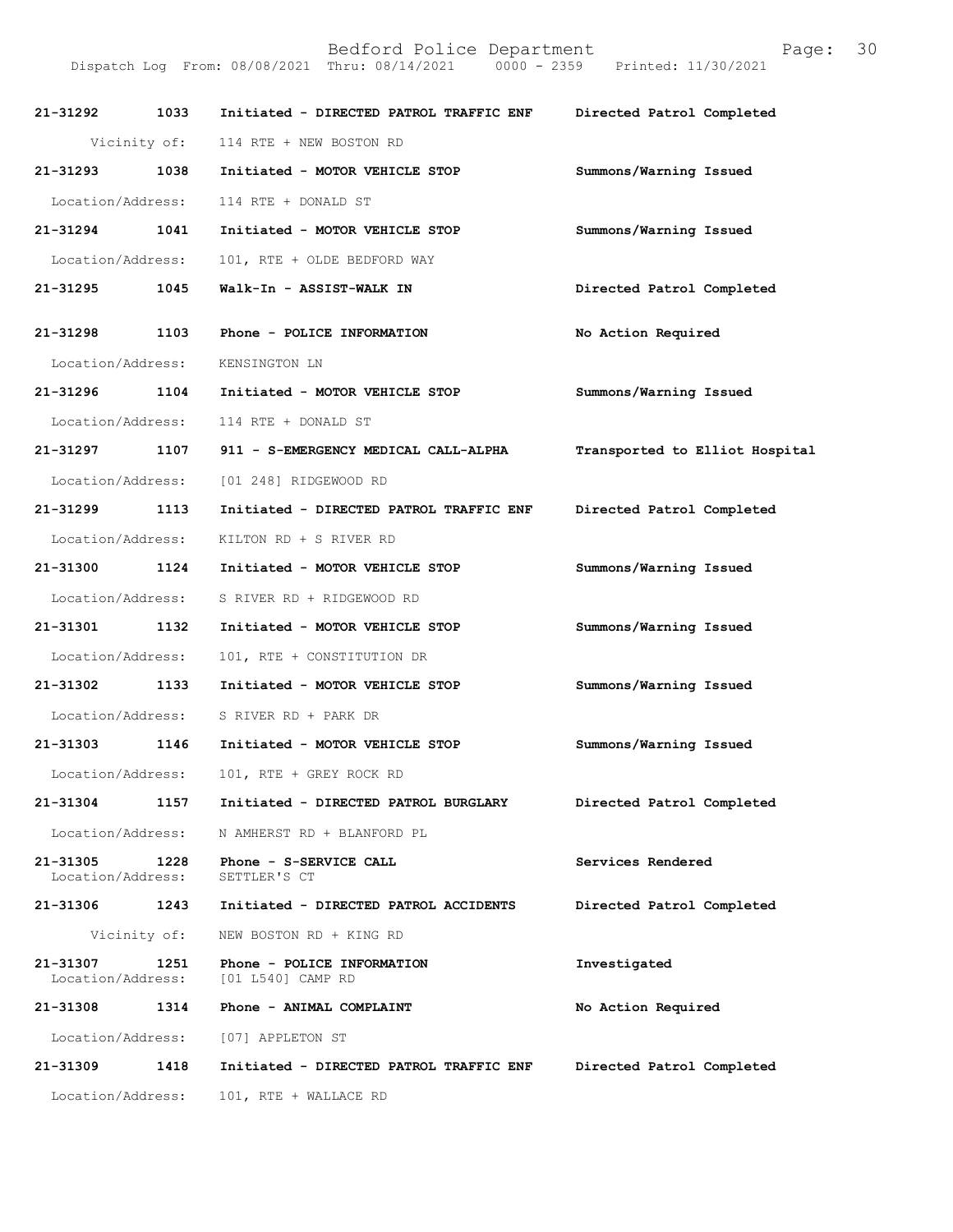Dispatch Log From: 08/08/2021 Thru: 08/14/2021 0000 - 2359 Printed: 11/30/2021

**21-31292 1033 Initiated - DIRECTED PATROL TRAFFIC ENF** — **Directed Patrol Completed**
Vicinity of: 114 RTE + NEW BOSTON RD

**21-31293 1038 Initiated - MOTOR VEHICLE STOP** — **Summons/Warning Issued**
Location/Address: 114 RTE + DONALD ST

**21-31294 1041 Initiated - MOTOR VEHICLE STOP** — **Summons/Warning Issued**
Location/Address: 101, RTE + OLDE BEDFORD WAY

**21-31295 1045 Walk-In - ASSIST-WALK IN** — **Directed Patrol Completed**

**21-31298 1103 Phone - POLICE INFORMATION** — **No Action Required**
Location/Address: KENSINGTON LN

**21-31296 1104 Initiated - MOTOR VEHICLE STOP** — **Summons/Warning Issued**
Location/Address: 114 RTE + DONALD ST

**21-31297 1107 911 - S-EMERGENCY MEDICAL CALL-ALPHA** — **Transported to Elliot Hospital**
Location/Address: [01 248] RIDGEWOOD RD

**21-31299 1113 Initiated - DIRECTED PATROL TRAFFIC ENF** — **Directed Patrol Completed**
Location/Address: KILTON RD + S RIVER RD

**21-31300 1124 Initiated - MOTOR VEHICLE STOP** — **Summons/Warning Issued**
Location/Address: S RIVER RD + RIDGEWOOD RD

**21-31301 1132 Initiated - MOTOR VEHICLE STOP** — **Summons/Warning Issued**
Location/Address: 101, RTE + CONSTITUTION DR

**21-31302 1133 Initiated - MOTOR VEHICLE STOP** — **Summons/Warning Issued**
Location/Address: S RIVER RD + PARK DR

**21-31303 1146 Initiated - MOTOR VEHICLE STOP** — **Summons/Warning Issued**
Location/Address: 101, RTE + GREY ROCK RD

**21-31304 1157 Initiated - DIRECTED PATROL BURGLARY** — **Directed Patrol Completed**
Location/Address: N AMHERST RD + BLANFORD PL

**21-31305 1228 Phone - S-SERVICE CALL** — **Services Rendered**
Location/Address: SETTLER'S CT

**21-31306 1243 Initiated - DIRECTED PATROL ACCIDENTS** — **Directed Patrol Completed**
Vicinity of: NEW BOSTON RD + KING RD

**21-31307 1251 Phone - POLICE INFORMATION** — **Investigated**
Location/Address: [01 L540] CAMP RD

**21-31308 1314 Phone - ANIMAL COMPLAINT** — **No Action Required**
Location/Address: [07] APPLETON ST

**21-31309 1418 Initiated - DIRECTED PATROL TRAFFIC ENF** — **Directed Patrol Completed**
Location/Address: 101, RTE + WALLACE RD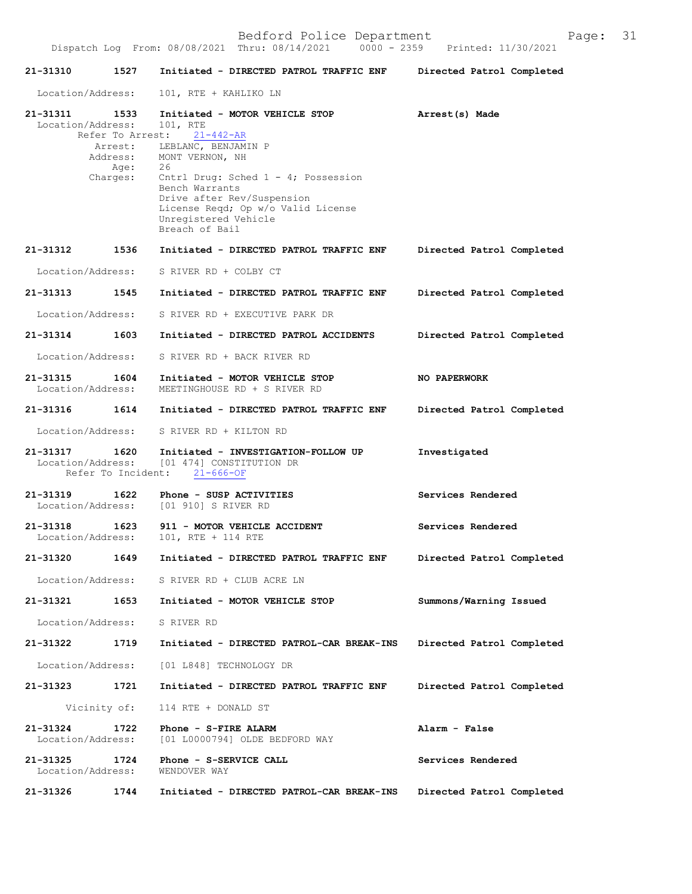| Call # | Time | Call Reason | Action |
|---|---|---|---|
| 21-31310 | 1527 | Initiated - DIRECTED PATROL TRAFFIC ENF | Directed Patrol Completed |

Location/Address: 101, RTE + KAHLIKO LN

| Call # | Time | Call Reason | Action |
|---|---|---|---|
| 21-31311 | 1533 | Initiated - MOTOR VEHICLE STOP | Arrest(s) Made |

Location/Address: 101, RTE
Refer To Arrest: 21-442-AR
Arrest: LEBLANC, BENJAMIN P
Address: MONT VERNON, NH
Age: 26
Charges: Cntrl Drug: Sched 1 - 4; Possession
Bench Warrants
Drive after Rev/Suspension
License Reqd; Op w/o Valid License
Unregistered Vehicle
Breach of Bail

| Call # | Time | Call Reason | Action |
|---|---|---|---|
| 21-31312 | 1536 | Initiated - DIRECTED PATROL TRAFFIC ENF | Directed Patrol Completed |

Location/Address: S RIVER RD + COLBY CT

| Call # | Time | Call Reason | Action |
|---|---|---|---|
| 21-31313 | 1545 | Initiated - DIRECTED PATROL TRAFFIC ENF | Directed Patrol Completed |

Location/Address: S RIVER RD + EXECUTIVE PARK DR

| Call # | Time | Call Reason | Action |
|---|---|---|---|
| 21-31314 | 1603 | Initiated - DIRECTED PATROL ACCIDENTS | Directed Patrol Completed |

Location/Address: S RIVER RD + BACK RIVER RD

| Call # | Time | Call Reason | Action |
|---|---|---|---|
| 21-31315 | 1604 | Initiated - MOTOR VEHICLE STOP | NO PAPERWORK |

Location/Address: MEETINGHOUSE RD + S RIVER RD

| Call # | Time | Call Reason | Action |
|---|---|---|---|
| 21-31316 | 1614 | Initiated - DIRECTED PATROL TRAFFIC ENF | Directed Patrol Completed |

Location/Address: S RIVER RD + KILTON RD

| Call # | Time | Call Reason | Action |
|---|---|---|---|
| 21-31317 | 1620 | Initiated - INVESTIGATION-FOLLOW UP | Investigated |

Location/Address: [01 474] CONSTITUTION DR
Refer To Incident: 21-666-OF

| Call # | Time | Call Reason | Action |
|---|---|---|---|
| 21-31319 | 1622 | Phone - SUSP ACTIVITIES | Services Rendered |

Location/Address: [01 910] S RIVER RD

| Call # | Time | Call Reason | Action |
|---|---|---|---|
| 21-31318 | 1623 | 911 - MOTOR VEHICLE ACCIDENT | Services Rendered |

Location/Address: 101, RTE + 114 RTE

| Call # | Time | Call Reason | Action |
|---|---|---|---|
| 21-31320 | 1649 | Initiated - DIRECTED PATROL TRAFFIC ENF | Directed Patrol Completed |

Location/Address: S RIVER RD + CLUB ACRE LN

| Call # | Time | Call Reason | Action |
|---|---|---|---|
| 21-31321 | 1653 | Initiated - MOTOR VEHICLE STOP | Summons/Warning Issued |

Location/Address: S RIVER RD

| Call # | Time | Call Reason | Action |
|---|---|---|---|
| 21-31322 | 1719 | Initiated - DIRECTED PATROL-CAR BREAK-INS | Directed Patrol Completed |

Location/Address: [01 L848] TECHNOLOGY DR

| Call # | Time | Call Reason | Action |
|---|---|---|---|
| 21-31323 | 1721 | Initiated - DIRECTED PATROL TRAFFIC ENF | Directed Patrol Completed |

Vicinity of: 114 RTE + DONALD ST

| Call # | Time | Call Reason | Action |
|---|---|---|---|
| 21-31324 | 1722 | Phone - S-FIRE ALARM | Alarm - False |

Location/Address: [01 L0000794] OLDE BEDFORD WAY

| Call # | Time | Call Reason | Action |
|---|---|---|---|
| 21-31325 | 1724 | Phone - S-SERVICE CALL | Services Rendered |

Location/Address: WENDOVER WAY

| Call # | Time | Call Reason | Action |
|---|---|---|---|
| 21-31326 | 1744 | Initiated - DIRECTED PATROL-CAR BREAK-INS | Directed Patrol Completed |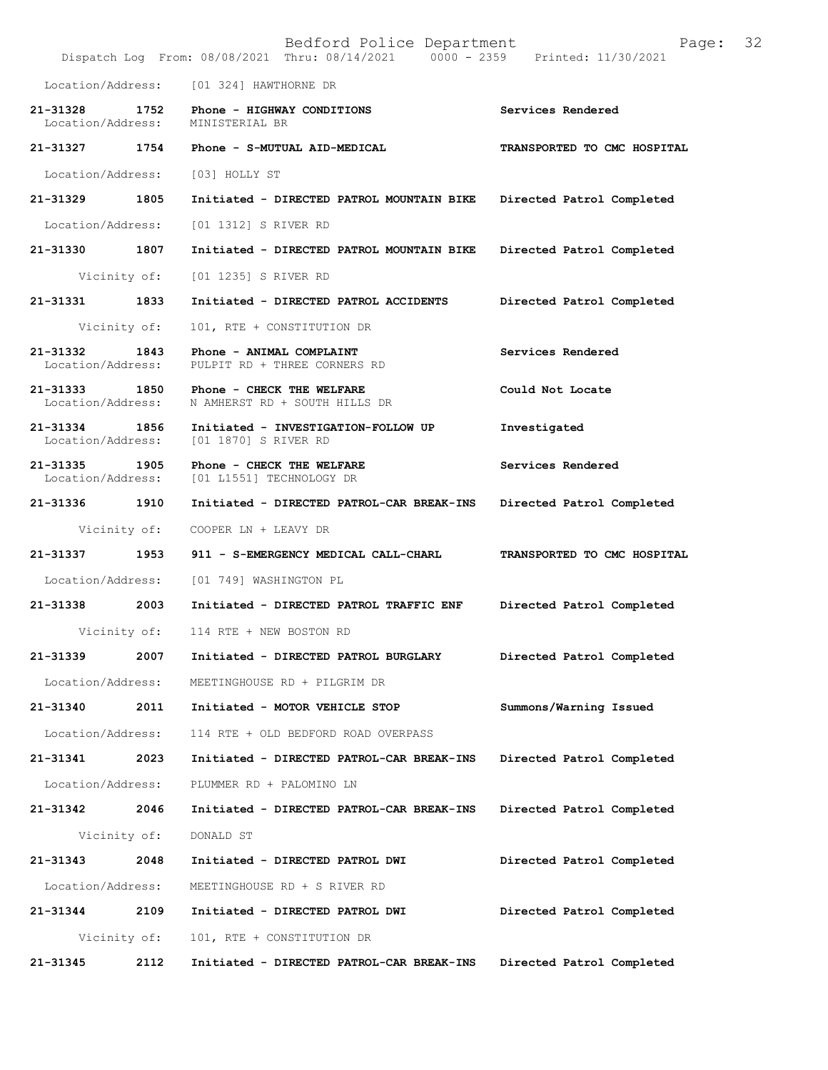Location/Address: [01 324] HAWTHORNE DR

| Call # | Time | Call Type | Disposition |
|---|---|---|---|
| 21-31328 | 1752 | Phone - HIGHWAY CONDITIONS | Services Rendered |
| Location/Address: | | MINISTERIAL BR | |
| 21-31327 | 1754 | Phone - S-MUTUAL AID-MEDICAL | TRANSPORTED TO CMC HOSPITAL |
| Location/Address: | | [03] HOLLY ST | |
| 21-31329 | 1805 | Initiated - DIRECTED PATROL MOUNTAIN BIKE | Directed Patrol Completed |
| Location/Address: | | [01 1312] S RIVER RD | |
| 21-31330 | 1807 | Initiated - DIRECTED PATROL MOUNTAIN BIKE | Directed Patrol Completed |
| Vicinity of: | | [01 1235] S RIVER RD | |
| 21-31331 | 1833 | Initiated - DIRECTED PATROL ACCIDENTS | Directed Patrol Completed |
| Vicinity of: | | 101, RTE + CONSTITUTION DR | |
| 21-31332 | 1843 | Phone - ANIMAL COMPLAINT | Services Rendered |
| Location/Address: | | PULPIT RD + THREE CORNERS RD | |
| 21-31333 | 1850 | Phone - CHECK THE WELFARE | Could Not Locate |
| Location/Address: | | N AMHERST RD + SOUTH HILLS DR | |
| 21-31334 | 1856 | Initiated - INVESTIGATION-FOLLOW UP | Investigated |
| Location/Address: | | [01 1870] S RIVER RD | |
| 21-31335 | 1905 | Phone - CHECK THE WELFARE | Services Rendered |
| Location/Address: | | [01 L1551] TECHNOLOGY DR | |
| 21-31336 | 1910 | Initiated - DIRECTED PATROL-CAR BREAK-INS | Directed Patrol Completed |
| Vicinity of: | | COOPER LN + LEAVY DR | |
| 21-31337 | 1953 | 911 - S-EMERGENCY MEDICAL CALL-CHARL | TRANSPORTED TO CMC HOSPITAL |
| Location/Address: | | [01 749] WASHINGTON PL | |
| 21-31338 | 2003 | Initiated - DIRECTED PATROL TRAFFIC ENF | Directed Patrol Completed |
| Vicinity of: | | 114 RTE + NEW BOSTON RD | |
| 21-31339 | 2007 | Initiated - DIRECTED PATROL BURGLARY | Directed Patrol Completed |
| Location/Address: | | MEETINGHOUSE RD + PILGRIM DR | |
| 21-31340 | 2011 | Initiated - MOTOR VEHICLE STOP | Summons/Warning Issued |
| Location/Address: | | 114 RTE + OLD BEDFORD ROAD OVERPASS | |
| 21-31341 | 2023 | Initiated - DIRECTED PATROL-CAR BREAK-INS | Directed Patrol Completed |
| Location/Address: | | PLUMMER RD + PALOMINO LN | |
| 21-31342 | 2046 | Initiated - DIRECTED PATROL-CAR BREAK-INS | Directed Patrol Completed |
| Vicinity of: | | DONALD ST | |
| 21-31343 | 2048 | Initiated - DIRECTED PATROL DWI | Directed Patrol Completed |
| Location/Address: | | MEETINGHOUSE RD + S RIVER RD | |
| 21-31344 | 2109 | Initiated - DIRECTED PATROL DWI | Directed Patrol Completed |
| Vicinity of: | | 101, RTE + CONSTITUTION DR | |
| 21-31345 | 2112 | Initiated - DIRECTED PATROL-CAR BREAK-INS | Directed Patrol Completed |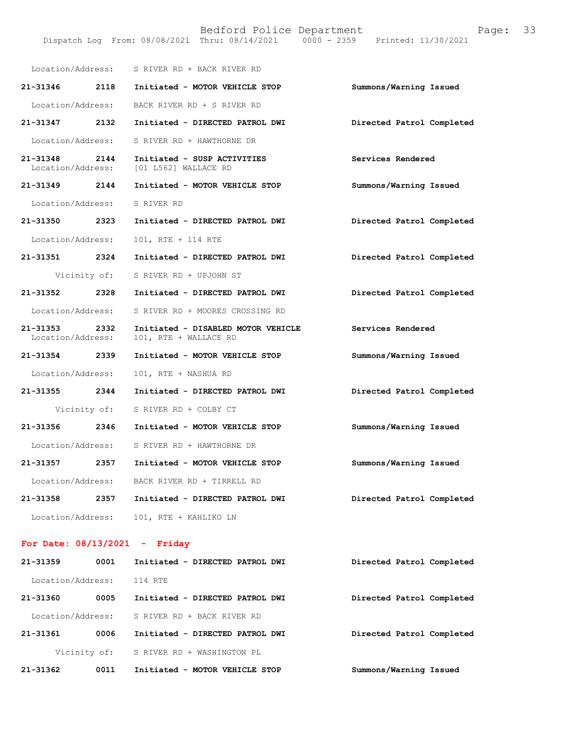Location/Address: S RIVER RD + BACK RIVER RD

**21-31346 2118 Initiated - MOTOR VEHICLE STOP** **Summons/Warning Issued**
Location/Address: BACK RIVER RD + S RIVER RD

**21-31347 2132 Initiated - DIRECTED PATROL DWI** **Directed Patrol Completed**
Location/Address: S RIVER RD + HAWTHORNE DR

**21-31348 2144 Initiated - SUSP ACTIVITIES** **Services Rendered**
Location/Address: [01 L562] WALLACE RD

**21-31349 2144 Initiated - MOTOR VEHICLE STOP** **Summons/Warning Issued**
Location/Address: S RIVER RD

**21-31350 2323 Initiated - DIRECTED PATROL DWI** **Directed Patrol Completed**
Location/Address: 101, RTE + 114 RTE

**21-31351 2324 Initiated - DIRECTED PATROL DWI** **Directed Patrol Completed**
Vicinity of: S RIVER RD + UPJOHN ST

**21-31352 2328 Initiated - DIRECTED PATROL DWI** **Directed Patrol Completed**
Location/Address: S RIVER RD + MOORES CROSSING RD

**21-31353 2332 Initiated - DISABLED MOTOR VEHICLE** **Services Rendered**
Location/Address: 101, RTE + WALLACE RD

**21-31354 2339 Initiated - MOTOR VEHICLE STOP** **Summons/Warning Issued**
Location/Address: 101, RTE + NASHUA RD

**21-31355 2344 Initiated - DIRECTED PATROL DWI** **Directed Patrol Completed**
Vicinity of: S RIVER RD + COLBY CT

**21-31356 2346 Initiated - MOTOR VEHICLE STOP** **Summons/Warning Issued**
Location/Address: S RIVER RD + HAWTHORNE DR

**21-31357 2357 Initiated - MOTOR VEHICLE STOP** **Summons/Warning Issued**
Location/Address: BACK RIVER RD + TIRRELL RD

**21-31358 2357 Initiated - DIRECTED PATROL DWI** **Directed Patrol Completed**
Location/Address: 101, RTE + KAHLIKO LN

## For Date: 08/13/2021 - Friday

**21-31359 0001 Initiated - DIRECTED PATROL DWI** **Directed Patrol Completed**
Location/Address: 114 RTE

**21-31360 0005 Initiated - DIRECTED PATROL DWI** **Directed Patrol Completed**
Location/Address: S RIVER RD + BACK RIVER RD

**21-31361 0006 Initiated - DIRECTED PATROL DWI** **Directed Patrol Completed**
Vicinity of: S RIVER RD + WASHINGTON PL

**21-31362 0011 Initiated - MOTOR VEHICLE STOP** **Summons/Warning Issued**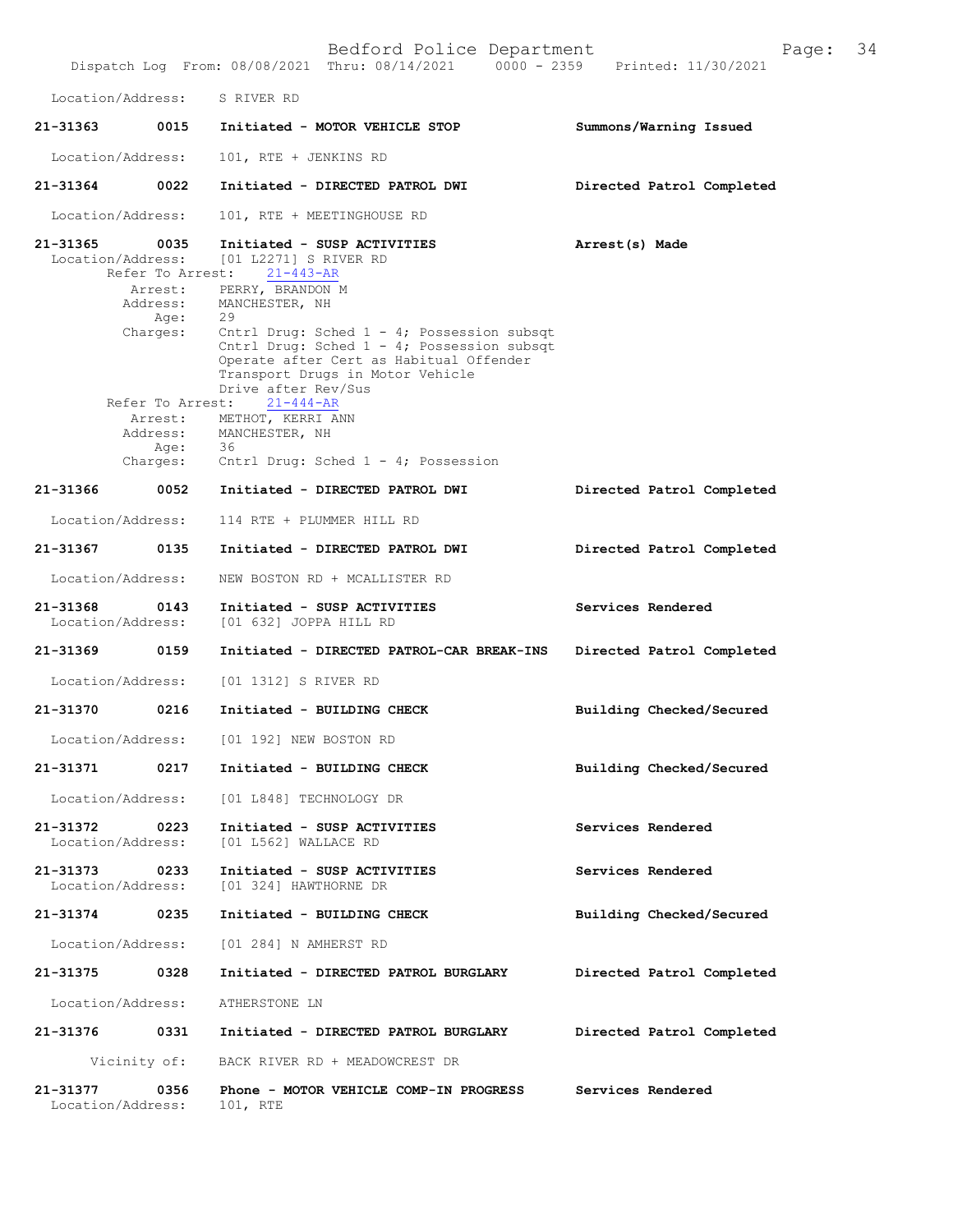Location/Address: S RIVER RD

**21-31363** 0015 Initiated - MOTOR VEHICLE STOP — Summons/Warning Issued
Location/Address: 101, RTE + JENKINS RD

**21-31364** 0022 Initiated - DIRECTED PATROL DWI — Directed Patrol Completed
Location/Address: 101, RTE + MEETINGHOUSE RD

**21-31365** 0035 Initiated - SUSP ACTIVITIES — **Arrest(s) Made**
Location/Address: [01 L2271] S RIVER RD
Refer To Arrest: 21-443-AR
Arrest: PERRY, BRANDON M
Address: MANCHESTER, NH
Age: 29
Charges: Cntrl Drug: Sched 1 - 4; Possession subsqt
Cntrl Drug: Sched 1 - 4; Possession subsqt
Operate after Cert as Habitual Offender
Transport Drugs in Motor Vehicle
Drive after Rev/Sus
Refer To Arrest: 21-444-AR
Arrest: METHOT, KERRI ANN
Address: MANCHESTER, NH
Age: 36
Charges: Cntrl Drug: Sched 1 - 4; Possession

**21-31366** 0052 Initiated - DIRECTED PATROL DWI — Directed Patrol Completed
Location/Address: 114 RTE + PLUMMER HILL RD

**21-31367** 0135 Initiated - DIRECTED PATROL DWI — Directed Patrol Completed
Location/Address: NEW BOSTON RD + MCALLISTER RD

**21-31368** 0143 Initiated - SUSP ACTIVITIES — Services Rendered
Location/Address: [01 632] JOPPA HILL RD

**21-31369** 0159 Initiated - DIRECTED PATROL-CAR BREAK-INS — Directed Patrol Completed
Location/Address: [01 1312] S RIVER RD

**21-31370** 0216 Initiated - BUILDING CHECK — Building Checked/Secured
Location/Address: [01 192] NEW BOSTON RD

**21-31371** 0217 Initiated - BUILDING CHECK — Building Checked/Secured
Location/Address: [01 L848] TECHNOLOGY DR

**21-31372** 0223 Initiated - SUSP ACTIVITIES — Services Rendered
Location/Address: [01 L562] WALLACE RD

**21-31373** 0233 Initiated - SUSP ACTIVITIES — Services Rendered
Location/Address: [01 324] HAWTHORNE DR

**21-31374** 0235 Initiated - BUILDING CHECK — Building Checked/Secured
Location/Address: [01 284] N AMHERST RD

**21-31375** 0328 Initiated - DIRECTED PATROL BURGLARY — Directed Patrol Completed
Location/Address: ATHERSTONE LN

**21-31376** 0331 Initiated - DIRECTED PATROL BURGLARY — Directed Patrol Completed
Vicinity of: BACK RIVER RD + MEADOWCREST DR

**21-31377** 0356 Phone - MOTOR VEHICLE COMP-IN PROGRESS — Services Rendered
Location/Address: 101, RTE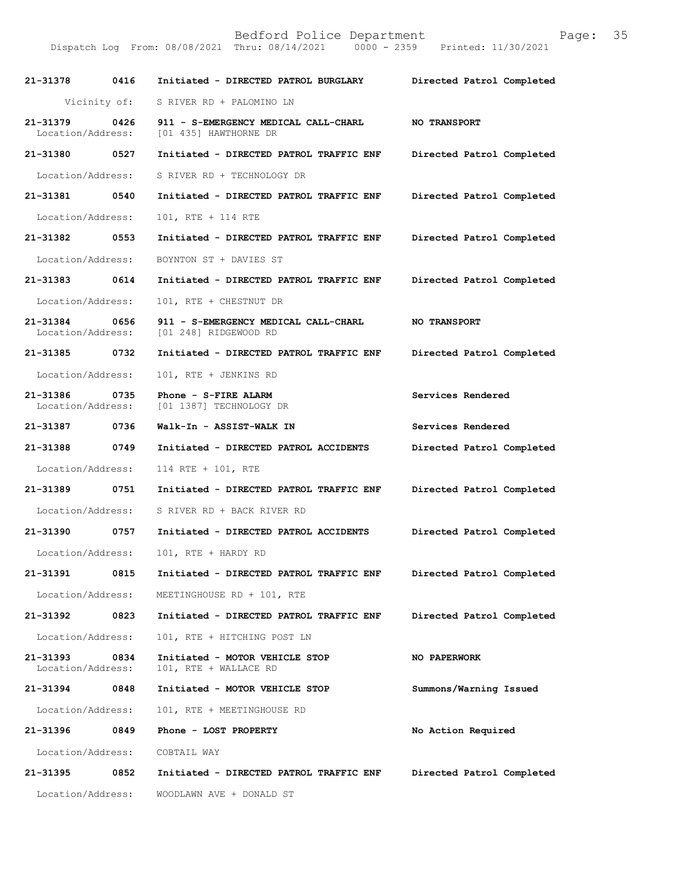Bedford Police Department

Dispatch Log From: 08/08/2021 Thru: 08/14/2021 0000 - 2359 Printed: 11/30/2021

**21-31378 0416 Initiated - DIRECTED PATROL BURGLARY** **Directed Patrol Completed**

Vicinity of: S RIVER RD + PALOMINO LN

**21-31379 0426 911 - S-EMERGENCY MEDICAL CALL-CHARL** **NO TRANSPORT**
Location/Address: [01 435] HAWTHORNE DR

**21-31380 0527 Initiated - DIRECTED PATROL TRAFFIC ENF** **Directed Patrol Completed**

Location/Address: S RIVER RD + TECHNOLOGY DR

**21-31381 0540 Initiated - DIRECTED PATROL TRAFFIC ENF** **Directed Patrol Completed**

Location/Address: 101, RTE + 114 RTE

**21-31382 0553 Initiated - DIRECTED PATROL TRAFFIC ENF** **Directed Patrol Completed**

Location/Address: BOYNTON ST + DAVIES ST

**21-31383 0614 Initiated - DIRECTED PATROL TRAFFIC ENF** **Directed Patrol Completed**

Location/Address: 101, RTE + CHESTNUT DR

**21-31384 0656 911 - S-EMERGENCY MEDICAL CALL-CHARL** **NO TRANSPORT**
Location/Address: [01 248] RIDGEWOOD RD

**21-31385 0732 Initiated - DIRECTED PATROL TRAFFIC ENF** **Directed Patrol Completed**

Location/Address: 101, RTE + JENKINS RD

**21-31386 0735 Phone - S-FIRE ALARM** **Services Rendered**
Location/Address: [01 1387] TECHNOLOGY DR

**21-31387 0736 Walk-In - ASSIST-WALK IN** **Services Rendered**

**21-31388 0749 Initiated - DIRECTED PATROL ACCIDENTS** **Directed Patrol Completed**

Location/Address: 114 RTE + 101, RTE

**21-31389 0751 Initiated - DIRECTED PATROL TRAFFIC ENF** **Directed Patrol Completed**

Location/Address: S RIVER RD + BACK RIVER RD

**21-31390 0757 Initiated - DIRECTED PATROL ACCIDENTS** **Directed Patrol Completed**

Location/Address: 101, RTE + HARDY RD

**21-31391 0815 Initiated - DIRECTED PATROL TRAFFIC ENF** **Directed Patrol Completed**

Location/Address: MEETINGHOUSE RD + 101, RTE

**21-31392 0823 Initiated - DIRECTED PATROL TRAFFIC ENF** **Directed Patrol Completed**

Location/Address: 101, RTE + HITCHING POST LN

**21-31393 0834 Initiated - MOTOR VEHICLE STOP** **NO PAPERWORK**
Location/Address: 101, RTE + WALLACE RD

**21-31394 0848 Initiated - MOTOR VEHICLE STOP** **Summons/Warning Issued**

Location/Address: 101, RTE + MEETINGHOUSE RD

**21-31396 0849 Phone - LOST PROPERTY** **No Action Required**

Location/Address: COBTAIL WAY

**21-31395 0852 Initiated - DIRECTED PATROL TRAFFIC ENF** **Directed Patrol Completed**

Location/Address: WOODLAWN AVE + DONALD ST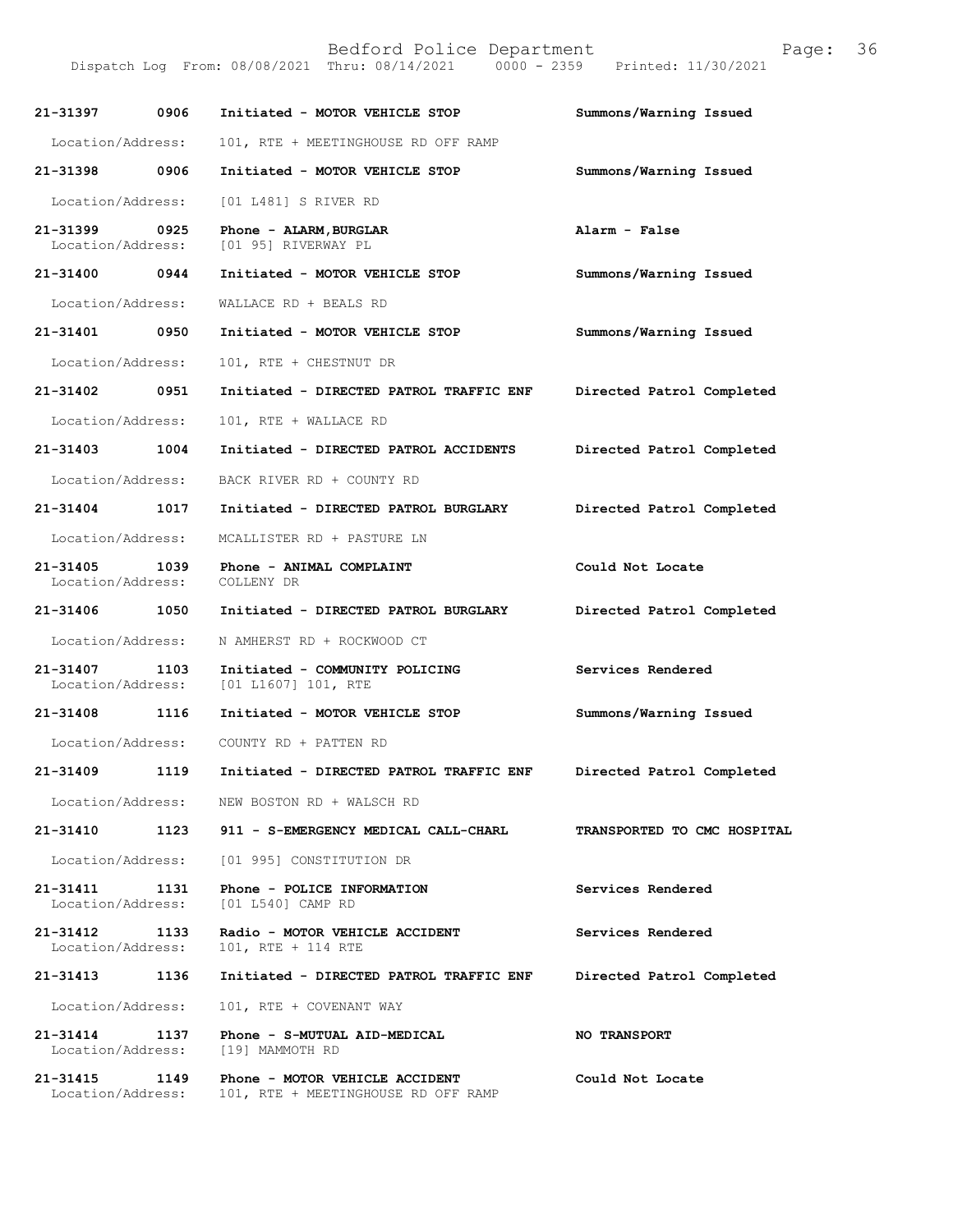| Call Number | Time | Call Reason / Action | Disposition |
|---|---|---|---|
| **21-31397** | **0906** | **Initiated - MOTOR VEHICLE STOP** | **Summons/Warning Issued** |
| Location/Address: | | 101, RTE + MEETINGHOUSE RD OFF RAMP | |
| **21-31398** | **0906** | **Initiated - MOTOR VEHICLE STOP** | **Summons/Warning Issued** |
| Location/Address: | | [01 L481] S RIVER RD | |
| **21-31399** | **0925** | **Phone - ALARM,BURGLAR** | **Alarm - False** |
| Location/Address: | | [01 95] RIVERWAY PL | |
| **21-31400** | **0944** | **Initiated - MOTOR VEHICLE STOP** | **Summons/Warning Issued** |
| Location/Address: | | WALLACE RD + BEALS RD | |
| **21-31401** | **0950** | **Initiated - MOTOR VEHICLE STOP** | **Summons/Warning Issued** |
| Location/Address: | | 101, RTE + CHESTNUT DR | |
| **21-31402** | **0951** | **Initiated - DIRECTED PATROL TRAFFIC ENF** | **Directed Patrol Completed** |
| Location/Address: | | 101, RTE + WALLACE RD | |
| **21-31403** | **1004** | **Initiated - DIRECTED PATROL ACCIDENTS** | **Directed Patrol Completed** |
| Location/Address: | | BACK RIVER RD + COUNTY RD | |
| **21-31404** | **1017** | **Initiated - DIRECTED PATROL BURGLARY** | **Directed Patrol Completed** |
| Location/Address: | | MCALLISTER RD + PASTURE LN | |
| **21-31405** | **1039** | **Phone - ANIMAL COMPLAINT** | **Could Not Locate** |
| Location/Address: | | COLLENY DR | |
| **21-31406** | **1050** | **Initiated - DIRECTED PATROL BURGLARY** | **Directed Patrol Completed** |
| Location/Address: | | N AMHERST RD + ROCKWOOD CT | |
| **21-31407** | **1103** | **Initiated - COMMUNITY POLICING** | **Services Rendered** |
| Location/Address: | | [01 L1607] 101, RTE | |
| **21-31408** | **1116** | **Initiated - MOTOR VEHICLE STOP** | **Summons/Warning Issued** |
| Location/Address: | | COUNTY RD + PATTEN RD | |
| **21-31409** | **1119** | **Initiated - DIRECTED PATROL TRAFFIC ENF** | **Directed Patrol Completed** |
| Location/Address: | | NEW BOSTON RD + WALSCH RD | |
| **21-31410** | **1123** | **911 - S-EMERGENCY MEDICAL CALL-CHARL** | **TRANSPORTED TO CMC HOSPITAL** |
| Location/Address: | | [01 995] CONSTITUTION DR | |
| **21-31411** | **1131** | **Phone - POLICE INFORMATION** | **Services Rendered** |
| Location/Address: | | [01 L540] CAMP RD | |
| **21-31412** | **1133** | **Radio - MOTOR VEHICLE ACCIDENT** | **Services Rendered** |
| Location/Address: | | 101, RTE + 114 RTE | |
| **21-31413** | **1136** | **Initiated - DIRECTED PATROL TRAFFIC ENF** | **Directed Patrol Completed** |
| Location/Address: | | 101, RTE + COVENANT WAY | |
| **21-31414** | **1137** | **Phone - S-MUTUAL AID-MEDICAL** | **NO TRANSPORT** |
| Location/Address: | | [19] MAMMOTH RD | |
| **21-31415** | **1149** | **Phone - MOTOR VEHICLE ACCIDENT** | **Could Not Locate** |
| Location/Address: | | 101, RTE + MEETINGHOUSE RD OFF RAMP | |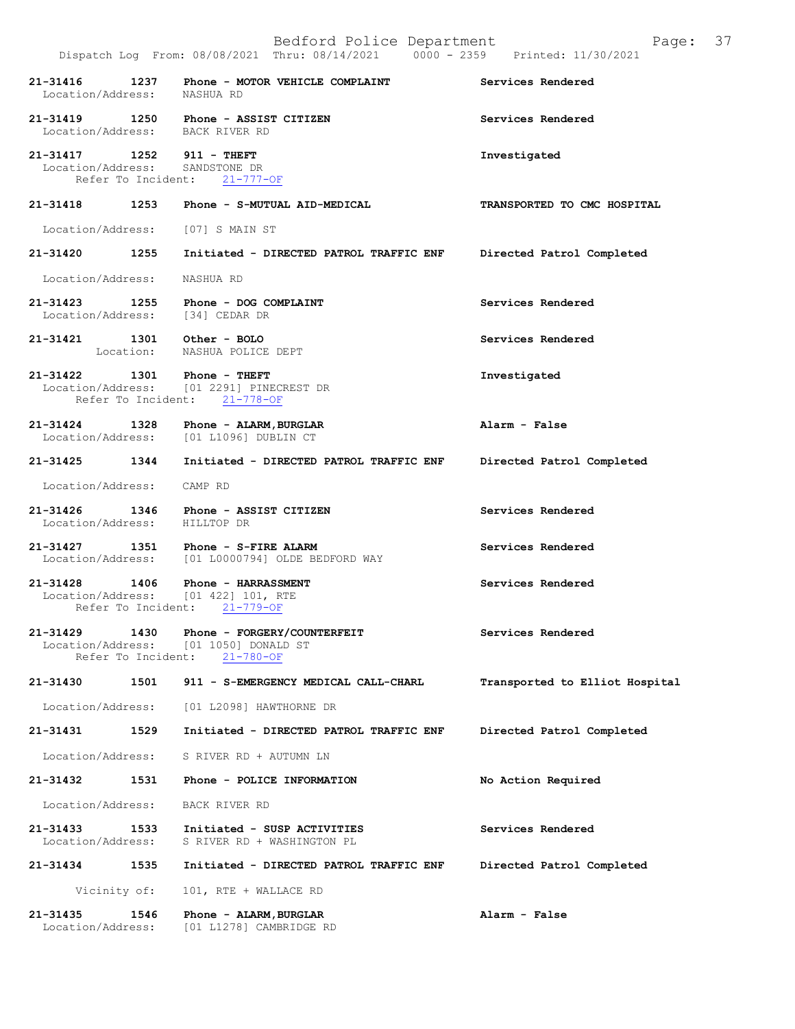**21-31416 1237 Phone - MOTOR VEHICLE COMPLAINT** — **Services Rendered**
Location/Address: NASHUA RD

**21-31419 1250 Phone - ASSIST CITIZEN** — **Services Rendered**
Location/Address: BACK RIVER RD

**21-31417 1252 911 - THEFT** — **Investigated**
Location/Address: SANDSTONE DR
Refer To Incident: 21-777-OF

**21-31418 1253 Phone - S-MUTUAL AID-MEDICAL** — **TRANSPORTED TO CMC HOSPITAL**
Location/Address: [07] S MAIN ST

**21-31420 1255 Initiated - DIRECTED PATROL TRAFFIC ENF** — **Directed Patrol Completed**
Location/Address: NASHUA RD

**21-31423 1255 Phone - DOG COMPLAINT** — **Services Rendered**
Location/Address: [34] CEDAR DR

**21-31421 1301 Other - BOLO** — **Services Rendered**
Location: NASHUA POLICE DEPT

**21-31422 1301 Phone - THEFT** — **Investigated**
Location/Address: [01 2291] PINECREST DR
Refer To Incident: 21-778-OF

**21-31424 1328 Phone - ALARM,BURGLAR** — **Alarm - False**
Location/Address: [01 L1096] DUBLIN CT

**21-31425 1344 Initiated - DIRECTED PATROL TRAFFIC ENF** — **Directed Patrol Completed**
Location/Address: CAMP RD

**21-31426 1346 Phone - ASSIST CITIZEN** — **Services Rendered**
Location/Address: HILLTOP DR

**21-31427 1351 Phone - S-FIRE ALARM** — **Services Rendered**
Location/Address: [01 L0000794] OLDE BEDFORD WAY

**21-31428 1406 Phone - HARRASSMENT** — **Services Rendered**
Location/Address: [01 422] 101, RTE
Refer To Incident: 21-779-OF

**21-31429 1430 Phone - FORGERY/COUNTERFEIT** — **Services Rendered**
Location/Address: [01 1050] DONALD ST
Refer To Incident: 21-780-OF

**21-31430 1501 911 - S-EMERGENCY MEDICAL CALL-CHARL** — **Transported to Elliot Hospital**
Location/Address: [01 L2098] HAWTHORNE DR

**21-31431 1529 Initiated - DIRECTED PATROL TRAFFIC ENF** — **Directed Patrol Completed**
Location/Address: S RIVER RD + AUTUMN LN

**21-31432 1531 Phone - POLICE INFORMATION** — **No Action Required**
Location/Address: BACK RIVER RD

**21-31433 1533 Initiated - SUSP ACTIVITIES** — **Services Rendered**
Location/Address: S RIVER RD + WASHINGTON PL

**21-31434 1535 Initiated - DIRECTED PATROL TRAFFIC ENF** — **Directed Patrol Completed**
Vicinity of: 101, RTE + WALLACE RD

**21-31435 1546 Phone - ALARM,BURGLAR** — **Alarm - False**
Location/Address: [01 L1278] CAMBRIDGE RD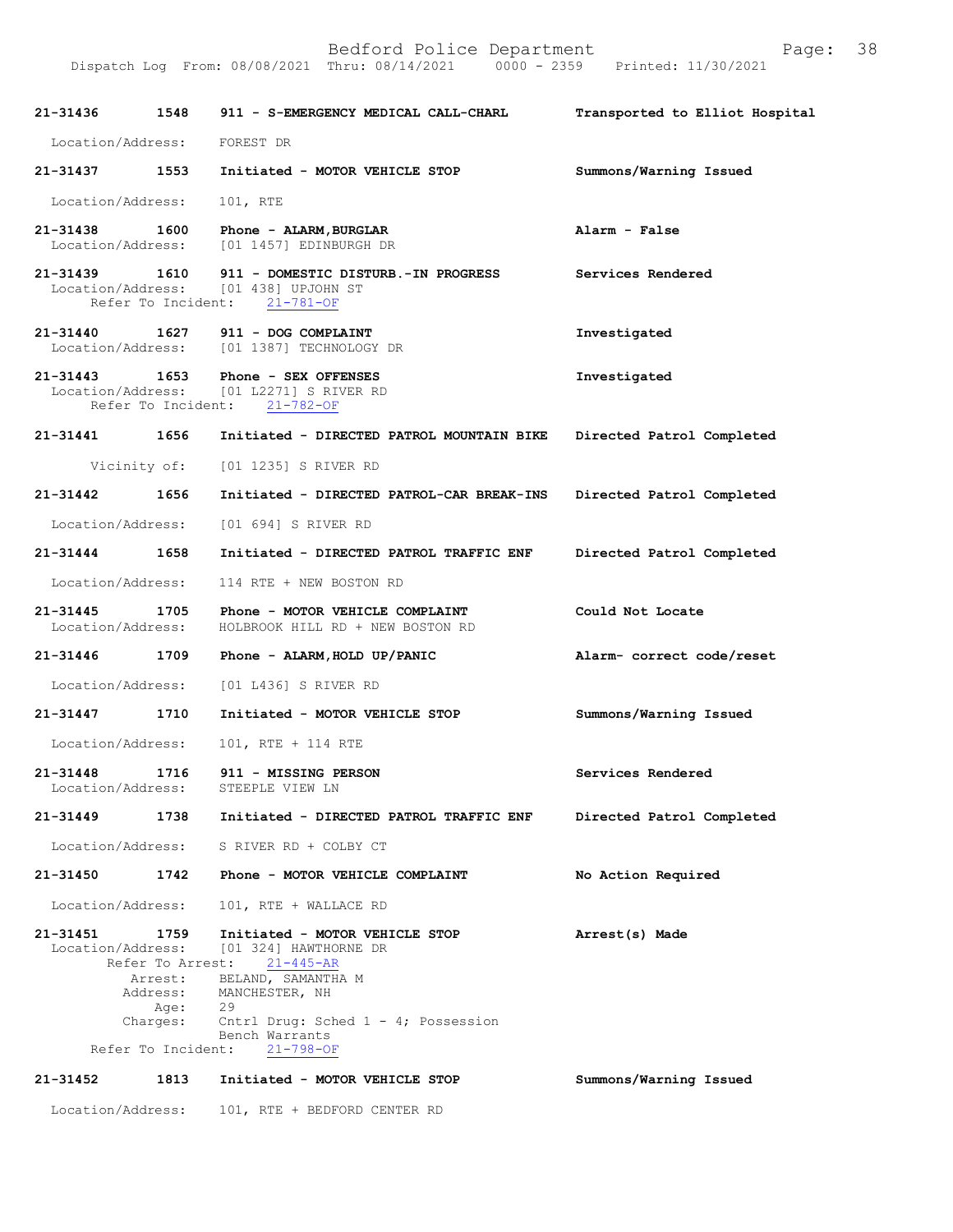| | | | |
|---|---|---|---|
| **21-31436** | **1548** | **911 - S-EMERGENCY MEDICAL CALL-CHARL** | **Transported to Elliot Hospital** |

Location/Address: FOREST DR

| | | | |
|---|---|---|---|
| **21-31437** | **1553** | **Initiated - MOTOR VEHICLE STOP** | **Summons/Warning Issued** |

Location/Address: 101, RTE

**21-31438 1600 Phone - ALARM,BURGLAR** — **Alarm - False**
Location/Address: [01 1457] EDINBURGH DR

**21-31439 1610 911 - DOMESTIC DISTURB.-IN PROGRESS** — **Services Rendered**
Location/Address: [01 438] UPJOHN ST
Refer To Incident: 21-781-OF

**21-31440 1627 911 - DOG COMPLAINT** — **Investigated**
Location/Address: [01 1387] TECHNOLOGY DR

**21-31443 1653 Phone - SEX OFFENSES** — **Investigated**
Location/Address: [01 L2271] S RIVER RD
Refer To Incident: 21-782-OF

**21-31441 1656 Initiated - DIRECTED PATROL MOUNTAIN BIKE** — **Directed Patrol Completed**

Vicinity of: [01 1235] S RIVER RD

**21-31442 1656 Initiated - DIRECTED PATROL-CAR BREAK-INS** — **Directed Patrol Completed**

Location/Address: [01 694] S RIVER RD

**21-31444 1658 Initiated - DIRECTED PATROL TRAFFIC ENF** — **Directed Patrol Completed**

Location/Address: 114 RTE + NEW BOSTON RD

**21-31445 1705 Phone - MOTOR VEHICLE COMPLAINT** — **Could Not Locate**
Location/Address: HOLBROOK HILL RD + NEW BOSTON RD

**21-31446 1709 Phone - ALARM,HOLD UP/PANIC** — **Alarm- correct code/reset**

Location/Address: [01 L436] S RIVER RD

**21-31447 1710 Initiated - MOTOR VEHICLE STOP** — **Summons/Warning Issued**

Location/Address: 101, RTE + 114 RTE

**21-31448 1716 911 - MISSING PERSON** — **Services Rendered**
Location/Address: STEEPLE VIEW LN

**21-31449 1738 Initiated - DIRECTED PATROL TRAFFIC ENF** — **Directed Patrol Completed**

Location/Address: S RIVER RD + COLBY CT

**21-31450 1742 Phone - MOTOR VEHICLE COMPLAINT** — **No Action Required**

Location/Address: 101, RTE + WALLACE RD

**21-31451 1759 Initiated - MOTOR VEHICLE STOP** — **Arrest(s) Made**
Location/Address: [01 324] HAWTHORNE DR
Refer To Arrest: 21-445-AR
Arrest: BELAND, SAMANTHA M
Address: MANCHESTER, NH
Age: 29
Charges: Cntrl Drug: Sched 1 - 4; Possession
Bench Warrants
Refer To Incident: 21-798-OF

**21-31452 1813 Initiated - MOTOR VEHICLE STOP** — **Summons/Warning Issued**

Location/Address: 101, RTE + BEDFORD CENTER RD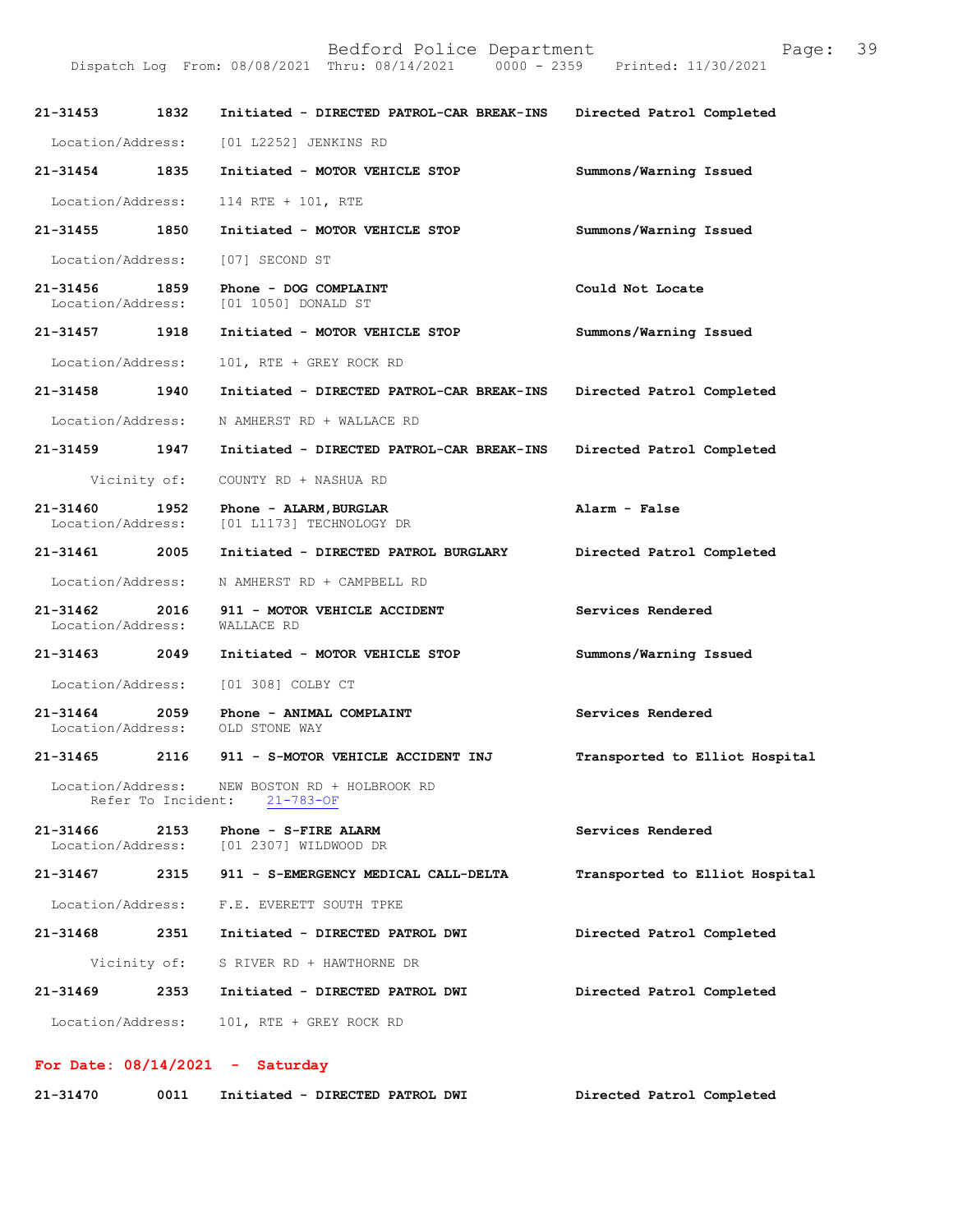| Call # | Time | Call Type | Disposition |
|---|---|---|---|
| 21-31453 | 1832 | Initiated - DIRECTED PATROL-CAR BREAK-INS | Directed Patrol Completed |
| | | Location/Address: [01 L2252] JENKINS RD | |
| 21-31454 | 1835 | Initiated - MOTOR VEHICLE STOP | Summons/Warning Issued |
| | | Location/Address: 114 RTE + 101, RTE | |
| 21-31455 | 1850 | Initiated - MOTOR VEHICLE STOP | Summons/Warning Issued |
| | | Location/Address: [07] SECOND ST | |
| 21-31456 | 1859 | Phone - DOG COMPLAINT | Could Not Locate |
| | | Location/Address: [01 1050] DONALD ST | |
| 21-31457 | 1918 | Initiated - MOTOR VEHICLE STOP | Summons/Warning Issued |
| | | Location/Address: 101, RTE + GREY ROCK RD | |
| 21-31458 | 1940 | Initiated - DIRECTED PATROL-CAR BREAK-INS | Directed Patrol Completed |
| | | Location/Address: N AMHERST RD + WALLACE RD | |
| 21-31459 | 1947 | Initiated - DIRECTED PATROL-CAR BREAK-INS | Directed Patrol Completed |
| | | Vicinity of: COUNTY RD + NASHUA RD | |
| 21-31460 | 1952 | Phone - ALARM,BURGLAR | Alarm - False |
| | | Location/Address: [01 L1173] TECHNOLOGY DR | |
| 21-31461 | 2005 | Initiated - DIRECTED PATROL BURGLARY | Directed Patrol Completed |
| | | Location/Address: N AMHERST RD + CAMPBELL RD | |
| 21-31462 | 2016 | 911 - MOTOR VEHICLE ACCIDENT | Services Rendered |
| | | Location/Address: WALLACE RD | |
| 21-31463 | 2049 | Initiated - MOTOR VEHICLE STOP | Summons/Warning Issued |
| | | Location/Address: [01 308] COLBY CT | |
| 21-31464 | 2059 | Phone - ANIMAL COMPLAINT | Services Rendered |
| | | Location/Address: OLD STONE WAY | |
| 21-31465 | 2116 | 911 - S-MOTOR VEHICLE ACCIDENT INJ | Transported to Elliot Hospital |
| | | Location/Address: NEW BOSTON RD + HOLBROOK RD; Refer To Incident: 21-783-OF | |
| 21-31466 | 2153 | Phone - S-FIRE ALARM | Services Rendered |
| | | Location/Address: [01 2307] WILDWOOD DR | |
| 21-31467 | 2315 | 911 - S-EMERGENCY MEDICAL CALL-DELTA | Transported to Elliot Hospital |
| | | Location/Address: F.E. EVERETT SOUTH TPKE | |
| 21-31468 | 2351 | Initiated - DIRECTED PATROL DWI | Directed Patrol Completed |
| | | Vicinity of: S RIVER RD + HAWTHORNE DR | |
| 21-31469 | 2353 | Initiated - DIRECTED PATROL DWI | Directed Patrol Completed |
| | | Location/Address: 101, RTE + GREY ROCK RD | |

**For Date: 08/14/2021 - Saturday**

| Call # | Time | Call Type | Disposition |
|---|---|---|---|
| 21-31470 | 0011 | Initiated - DIRECTED PATROL DWI | Directed Patrol Completed |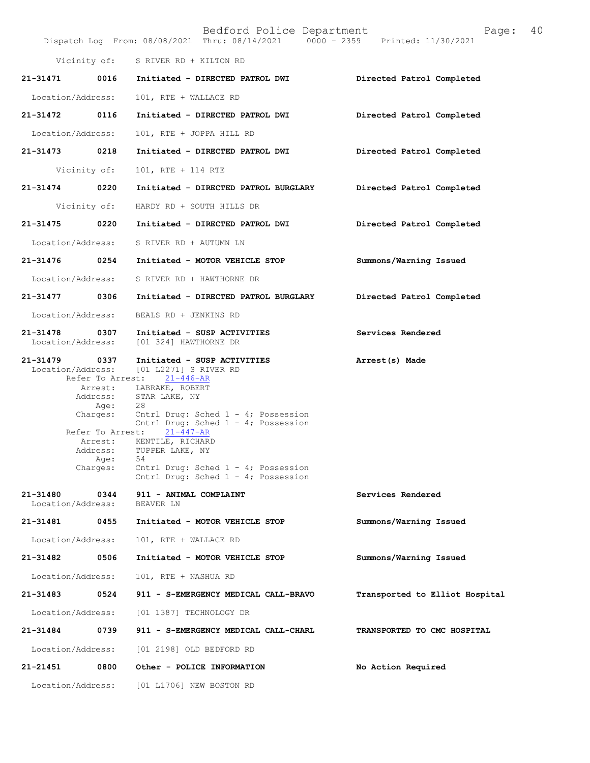Vicinity of: S RIVER RD + KILTON RD

**21-31471 0016 Initiated - DIRECTED PATROL DWI** — Directed Patrol Completed

Location/Address: 101, RTE + WALLACE RD

**21-31472 0116 Initiated - DIRECTED PATROL DWI** — Directed Patrol Completed

Location/Address: 101, RTE + JOPPA HILL RD

**21-31473 0218 Initiated - DIRECTED PATROL DWI** — Directed Patrol Completed

Vicinity of: 101, RTE + 114 RTE

**21-31474 0220 Initiated - DIRECTED PATROL BURGLARY** — Directed Patrol Completed

Vicinity of: HARDY RD + SOUTH HILLS DR

**21-31475 0220 Initiated - DIRECTED PATROL DWI** — Directed Patrol Completed

Location/Address: S RIVER RD + AUTUMN LN

**21-31476 0254 Initiated - MOTOR VEHICLE STOP** — Summons/Warning Issued

Location/Address: S RIVER RD + HAWTHORNE DR

**21-31477 0306 Initiated - DIRECTED PATROL BURGLARY** — Directed Patrol Completed

Location/Address: BEALS RD + JENKINS RD

**21-31478 0307 Initiated - SUSP ACTIVITIES** — Services Rendered

Location/Address: [01 324] HAWTHORNE DR

**21-31479 0337 Initiated - SUSP ACTIVITIES** — Arrest(s) Made

Location/Address: [01 L2271] S RIVER RD

Refer To Arrest: 21-446-AR
Arrest: LABRAKE, ROBERT
Address: STAR LAKE, NY
Age: 28
Charges: Cntrl Drug: Sched 1 - 4; Possession
Cntrl Drug: Sched 1 - 4; Possession

Refer To Arrest: 21-447-AR
Arrest: KENTILE, RICHARD
Address: TUPPER LAKE, NY
Age: 54
Charges: Cntrl Drug: Sched 1 - 4; Possession
Cntrl Drug: Sched 1 - 4; Possession

**21-31480 0344 911 - ANIMAL COMPLAINT** — Services Rendered

Location/Address: BEAVER LN

**21-31481 0455 Initiated - MOTOR VEHICLE STOP** — Summons/Warning Issued

Location/Address: 101, RTE + WALLACE RD

**21-31482 0506 Initiated - MOTOR VEHICLE STOP** — Summons/Warning Issued

Location/Address: 101, RTE + NASHUA RD

**21-31483 0524 911 - S-EMERGENCY MEDICAL CALL-BRAVO** — Transported to Elliot Hospital

Location/Address: [01 1387] TECHNOLOGY DR

**21-31484 0739 911 - S-EMERGENCY MEDICAL CALL-CHARL** — TRANSPORTED TO CMC HOSPITAL

Location/Address: [01 2198] OLD BEDFORD RD

**21-21451 0800 Other - POLICE INFORMATION** — No Action Required

Location/Address: [01 L1706] NEW BOSTON RD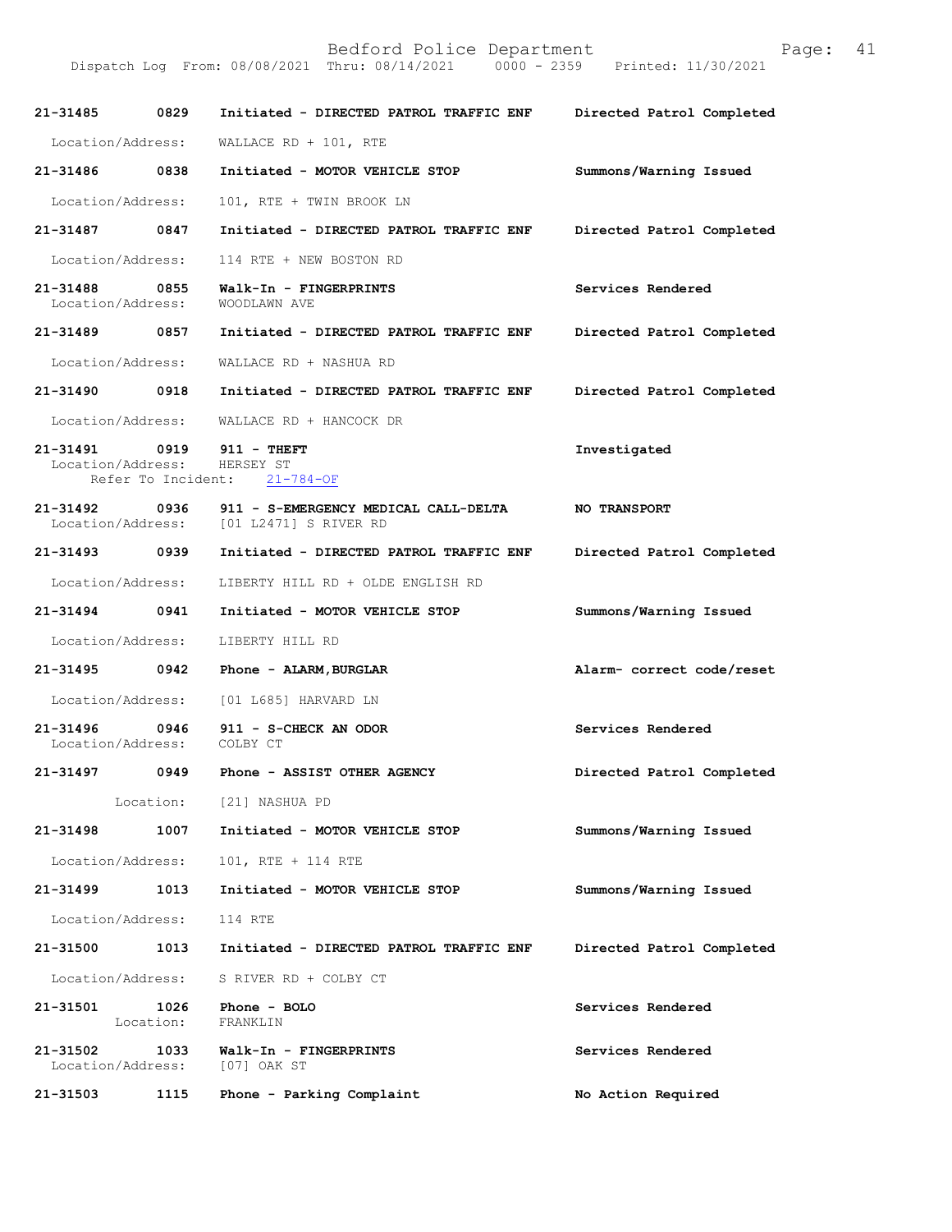| Call # | Time | Call Reason / Action | Disposition |
|---|---|---|---|
| 21-31485 | 0829 | Initiated - DIRECTED PATROL TRAFFIC ENF | Directed Patrol Completed |
| Location/Address: | | WALLACE RD + 101, RTE | |
| 21-31486 | 0838 | Initiated - MOTOR VEHICLE STOP | Summons/Warning Issued |
| Location/Address: | | 101, RTE + TWIN BROOK LN | |
| 21-31487 | 0847 | Initiated - DIRECTED PATROL TRAFFIC ENF | Directed Patrol Completed |
| Location/Address: | | 114 RTE + NEW BOSTON RD | |
| 21-31488 | 0855 | Walk-In - FINGERPRINTS | Services Rendered |
| Location/Address: | | WOODLAWN AVE | |
| 21-31489 | 0857 | Initiated - DIRECTED PATROL TRAFFIC ENF | Directed Patrol Completed |
| Location/Address: | | WALLACE RD + NASHUA RD | |
| 21-31490 | 0918 | Initiated - DIRECTED PATROL TRAFFIC ENF | Directed Patrol Completed |
| Location/Address: | | WALLACE RD + HANCOCK DR | |
| 21-31491 | 0919 | 911 - THEFT | Investigated |
| Location/Address: | | HERSEY ST | |
| Refer To Incident: | | 21-784-OF | |
| 21-31492 | 0936 | 911 - S-EMERGENCY MEDICAL CALL-DELTA | NO TRANSPORT |
| Location/Address: | | [01 L2471] S RIVER RD | |
| 21-31493 | 0939 | Initiated - DIRECTED PATROL TRAFFIC ENF | Directed Patrol Completed |
| Location/Address: | | LIBERTY HILL RD + OLDE ENGLISH RD | |
| 21-31494 | 0941 | Initiated - MOTOR VEHICLE STOP | Summons/Warning Issued |
| Location/Address: | | LIBERTY HILL RD | |
| 21-31495 | 0942 | Phone - ALARM,BURGLAR | Alarm- correct code/reset |
| Location/Address: | | [01 L685] HARVARD LN | |
| 21-31496 | 0946 | 911 - S-CHECK AN ODOR | Services Rendered |
| Location/Address: | | COLBY CT | |
| 21-31497 | 0949 | Phone - ASSIST OTHER AGENCY | Directed Patrol Completed |
| Location: | | [21] NASHUA PD | |
| 21-31498 | 1007 | Initiated - MOTOR VEHICLE STOP | Summons/Warning Issued |
| Location/Address: | | 101, RTE + 114 RTE | |
| 21-31499 | 1013 | Initiated - MOTOR VEHICLE STOP | Summons/Warning Issued |
| Location/Address: | | 114 RTE | |
| 21-31500 | 1013 | Initiated - DIRECTED PATROL TRAFFIC ENF | Directed Patrol Completed |
| Location/Address: | | S RIVER RD + COLBY CT | |
| 21-31501 | 1026 | Phone - BOLO | Services Rendered |
| Location: | | FRANKLIN | |
| 21-31502 | 1033 | Walk-In - FINGERPRINTS | Services Rendered |
| Location/Address: | | [07] OAK ST | |
| 21-31503 | 1115 | Phone - Parking Complaint | No Action Required |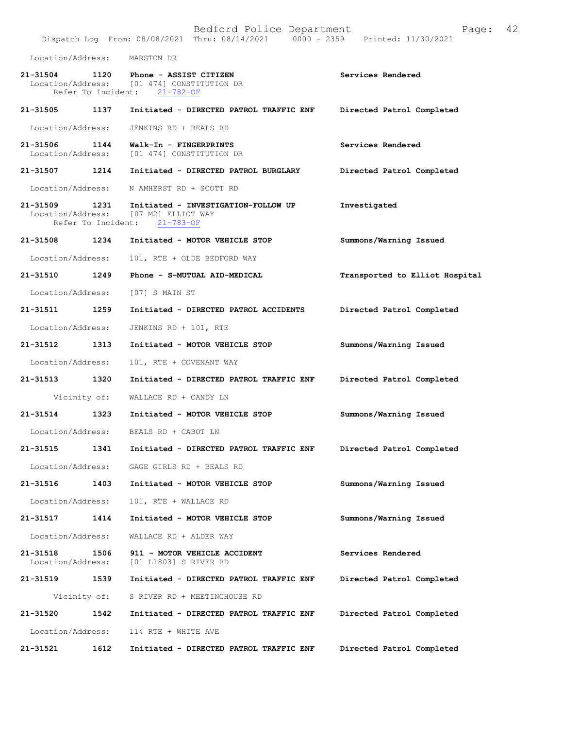Location/Address: MARSTON DR

**21-31504 1120 Phone - ASSIST CITIZEN** — Services Rendered
Location/Address: [01 474] CONSTITUTION DR
Refer To Incident: 21-782-OF

**21-31505 1137 Initiated - DIRECTED PATROL TRAFFIC ENF** — Directed Patrol Completed
Location/Address: JENKINS RD + BEALS RD

**21-31506 1144 Walk-In - FINGERPRINTS** — Services Rendered
Location/Address: [01 474] CONSTITUTION DR

**21-31507 1214 Initiated - DIRECTED PATROL BURGLARY** — Directed Patrol Completed
Location/Address: N AMHERST RD + SCOTT RD

**21-31509 1231 Initiated - INVESTIGATION-FOLLOW UP** — Investigated
Location/Address: [07 M2] ELLIOT WAY
Refer To Incident: 21-783-OF

**21-31508 1234 Initiated - MOTOR VEHICLE STOP** — Summons/Warning Issued
Location/Address: 101, RTE + OLDE BEDFORD WAY

**21-31510 1249 Phone - S-MUTUAL AID-MEDICAL** — Transported to Elliot Hospital
Location/Address: [07] S MAIN ST

**21-31511 1259 Initiated - DIRECTED PATROL ACCIDENTS** — Directed Patrol Completed
Location/Address: JENKINS RD + 101, RTE

**21-31512 1313 Initiated - MOTOR VEHICLE STOP** — Summons/Warning Issued
Location/Address: 101, RTE + COVENANT WAY

**21-31513 1320 Initiated - DIRECTED PATROL TRAFFIC ENF** — Directed Patrol Completed
Vicinity of: WALLACE RD + CANDY LN

**21-31514 1323 Initiated - MOTOR VEHICLE STOP** — Summons/Warning Issued
Location/Address: BEALS RD + CABOT LN

**21-31515 1341 Initiated - DIRECTED PATROL TRAFFIC ENF** — Directed Patrol Completed
Location/Address: GAGE GIRLS RD + BEALS RD

**21-31516 1403 Initiated - MOTOR VEHICLE STOP** — Summons/Warning Issued
Location/Address: 101, RTE + WALLACE RD

**21-31517 1414 Initiated - MOTOR VEHICLE STOP** — Summons/Warning Issued
Location/Address: WALLACE RD + ALDER WAY

**21-31518 1506 911 - MOTOR VEHICLE ACCIDENT** — Services Rendered
Location/Address: [01 L1803] S RIVER RD

**21-31519 1539 Initiated - DIRECTED PATROL TRAFFIC ENF** — Directed Patrol Completed
Vicinity of: S RIVER RD + MEETINGHOUSE RD

**21-31520 1542 Initiated - DIRECTED PATROL TRAFFIC ENF** — Directed Patrol Completed
Location/Address: 114 RTE + WHITE AVE

**21-31521 1612 Initiated - DIRECTED PATROL TRAFFIC ENF** — Directed Patrol Completed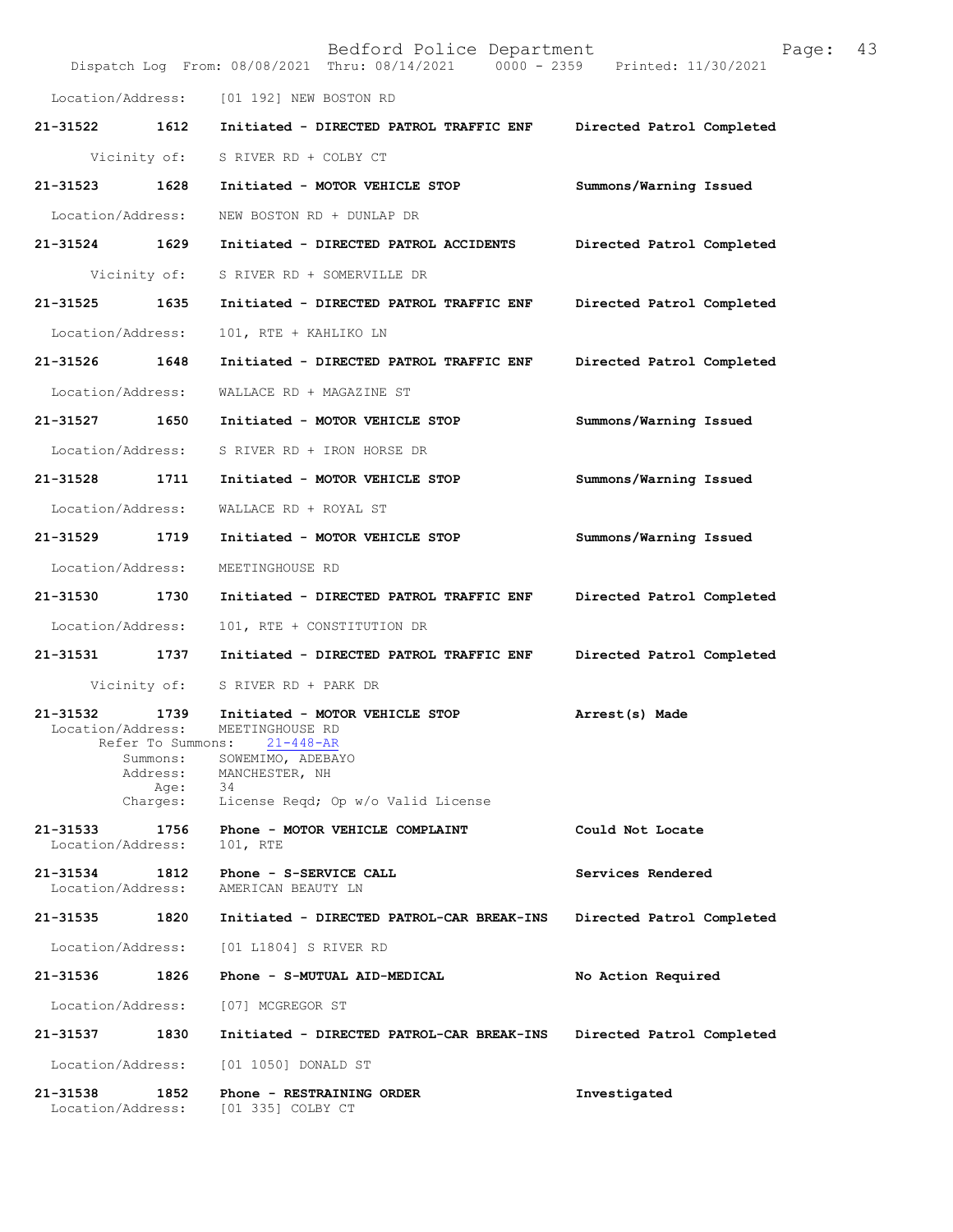Location/Address: [01 192] NEW BOSTON RD

**21-31522 1612 Initiated - DIRECTED PATROL TRAFFIC ENF — Directed Patrol Completed**
Vicinity of: S RIVER RD + COLBY CT

**21-31523 1628 Initiated - MOTOR VEHICLE STOP — Summons/Warning Issued**
Location/Address: NEW BOSTON RD + DUNLAP DR

**21-31524 1629 Initiated - DIRECTED PATROL ACCIDENTS — Directed Patrol Completed**
Vicinity of: S RIVER RD + SOMERVILLE DR

**21-31525 1635 Initiated - DIRECTED PATROL TRAFFIC ENF — Directed Patrol Completed**
Location/Address: 101, RTE + KAHLIKO LN

**21-31526 1648 Initiated - DIRECTED PATROL TRAFFIC ENF — Directed Patrol Completed**
Location/Address: WALLACE RD + MAGAZINE ST

**21-31527 1650 Initiated - MOTOR VEHICLE STOP — Summons/Warning Issued**
Location/Address: S RIVER RD + IRON HORSE DR

**21-31528 1711 Initiated - MOTOR VEHICLE STOP — Summons/Warning Issued**
Location/Address: WALLACE RD + ROYAL ST

**21-31529 1719 Initiated - MOTOR VEHICLE STOP — Summons/Warning Issued**
Location/Address: MEETINGHOUSE RD

**21-31530 1730 Initiated - DIRECTED PATROL TRAFFIC ENF — Directed Patrol Completed**
Location/Address: 101, RTE + CONSTITUTION DR

**21-31531 1737 Initiated - DIRECTED PATROL TRAFFIC ENF — Directed Patrol Completed**
Vicinity of: S RIVER RD + PARK DR

**21-31532 1739 Initiated - MOTOR VEHICLE STOP — Arrest(s) Made**
Location/Address: MEETINGHOUSE RD
Refer To Summons: 21-448-AR
Summons: SOWEMIMO, ADEBAYO
Address: MANCHESTER, NH
Age: 34
Charges: License Reqd; Op w/o Valid License

**21-31533 1756 Phone - MOTOR VEHICLE COMPLAINT — Could Not Locate**
Location/Address: 101, RTE

**21-31534 1812 Phone - S-SERVICE CALL — Services Rendered**
Location/Address: AMERICAN BEAUTY LN

**21-31535 1820 Initiated - DIRECTED PATROL-CAR BREAK-INS — Directed Patrol Completed**
Location/Address: [01 L1804] S RIVER RD

**21-31536 1826 Phone - S-MUTUAL AID-MEDICAL — No Action Required**
Location/Address: [07] MCGREGOR ST

**21-31537 1830 Initiated - DIRECTED PATROL-CAR BREAK-INS — Directed Patrol Completed**
Location/Address: [01 1050] DONALD ST

**21-31538 1852 Phone - RESTRAINING ORDER — Investigated**
Location/Address: [01 335] COLBY CT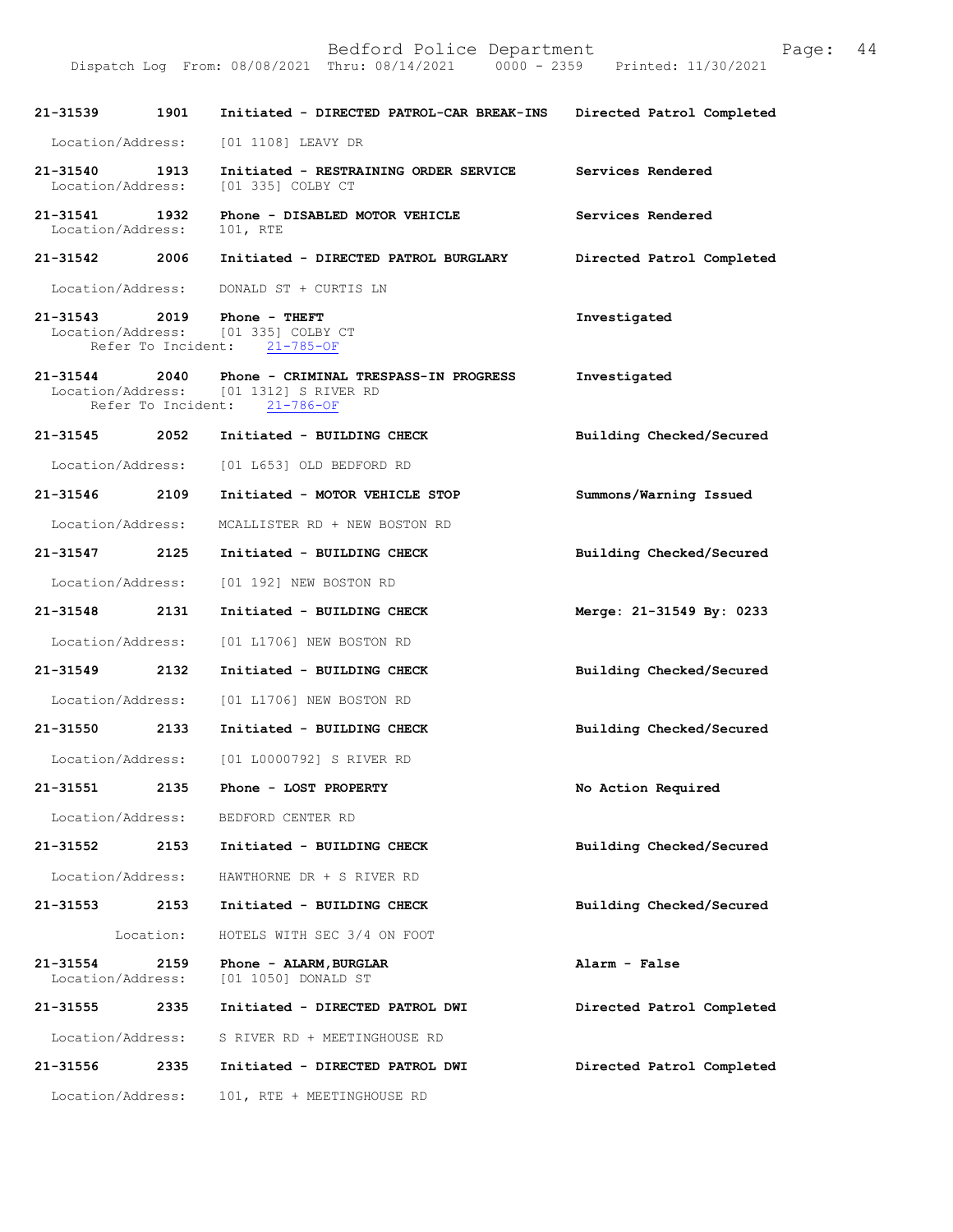| Call Number | Time | Call Reason | Action |
|---|---|---|---|
| 21-31539 | 1901 | Initiated - DIRECTED PATROL-CAR BREAK-INS | Directed Patrol Completed |
| Location/Address: | | [01 1108] LEAVY DR | |
| 21-31540 | 1913 | Initiated - RESTRAINING ORDER SERVICE | Services Rendered |
| Location/Address: | | [01 335] COLBY CT | |
| 21-31541 | 1932 | Phone - DISABLED MOTOR VEHICLE | Services Rendered |
| Location/Address: | | 101, RTE | |
| 21-31542 | 2006 | Initiated - DIRECTED PATROL BURGLARY | Directed Patrol Completed |
| Location/Address: | | DONALD ST + CURTIS LN | |
| 21-31543 | 2019 | Phone - THEFT | Investigated |
| Location/Address: | | [01 335] COLBY CT | |
| Refer To Incident: | | 21-785-OF | |
| 21-31544 | 2040 | Phone - CRIMINAL TRESPASS-IN PROGRESS | Investigated |
| Location/Address: | | [01 1312] S RIVER RD | |
| Refer To Incident: | | 21-786-OF | |
| 21-31545 | 2052 | Initiated - BUILDING CHECK | Building Checked/Secured |
| Location/Address: | | [01 L653] OLD BEDFORD RD | |
| 21-31546 | 2109 | Initiated - MOTOR VEHICLE STOP | Summons/Warning Issued |
| Location/Address: | | MCALLISTER RD + NEW BOSTON RD | |
| 21-31547 | 2125 | Initiated - BUILDING CHECK | Building Checked/Secured |
| Location/Address: | | [01 192] NEW BOSTON RD | |
| 21-31548 | 2131 | Initiated - BUILDING CHECK | Merge: 21-31549 By: 0233 |
| Location/Address: | | [01 L1706] NEW BOSTON RD | |
| 21-31549 | 2132 | Initiated - BUILDING CHECK | Building Checked/Secured |
| Location/Address: | | [01 L1706] NEW BOSTON RD | |
| 21-31550 | 2133 | Initiated - BUILDING CHECK | Building Checked/Secured |
| Location/Address: | | [01 L0000792] S RIVER RD | |
| 21-31551 | 2135 | Phone - LOST PROPERTY | No Action Required |
| Location/Address: | | BEDFORD CENTER RD | |
| 21-31552 | 2153 | Initiated - BUILDING CHECK | Building Checked/Secured |
| Location/Address: | | HAWTHORNE DR + S RIVER RD | |
| 21-31553 | 2153 | Initiated - BUILDING CHECK | Building Checked/Secured |
| Location: | | HOTELS WITH SEC 3/4 ON FOOT | |
| 21-31554 | 2159 | Phone - ALARM, BURGLAR | Alarm - False |
| Location/Address: | | [01 1050] DONALD ST | |
| 21-31555 | 2335 | Initiated - DIRECTED PATROL DWI | Directed Patrol Completed |
| Location/Address: | | S RIVER RD + MEETINGHOUSE RD | |
| 21-31556 | 2335 | Initiated - DIRECTED PATROL DWI | Directed Patrol Completed |
| Location/Address: | | 101, RTE + MEETINGHOUSE RD | |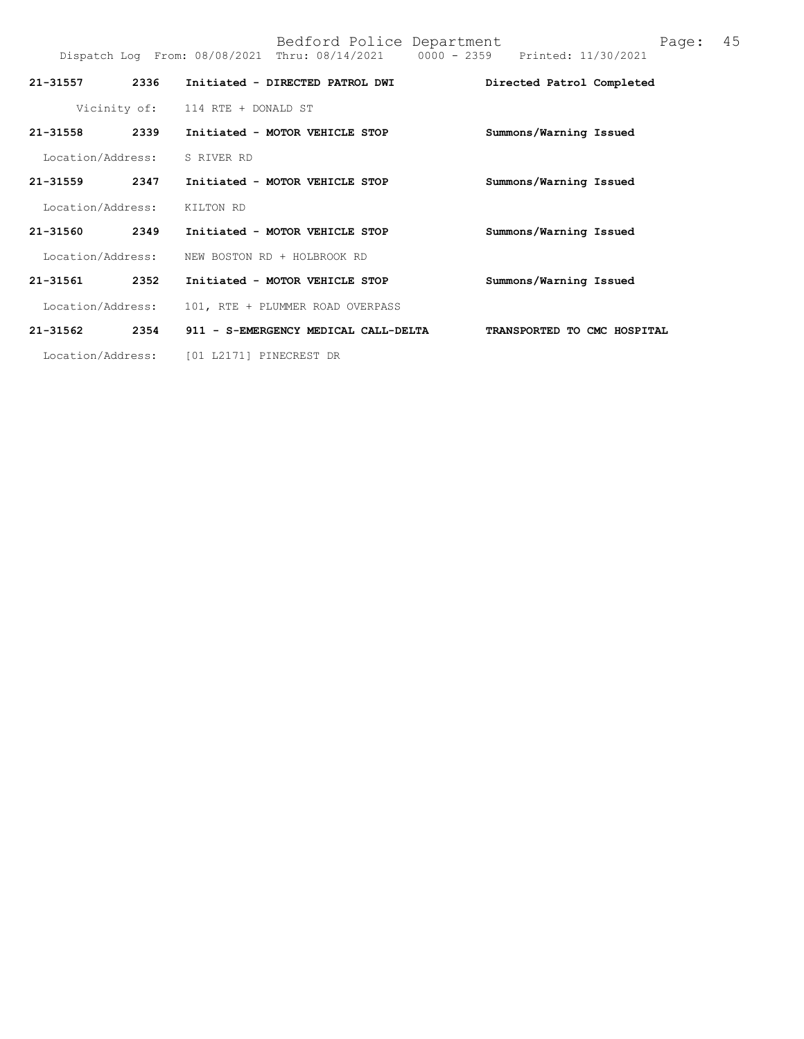**21-31557 2336 Initiated - DIRECTED PATROL DWI Directed Patrol Completed**

Vicinity of: 114 RTE + DONALD ST

**21-31558 2339 Initiated - MOTOR VEHICLE STOP Summons/Warning Issued**

Location/Address: S RIVER RD

**21-31559 2347 Initiated - MOTOR VEHICLE STOP Summons/Warning Issued**

Location/Address: KILTON RD

**21-31560 2349 Initiated - MOTOR VEHICLE STOP Summons/Warning Issued**

Location/Address: NEW BOSTON RD + HOLBROOK RD

**21-31561 2352 Initiated - MOTOR VEHICLE STOP Summons/Warning Issued**

Location/Address: 101, RTE + PLUMMER ROAD OVERPASS

**21-31562 2354 911 - S-EMERGENCY MEDICAL CALL-DELTA TRANSPORTED TO CMC HOSPITAL**

Location/Address: [01 L2171] PINECREST DR